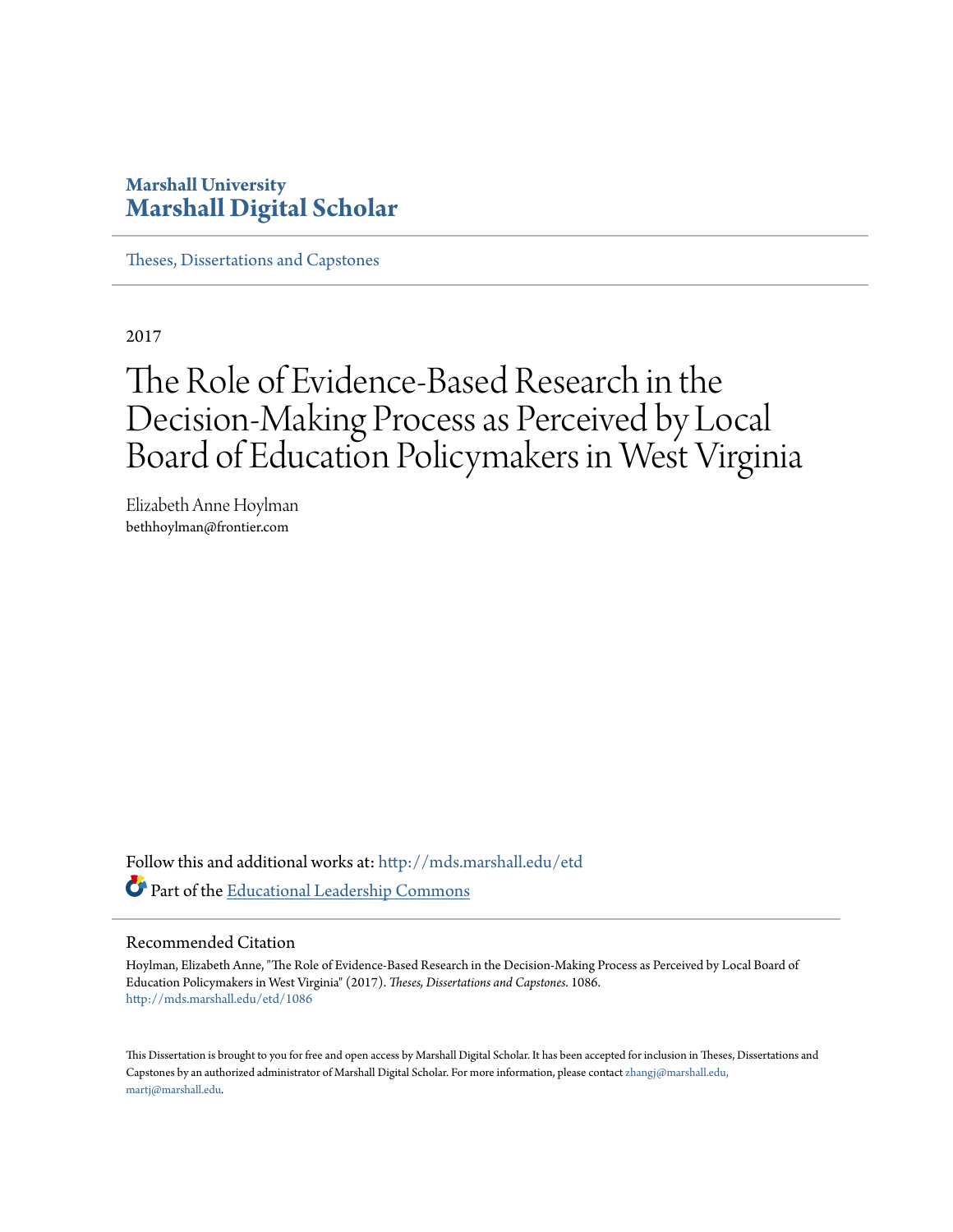Marshall University

**Marshall Digital Scholar**

Theses, Dissertations and Capstones

2017

# The Role of Evidence-Based Research in the Decision-Making Process as Perceived by Local Board of Education Policymakers in West Virginia

Elizabeth Anne Hoylman
bethhoylman@frontier.com

Follow this and additional works at: http://mds.marshall.edu/etd

Part of the Educational Leadership Commons

## Recommended Citation

Hoylman, Elizabeth Anne, "The Role of Evidence-Based Research in the Decision-Making Process as Perceived by Local Board of Education Policymakers in West Virginia" (2017). *Theses, Dissertations and Capstones*. 1086.
http://mds.marshall.edu/etd/1086

This Dissertation is brought to you for free and open access by Marshall Digital Scholar. It has been accepted for inclusion in Theses, Dissertations and Capstones by an authorized administrator of Marshall Digital Scholar. For more information, please contact zhangj@marshall.edu, martj@marshall.edu.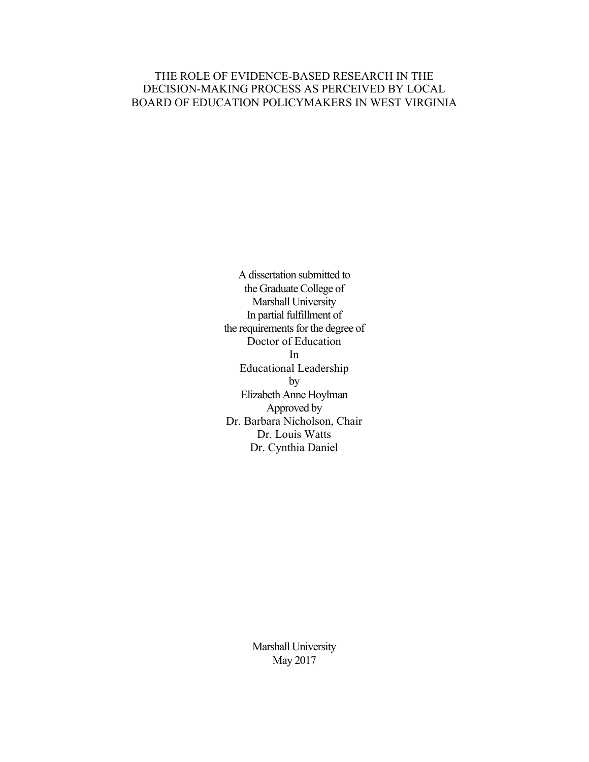# THE ROLE OF EVIDENCE-BASED RESEARCH IN THE DECISION-MAKING PROCESS AS PERCEIVED BY LOCAL BOARD OF EDUCATION POLICYMAKERS IN WEST VIRGINIA

A dissertation submitted to
the Graduate College of
Marshall University
In partial fulfillment of
the requirements for the degree of
Doctor of Education
In
Educational Leadership
by
Elizabeth Anne Hoylman
Approved by
Dr. Barbara Nicholson, Chair
Dr. Louis Watts
Dr. Cynthia Daniel

Marshall University
May 2017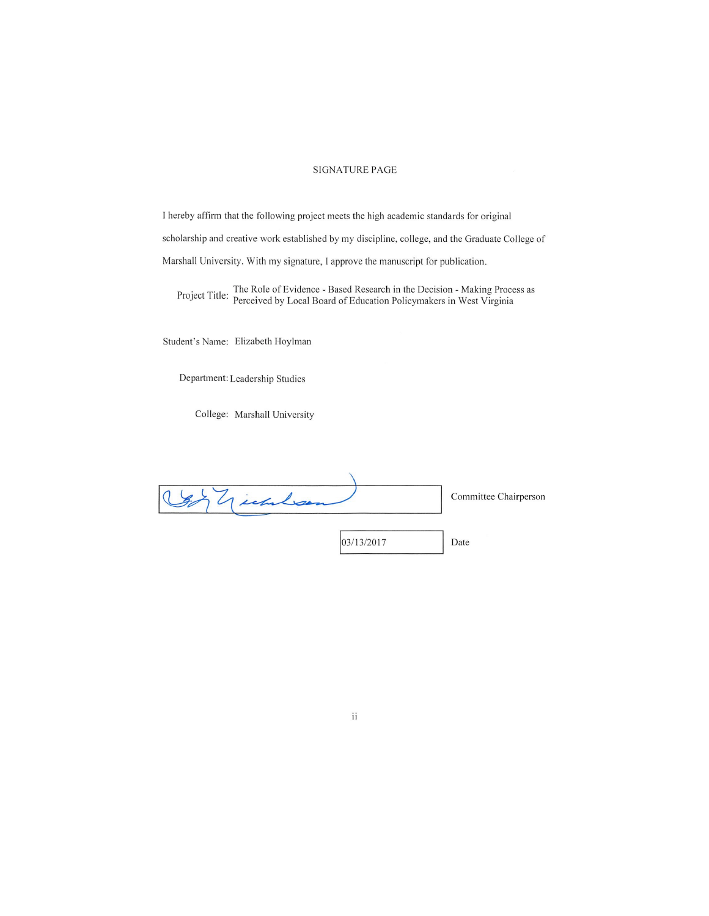SIGNATURE PAGE

I hereby affirm that the following project meets the high academic standards for original scholarship and creative work established by my discipline, college, and the Graduate College of Marshall University. With my signature, I approve the manuscript for publication.

Project Title: The Role of Evidence - Based Research in the Decision - Making Process as Perceived by Local Board of Education Policymakers in West Virginia

Student's Name: Elizabeth Hoylman

Department: Leadership Studies

College: Marshall University

Committee Chairperson

03/13/2017

Date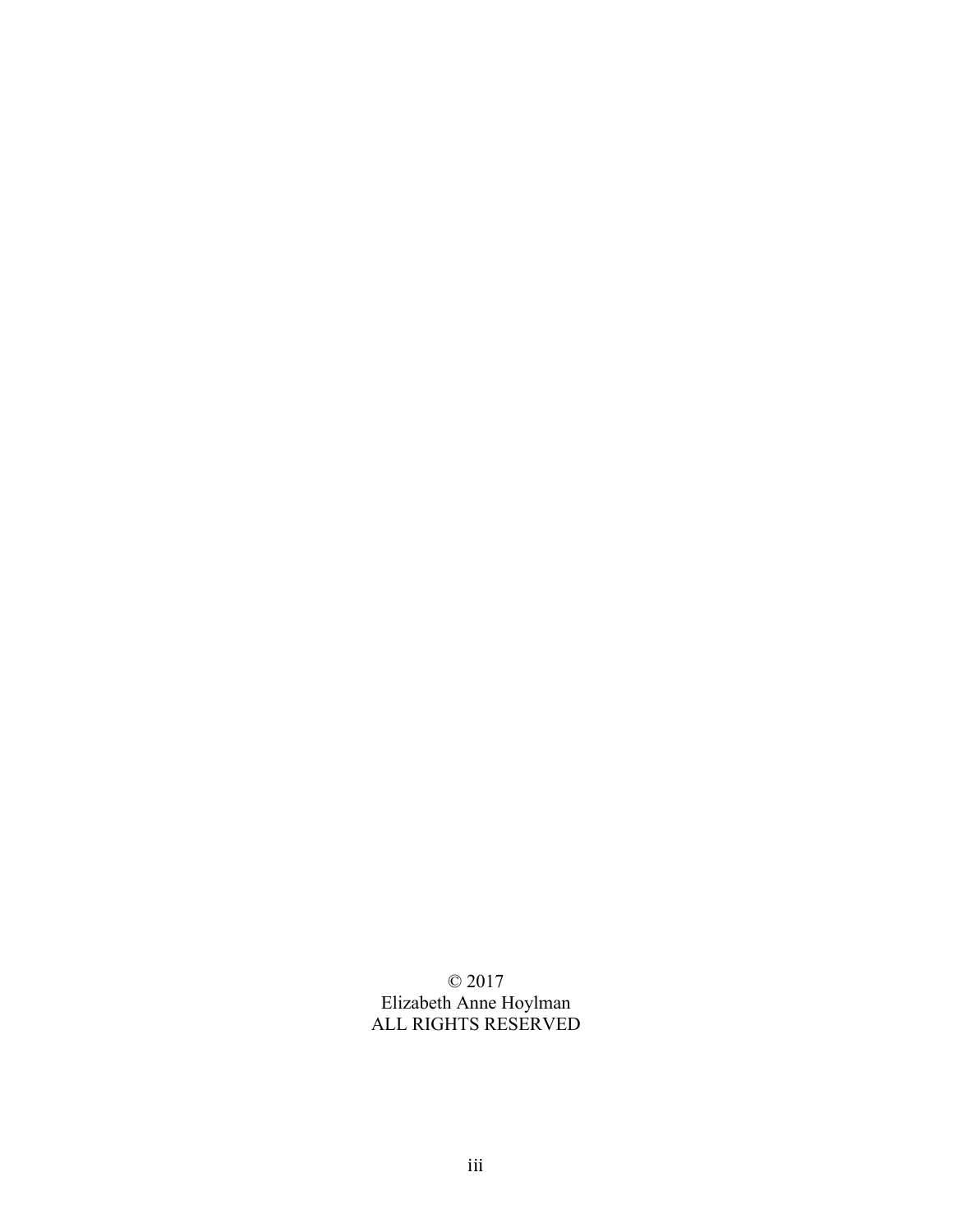© 2017
Elizabeth Anne Hoylman
ALL RIGHTS RESERVED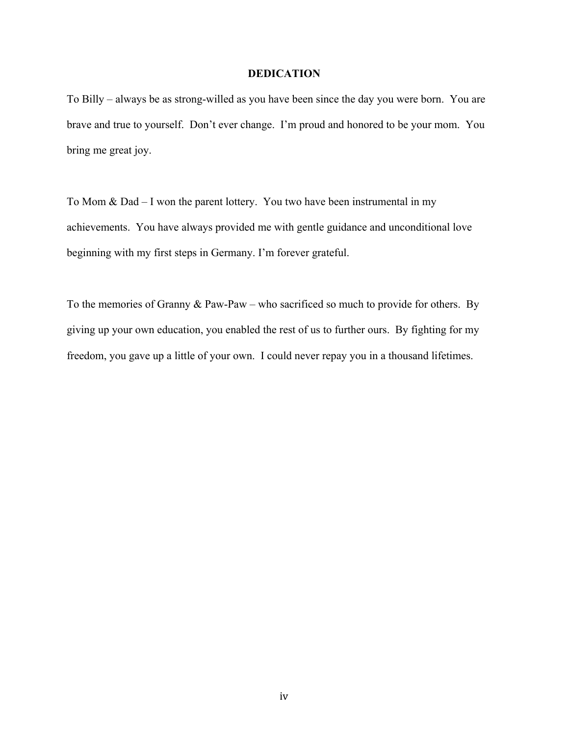# DEDICATION

To Billy – always be as strong-willed as you have been since the day you were born. You are brave and true to yourself. Don't ever change. I'm proud and honored to be your mom. You bring me great joy.

To Mom & Dad – I won the parent lottery. You two have been instrumental in my achievements. You have always provided me with gentle guidance and unconditional love beginning with my first steps in Germany. I'm forever grateful.

To the memories of Granny & Paw-Paw – who sacrificed so much to provide for others. By giving up your own education, you enabled the rest of us to further ours. By fighting for my freedom, you gave up a little of your own. I could never repay you in a thousand lifetimes.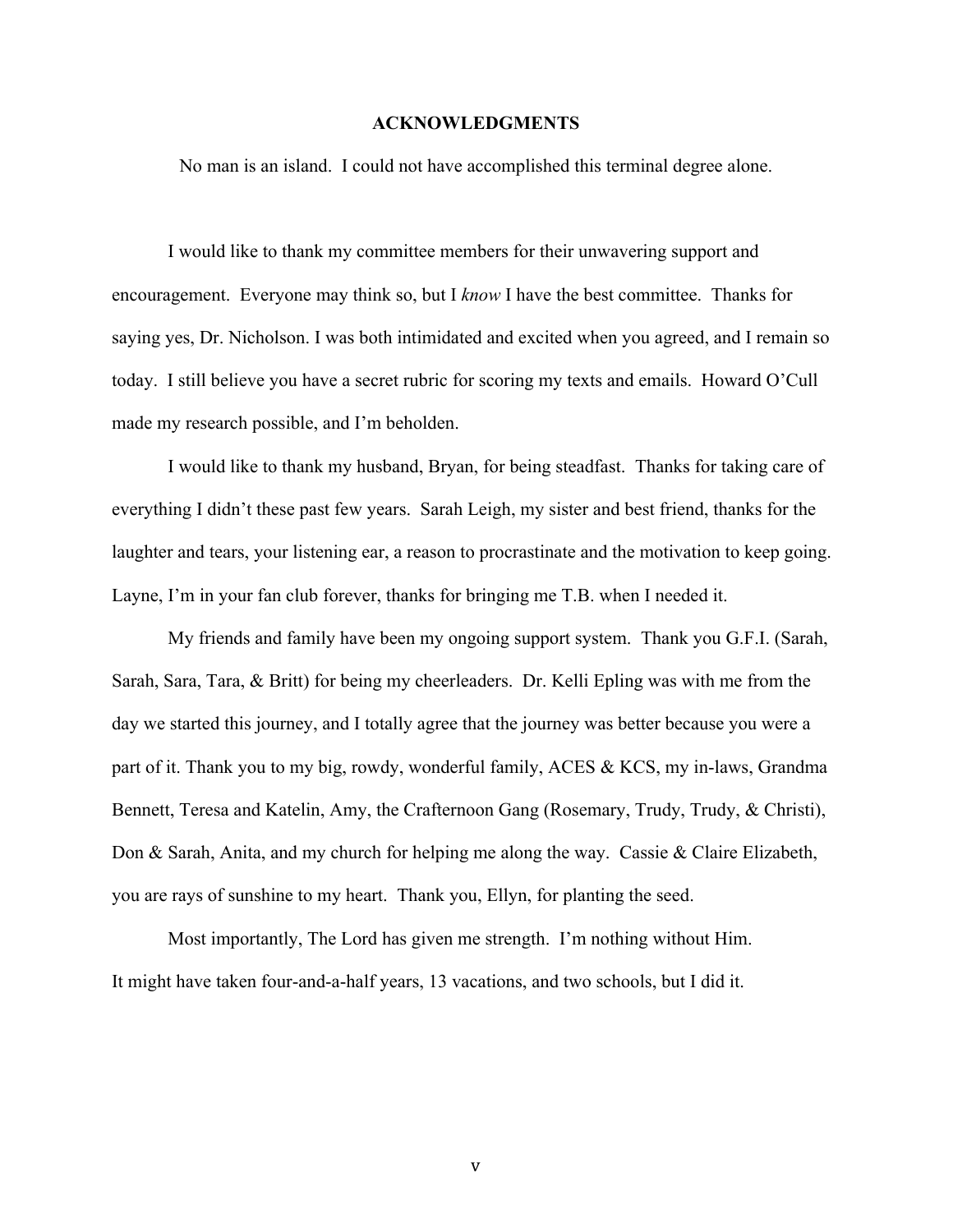# ACKNOWLEDGMENTS

No man is an island. I could not have accomplished this terminal degree alone.

I would like to thank my committee members for their unwavering support and encouragement. Everyone may think so, but I *know* I have the best committee. Thanks for saying yes, Dr. Nicholson. I was both intimidated and excited when you agreed, and I remain so today. I still believe you have a secret rubric for scoring my texts and emails. Howard O'Cull made my research possible, and I'm beholden.

I would like to thank my husband, Bryan, for being steadfast. Thanks for taking care of everything I didn't these past few years. Sarah Leigh, my sister and best friend, thanks for the laughter and tears, your listening ear, a reason to procrastinate and the motivation to keep going. Layne, I'm in your fan club forever, thanks for bringing me T.B. when I needed it.

My friends and family have been my ongoing support system. Thank you G.F.I. (Sarah, Sarah, Sara, Tara, & Britt) for being my cheerleaders. Dr. Kelli Epling was with me from the day we started this journey, and I totally agree that the journey was better because you were a part of it. Thank you to my big, rowdy, wonderful family, ACES & KCS, my in-laws, Grandma Bennett, Teresa and Katelin, Amy, the Crafternoon Gang (Rosemary, Trudy, Trudy, & Christi), Don & Sarah, Anita, and my church for helping me along the way. Cassie & Claire Elizabeth, you are rays of sunshine to my heart. Thank you, Ellyn, for planting the seed.

Most importantly, The Lord has given me strength. I'm nothing without Him.
It might have taken four-and-a-half years, 13 vacations, and two schools, but I did it.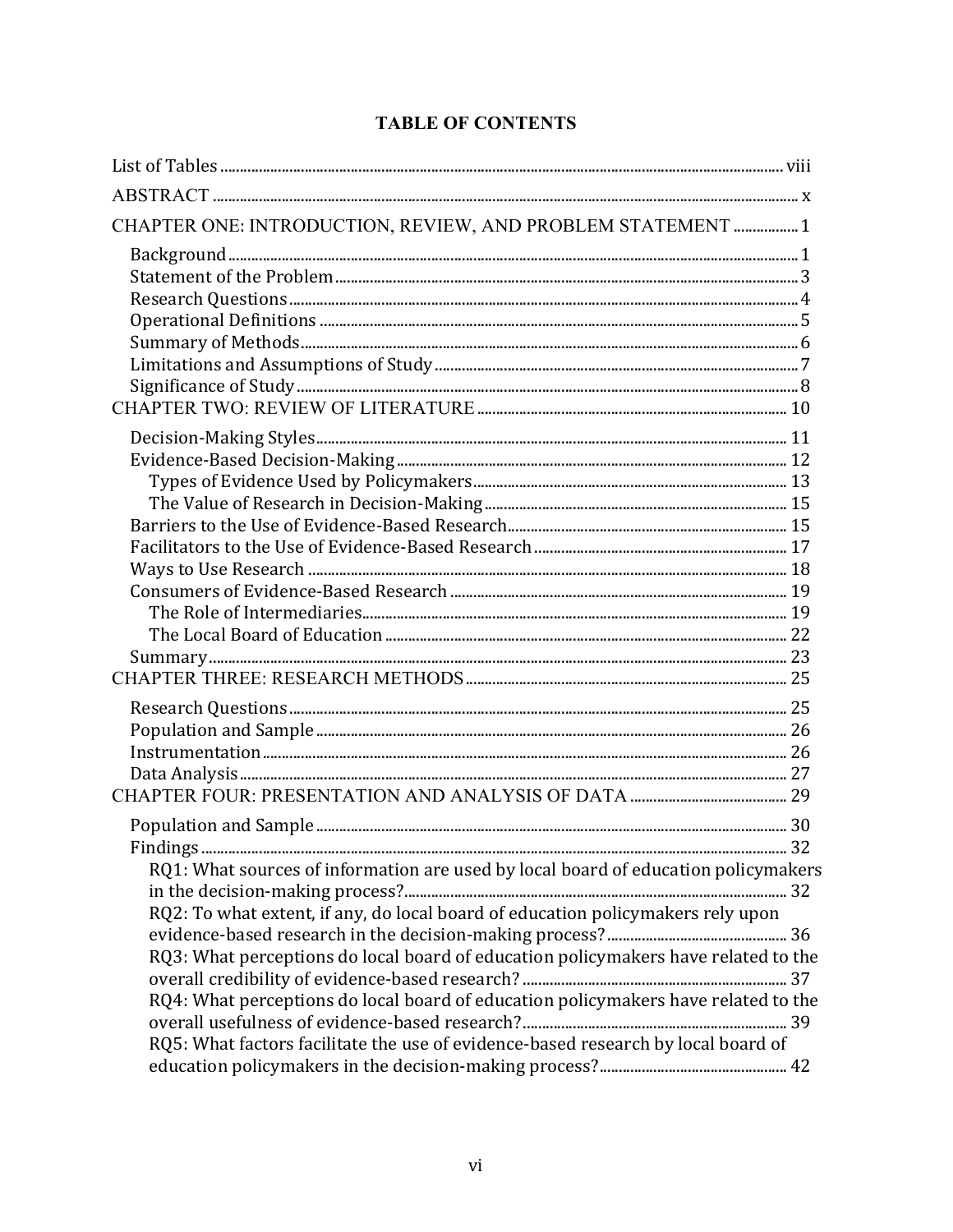# TABLE OF CONTENTS

List of Tables ..... viii

ABSTRACT ..... x

CHAPTER ONE: INTRODUCTION, REVIEW, AND PROBLEM STATEMENT ..... 1

- Background ..... 1
- Statement of the Problem ..... 3
- Research Questions ..... 4
- Operational Definitions ..... 5
- Summary of Methods ..... 6
- Limitations and Assumptions of Study ..... 7
- Significance of Study ..... 8

CHAPTER TWO: REVIEW OF LITERATURE ..... 10

- Decision-Making Styles ..... 11
- Evidence-Based Decision-Making ..... 12
  - Types of Evidence Used by Policymakers ..... 13
  - The Value of Research in Decision-Making ..... 15
- Barriers to the Use of Evidence-Based Research ..... 15
- Facilitators to the Use of Evidence-Based Research ..... 17
- Ways to Use Research ..... 18
- Consumers of Evidence-Based Research ..... 19
  - The Role of Intermediaries ..... 19
  - The Local Board of Education ..... 22
- Summary ..... 23

CHAPTER THREE: RESEARCH METHODS ..... 25

- Research Questions ..... 25
- Population and Sample ..... 26
- Instrumentation ..... 26
- Data Analysis ..... 27

CHAPTER FOUR: PRESENTATION AND ANALYSIS OF DATA ..... 29

- Population and Sample ..... 30
- Findings ..... 32
  - RQ1: What sources of information are used by local board of education policymakers in the decision-making process? ..... 32
  - RQ2: To what extent, if any, do local board of education policymakers rely upon evidence-based research in the decision-making process? ..... 36
  - RQ3: What perceptions do local board of education policymakers have related to the overall credibility of evidence-based research? ..... 37
  - RQ4: What perceptions do local board of education policymakers have related to the overall usefulness of evidence-based research? ..... 39
  - RQ5: What factors facilitate the use of evidence-based research by local board of education policymakers in the decision-making process? ..... 42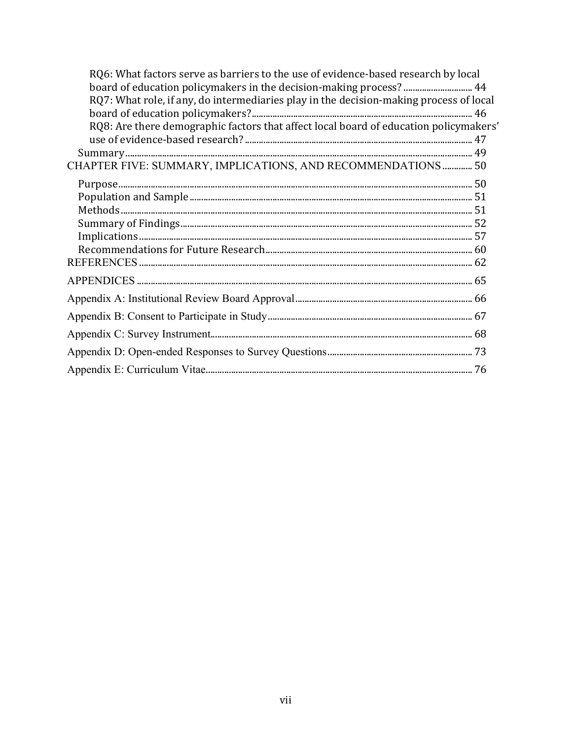RQ6: What factors serve as barriers to the use of evidence-based research by local board of education policymakers in the decision-making process? ............................ 44

RQ7: What role, if any, do intermediaries play in the decision-making process of local board of education policymakers? ............................ 46

RQ8: Are there demographic factors that affect local board of education policymakers' use of evidence-based research? ............................ 47

Summary ............................ 49

CHAPTER FIVE: SUMMARY, IMPLICATIONS, AND RECOMMENDATIONS ............................ 50

Purpose ............................ 50

Population and Sample ............................ 51

Methods ............................ 51

Summary of Findings ............................ 52

Implications ............................ 57

Recommendations for Future Research ............................ 60

REFERENCES ............................ 62

APPENDICES ............................ 65

Appendix A: Institutional Review Board Approval ............................ 66

Appendix B: Consent to Participate in Study ............................ 67

Appendix C: Survey Instrument ............................ 68

Appendix D: Open-ended Responses to Survey Questions ............................ 73

Appendix E: Curriculum Vitae ............................ 76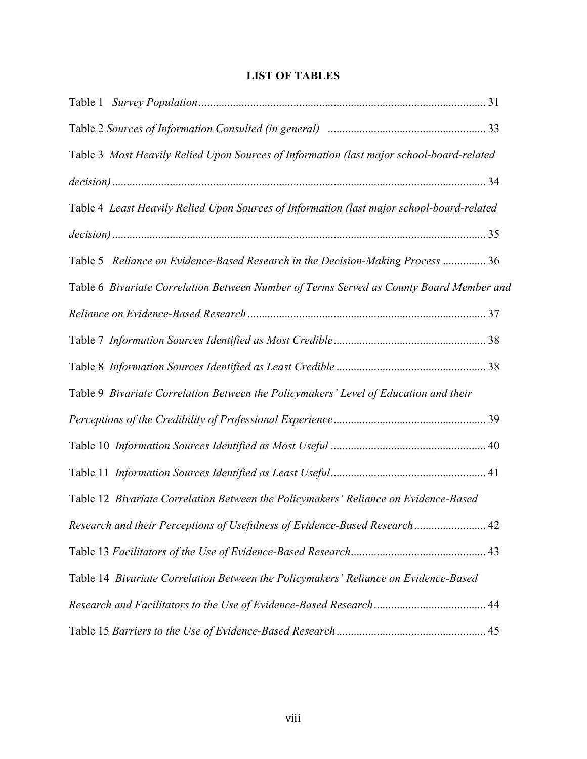## LIST OF TABLES

Table 1 *Survey Population* ................................................................................................ 31

Table 2 *Sources of Information Consulted (in general)* ...................................................... 33

Table 3 *Most Heavily Relied Upon Sources of Information (last major school-board-related decision)* ................................................................................................................................ 34

Table 4 *Least Heavily Relied Upon Sources of Information (last major school-board-related decision)* ................................................................................................................................ 35

Table 5 *Reliance on Evidence-Based Research in the Decision-Making Process* ............... 36

Table 6 *Bivariate Correlation Between Number of Terms Served as County Board Member and Reliance on Evidence-Based Research* .................................................................................. 37

Table 7 *Information Sources Identified as Most Credible* .................................................... 38

Table 8 *Information Sources Identified as Least Credible* ................................................... 38

Table 9 *Bivariate Correlation Between the Policymakers' Level of Education and their Perceptions of the Credibility of Professional Experience* .................................................... 39

Table 10 *Information Sources Identified as Most Useful* ..................................................... 40

Table 11 *Information Sources Identified as Least Useful* ..................................................... 41

Table 12 *Bivariate Correlation Between the Policymakers' Reliance on Evidence-Based Research and their Perceptions of Usefulness of Evidence-Based Research* ......................... 42

Table 13 *Facilitators of the Use of Evidence-Based Research* .............................................. 43

Table 14 *Bivariate Correlation Between the Policymakers' Reliance on Evidence-Based Research and Facilitators to the Use of Evidence-Based Research* ...................................... 44

Table 15 *Barriers to the Use of Evidence-Based Research* ................................................... 45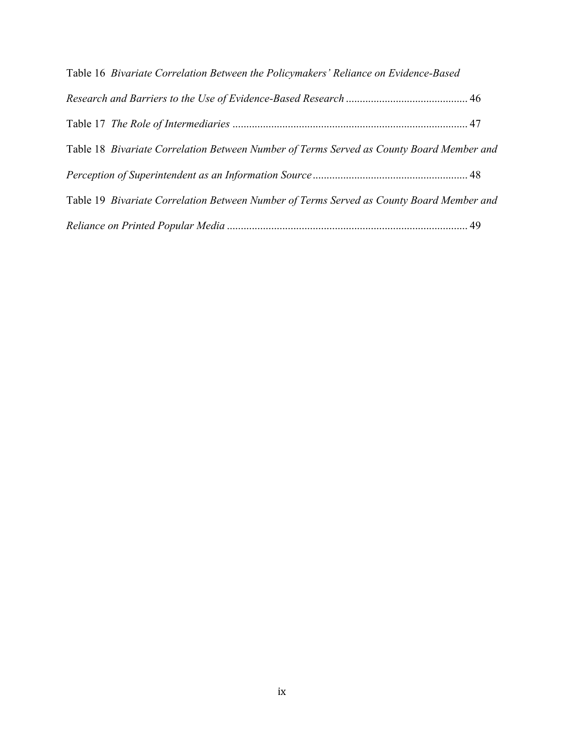Table 16 *Bivariate Correlation Between the Policymakers' Reliance on Evidence-Based Research and Barriers to the Use of Evidence-Based Research* ........................................... 46

Table 17 *The Role of Intermediaries* ..................................................................................... 47

Table 18 *Bivariate Correlation Between Number of Terms Served as County Board Member and Perception of Superintendent as an Information Source* ........................................................ 48

Table 19 *Bivariate Correlation Between Number of Terms Served as County Board Member and Reliance on Printed Popular Media* ....................................................................................... 49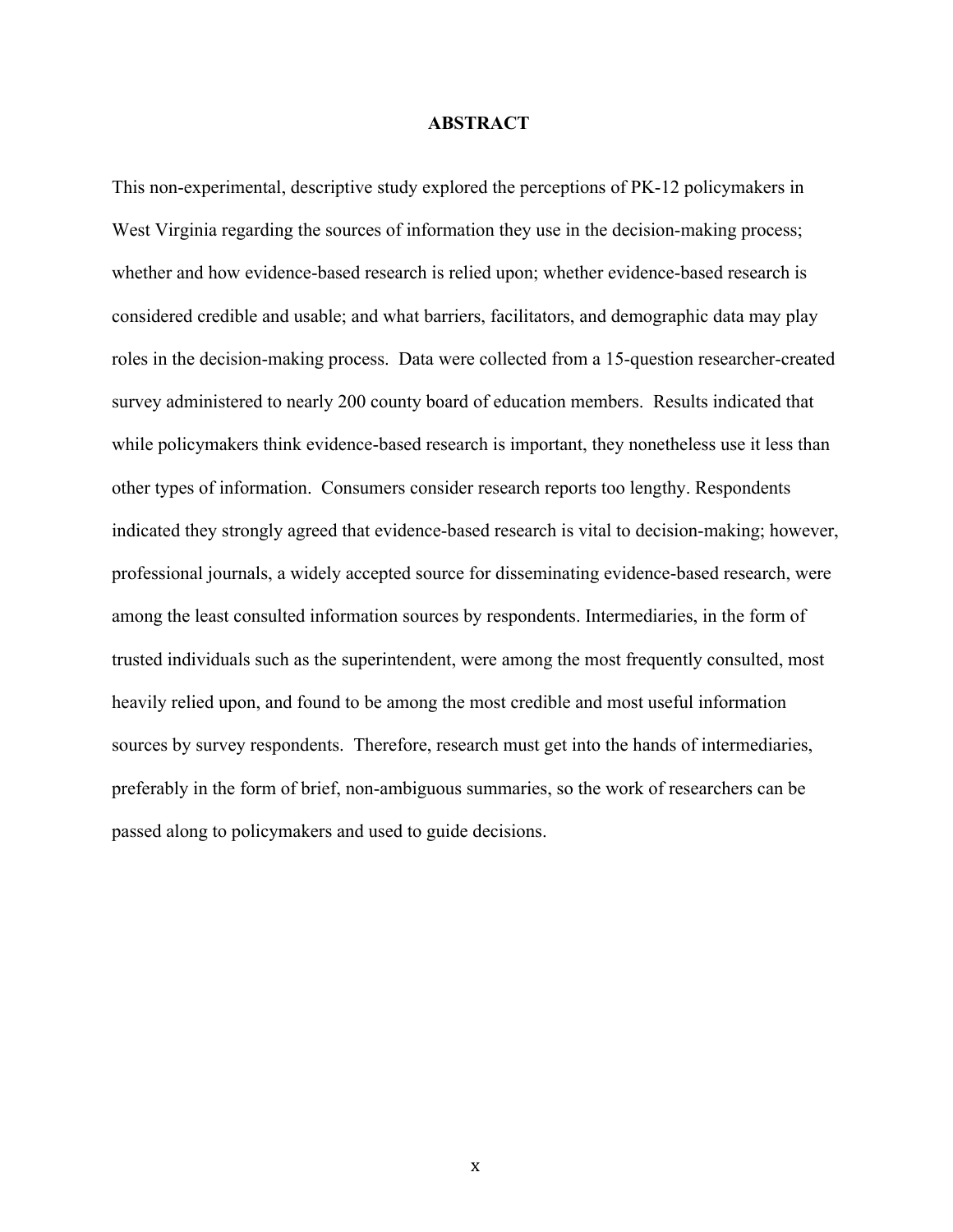# ABSTRACT

This non-experimental, descriptive study explored the perceptions of PK-12 policymakers in West Virginia regarding the sources of information they use in the decision-making process; whether and how evidence-based research is relied upon; whether evidence-based research is considered credible and usable; and what barriers, facilitators, and demographic data may play roles in the decision-making process. Data were collected from a 15-question researcher-created survey administered to nearly 200 county board of education members. Results indicated that while policymakers think evidence-based research is important, they nonetheless use it less than other types of information. Consumers consider research reports too lengthy. Respondents indicated they strongly agreed that evidence-based research is vital to decision-making; however, professional journals, a widely accepted source for disseminating evidence-based research, were among the least consulted information sources by respondents. Intermediaries, in the form of trusted individuals such as the superintendent, were among the most frequently consulted, most heavily relied upon, and found to be among the most credible and most useful information sources by survey respondents. Therefore, research must get into the hands of intermediaries, preferably in the form of brief, non-ambiguous summaries, so the work of researchers can be passed along to policymakers and used to guide decisions.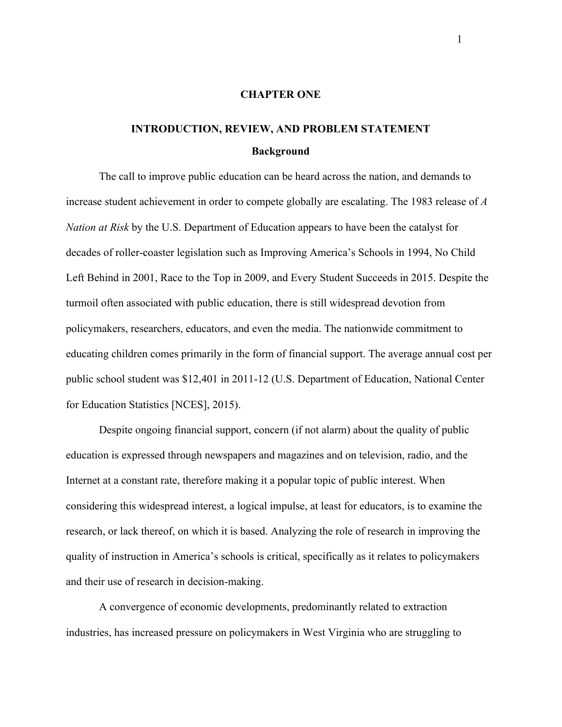# CHAPTER ONE

## INTRODUCTION, REVIEW, AND PROBLEM STATEMENT

### Background

The call to improve public education can be heard across the nation, and demands to increase student achievement in order to compete globally are escalating. The 1983 release of *A Nation at Risk* by the U.S. Department of Education appears to have been the catalyst for decades of roller-coaster legislation such as Improving America's Schools in 1994, No Child Left Behind in 2001, Race to the Top in 2009, and Every Student Succeeds in 2015. Despite the turmoil often associated with public education, there is still widespread devotion from policymakers, researchers, educators, and even the media. The nationwide commitment to educating children comes primarily in the form of financial support. The average annual cost per public school student was $12,401 in 2011-12 (U.S. Department of Education, National Center for Education Statistics [NCES], 2015).

Despite ongoing financial support, concern (if not alarm) about the quality of public education is expressed through newspapers and magazines and on television, radio, and the Internet at a constant rate, therefore making it a popular topic of public interest. When considering this widespread interest, a logical impulse, at least for educators, is to examine the research, or lack thereof, on which it is based. Analyzing the role of research in improving the quality of instruction in America's schools is critical, specifically as it relates to policymakers and their use of research in decision-making.

A convergence of economic developments, predominantly related to extraction industries, has increased pressure on policymakers in West Virginia who are struggling to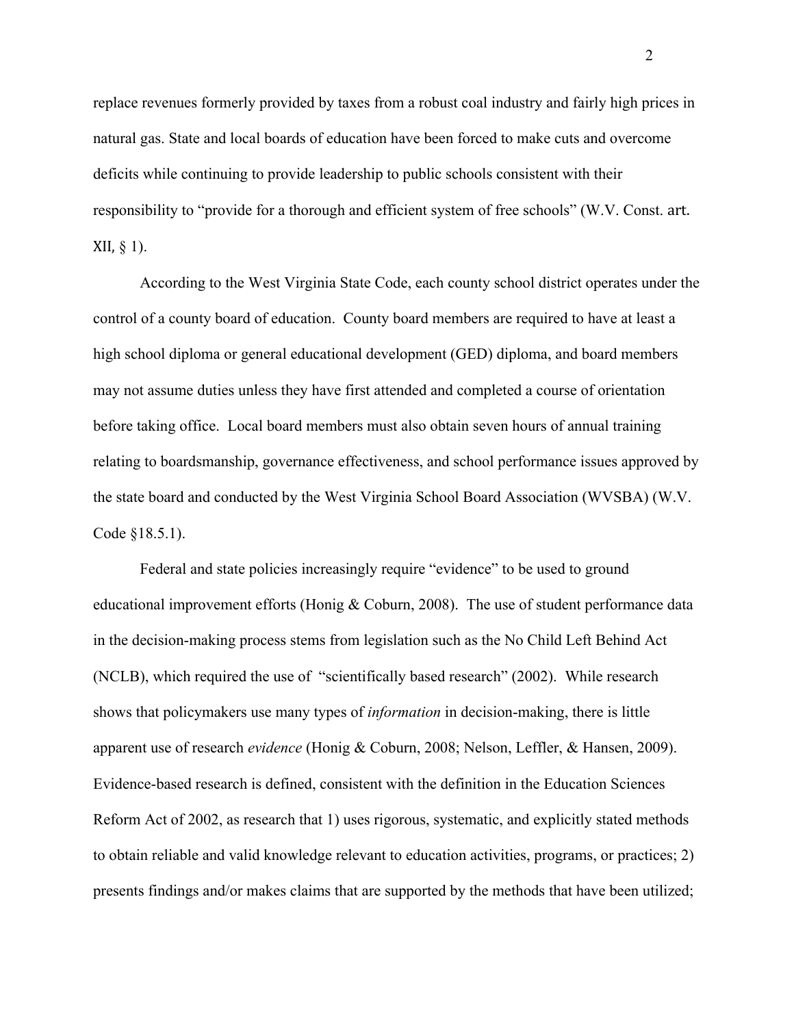replace revenues formerly provided by taxes from a robust coal industry and fairly high prices in natural gas. State and local boards of education have been forced to make cuts and overcome deficits while continuing to provide leadership to public schools consistent with their responsibility to "provide for a thorough and efficient system of free schools" (W.V. Const. art. XII, § 1).

According to the West Virginia State Code, each county school district operates under the control of a county board of education. County board members are required to have at least a high school diploma or general educational development (GED) diploma, and board members may not assume duties unless they have first attended and completed a course of orientation before taking office. Local board members must also obtain seven hours of annual training relating to boardsmanship, governance effectiveness, and school performance issues approved by the state board and conducted by the West Virginia School Board Association (WVSBA) (W.V. Code §18.5.1).

Federal and state policies increasingly require "evidence" to be used to ground educational improvement efforts (Honig & Coburn, 2008). The use of student performance data in the decision-making process stems from legislation such as the No Child Left Behind Act (NCLB), which required the use of "scientifically based research" (2002). While research shows that policymakers use many types of *information* in decision-making, there is little apparent use of research *evidence* (Honig & Coburn, 2008; Nelson, Leffler, & Hansen, 2009). Evidence-based research is defined, consistent with the definition in the Education Sciences Reform Act of 2002, as research that 1) uses rigorous, systematic, and explicitly stated methods to obtain reliable and valid knowledge relevant to education activities, programs, or practices; 2) presents findings and/or makes claims that are supported by the methods that have been utilized;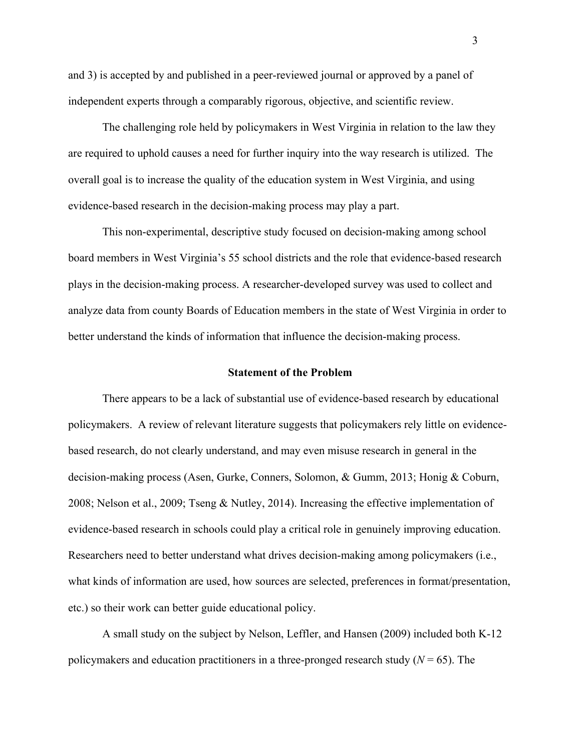and 3) is accepted by and published in a peer-reviewed journal or approved by a panel of independent experts through a comparably rigorous, objective, and scientific review.

The challenging role held by policymakers in West Virginia in relation to the law they are required to uphold causes a need for further inquiry into the way research is utilized. The overall goal is to increase the quality of the education system in West Virginia, and using evidence-based research in the decision-making process may play a part.

This non-experimental, descriptive study focused on decision-making among school board members in West Virginia's 55 school districts and the role that evidence-based research plays in the decision-making process. A researcher-developed survey was used to collect and analyze data from county Boards of Education members in the state of West Virginia in order to better understand the kinds of information that influence the decision-making process.

## Statement of the Problem

There appears to be a lack of substantial use of evidence-based research by educational policymakers. A review of relevant literature suggests that policymakers rely little on evidence-based research, do not clearly understand, and may even misuse research in general in the decision-making process (Asen, Gurke, Conners, Solomon, & Gumm, 2013; Honig & Coburn, 2008; Nelson et al., 2009; Tseng & Nutley, 2014). Increasing the effective implementation of evidence-based research in schools could play a critical role in genuinely improving education. Researchers need to better understand what drives decision-making among policymakers (i.e., what kinds of information are used, how sources are selected, preferences in format/presentation, etc.) so their work can better guide educational policy.

A small study on the subject by Nelson, Leffler, and Hansen (2009) included both K-12 policymakers and education practitioners in a three-pronged research study ($N$ = 65). The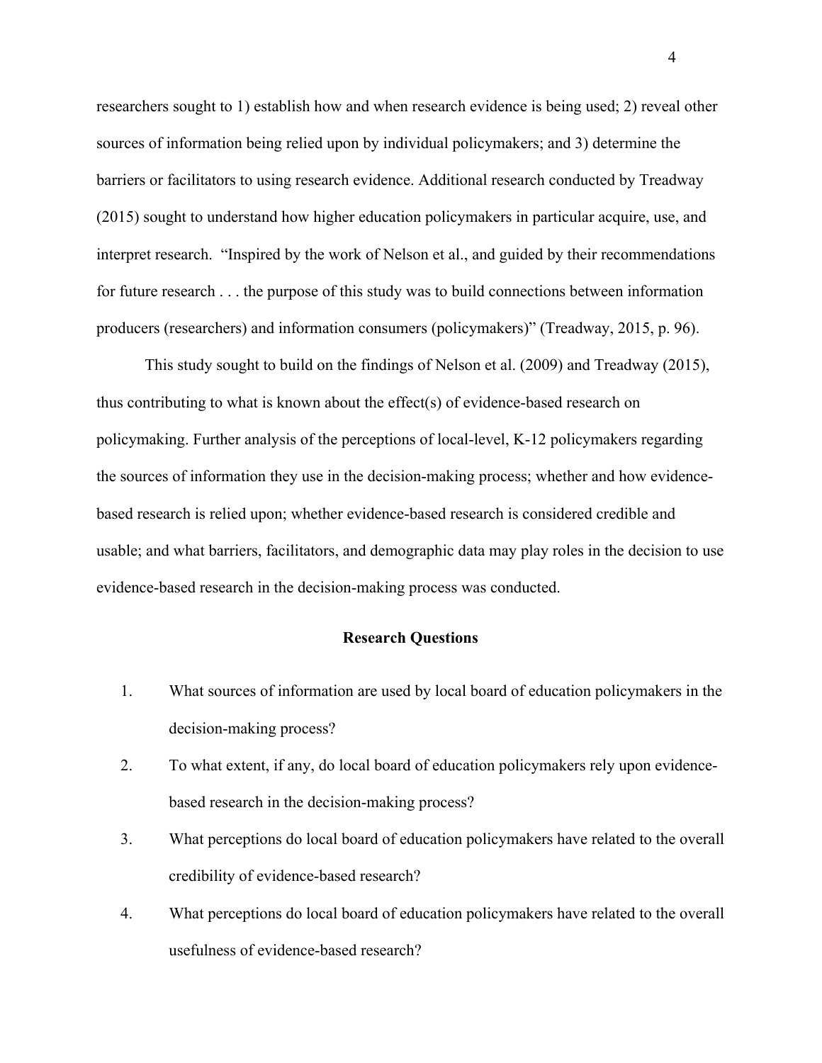researchers sought to 1) establish how and when research evidence is being used; 2) reveal other sources of information being relied upon by individual policymakers; and 3) determine the barriers or facilitators to using research evidence. Additional research conducted by Treadway (2015) sought to understand how higher education policymakers in particular acquire, use, and interpret research. "Inspired by the work of Nelson et al., and guided by their recommendations for future research . . . the purpose of this study was to build connections between information producers (researchers) and information consumers (policymakers)" (Treadway, 2015, p. 96).

This study sought to build on the findings of Nelson et al. (2009) and Treadway (2015), thus contributing to what is known about the effect(s) of evidence-based research on policymaking. Further analysis of the perceptions of local-level, K-12 policymakers regarding the sources of information they use in the decision-making process; whether and how evidence-based research is relied upon; whether evidence-based research is considered credible and usable; and what barriers, facilitators, and demographic data may play roles in the decision to use evidence-based research in the decision-making process was conducted.

## Research Questions

1. What sources of information are used by local board of education policymakers in the decision-making process?
2. To what extent, if any, do local board of education policymakers rely upon evidence-based research in the decision-making process?
3. What perceptions do local board of education policymakers have related to the overall credibility of evidence-based research?
4. What perceptions do local board of education policymakers have related to the overall usefulness of evidence-based research?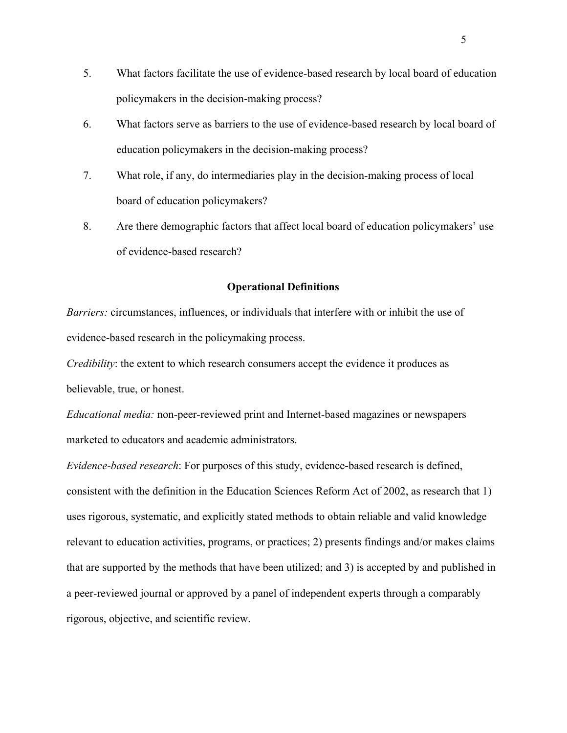5. What factors facilitate the use of evidence-based research by local board of education policymakers in the decision-making process?
6. What factors serve as barriers to the use of evidence-based research by local board of education policymakers in the decision-making process?
7. What role, if any, do intermediaries play in the decision-making process of local board of education policymakers?
8. Are there demographic factors that affect local board of education policymakers' use of evidence-based research?

## Operational Definitions

*Barriers:* circumstances, influences, or individuals that interfere with or inhibit the use of evidence-based research in the policymaking process.

*Credibility*: the extent to which research consumers accept the evidence it produces as believable, true, or honest.

*Educational media:* non-peer-reviewed print and Internet-based magazines or newspapers marketed to educators and academic administrators.

*Evidence-based research*: For purposes of this study, evidence-based research is defined, consistent with the definition in the Education Sciences Reform Act of 2002, as research that 1) uses rigorous, systematic, and explicitly stated methods to obtain reliable and valid knowledge relevant to education activities, programs, or practices; 2) presents findings and/or makes claims that are supported by the methods that have been utilized; and 3) is accepted by and published in a peer-reviewed journal or approved by a panel of independent experts through a comparably rigorous, objective, and scientific review.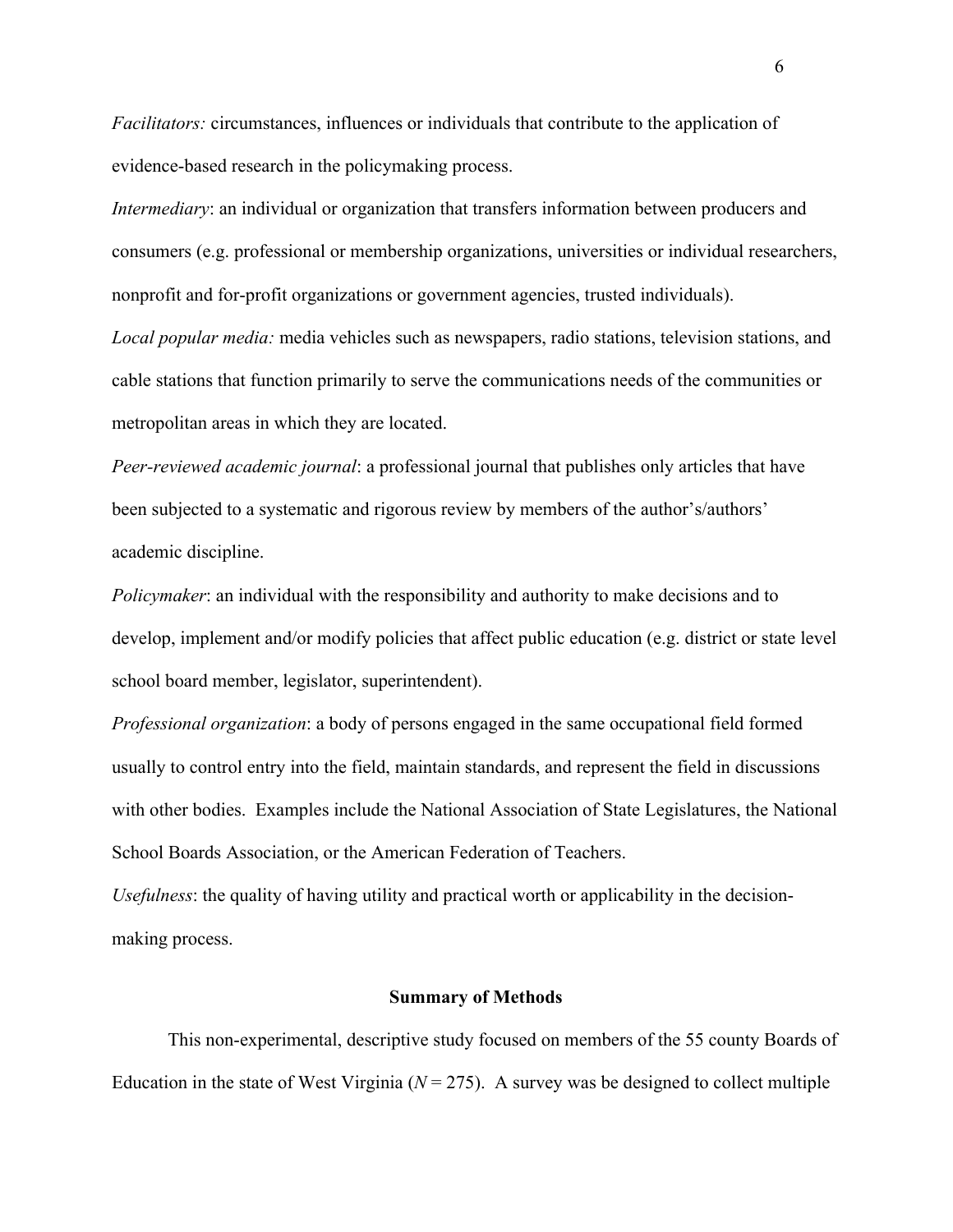*Facilitators:* circumstances, influences or individuals that contribute to the application of evidence-based research in the policymaking process.

*Intermediary*: an individual or organization that transfers information between producers and consumers (e.g. professional or membership organizations, universities or individual researchers, nonprofit and for-profit organizations or government agencies, trusted individuals).

*Local popular media:* media vehicles such as newspapers, radio stations, television stations, and cable stations that function primarily to serve the communications needs of the communities or metropolitan areas in which they are located.

*Peer-reviewed academic journal*: a professional journal that publishes only articles that have been subjected to a systematic and rigorous review by members of the author's/authors' academic discipline.

*Policymaker*: an individual with the responsibility and authority to make decisions and to develop, implement and/or modify policies that affect public education (e.g. district or state level school board member, legislator, superintendent).

*Professional organization*: a body of persons engaged in the same occupational field formed usually to control entry into the field, maintain standards, and represent the field in discussions with other bodies. Examples include the National Association of State Legislatures, the National School Boards Association, or the American Federation of Teachers.

*Usefulness*: the quality of having utility and practical worth or applicability in the decision-making process.

## Summary of Methods

This non-experimental, descriptive study focused on members of the 55 county Boards of Education in the state of West Virginia ($N = 275$). A survey was be designed to collect multiple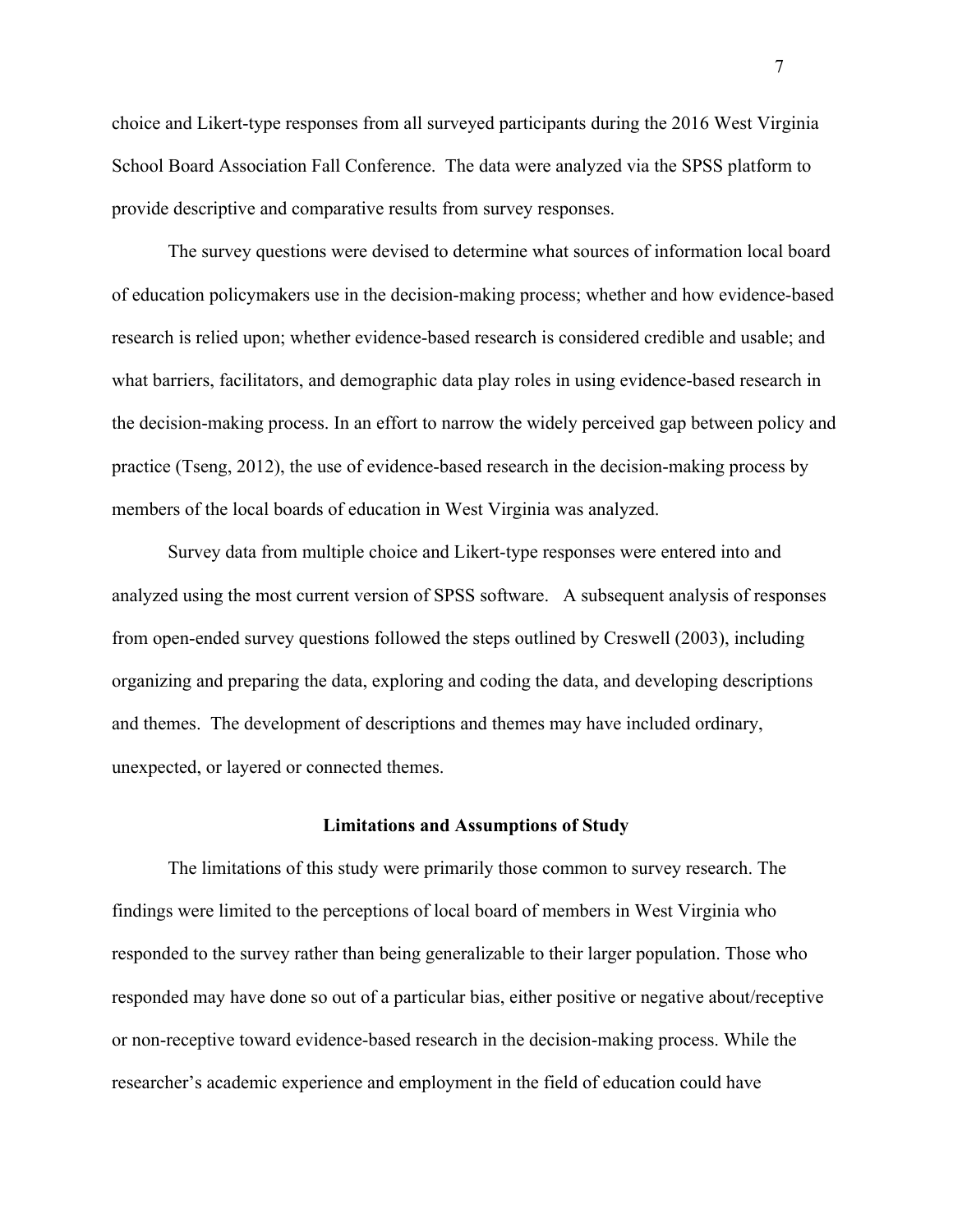choice and Likert-type responses from all surveyed participants during the 2016 West Virginia School Board Association Fall Conference. The data were analyzed via the SPSS platform to provide descriptive and comparative results from survey responses.

The survey questions were devised to determine what sources of information local board of education policymakers use in the decision-making process; whether and how evidence-based research is relied upon; whether evidence-based research is considered credible and usable; and what barriers, facilitators, and demographic data play roles in using evidence-based research in the decision-making process. In an effort to narrow the widely perceived gap between policy and practice (Tseng, 2012), the use of evidence-based research in the decision-making process by members of the local boards of education in West Virginia was analyzed.

Survey data from multiple choice and Likert-type responses were entered into and analyzed using the most current version of SPSS software. A subsequent analysis of responses from open-ended survey questions followed the steps outlined by Creswell (2003), including organizing and preparing the data, exploring and coding the data, and developing descriptions and themes. The development of descriptions and themes may have included ordinary, unexpected, or layered or connected themes.

## Limitations and Assumptions of Study

The limitations of this study were primarily those common to survey research. The findings were limited to the perceptions of local board of members in West Virginia who responded to the survey rather than being generalizable to their larger population. Those who responded may have done so out of a particular bias, either positive or negative about/receptive or non-receptive toward evidence-based research in the decision-making process. While the researcher's academic experience and employment in the field of education could have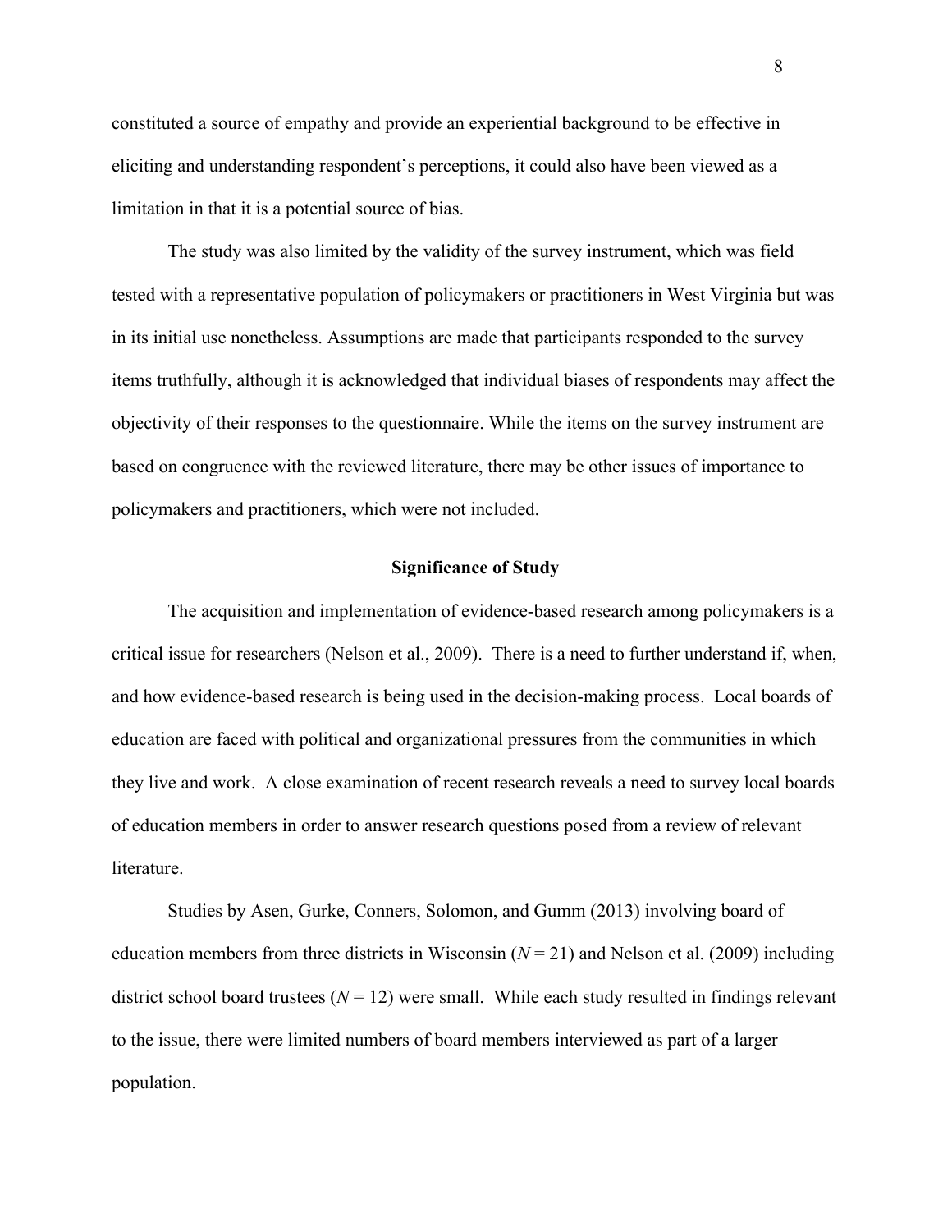constituted a source of empathy and provide an experiential background to be effective in eliciting and understanding respondent's perceptions, it could also have been viewed as a limitation in that it is a potential source of bias.

The study was also limited by the validity of the survey instrument, which was field tested with a representative population of policymakers or practitioners in West Virginia but was in its initial use nonetheless. Assumptions are made that participants responded to the survey items truthfully, although it is acknowledged that individual biases of respondents may affect the objectivity of their responses to the questionnaire. While the items on the survey instrument are based on congruence with the reviewed literature, there may be other issues of importance to policymakers and practitioners, which were not included.

## Significance of Study

The acquisition and implementation of evidence-based research among policymakers is a critical issue for researchers (Nelson et al., 2009). There is a need to further understand if, when, and how evidence-based research is being used in the decision-making process. Local boards of education are faced with political and organizational pressures from the communities in which they live and work. A close examination of recent research reveals a need to survey local boards of education members in order to answer research questions posed from a review of relevant literature.

Studies by Asen, Gurke, Conners, Solomon, and Gumm (2013) involving board of education members from three districts in Wisconsin ($N = 21$) and Nelson et al. (2009) including district school board trustees ($N = 12$) were small. While each study resulted in findings relevant to the issue, there were limited numbers of board members interviewed as part of a larger population.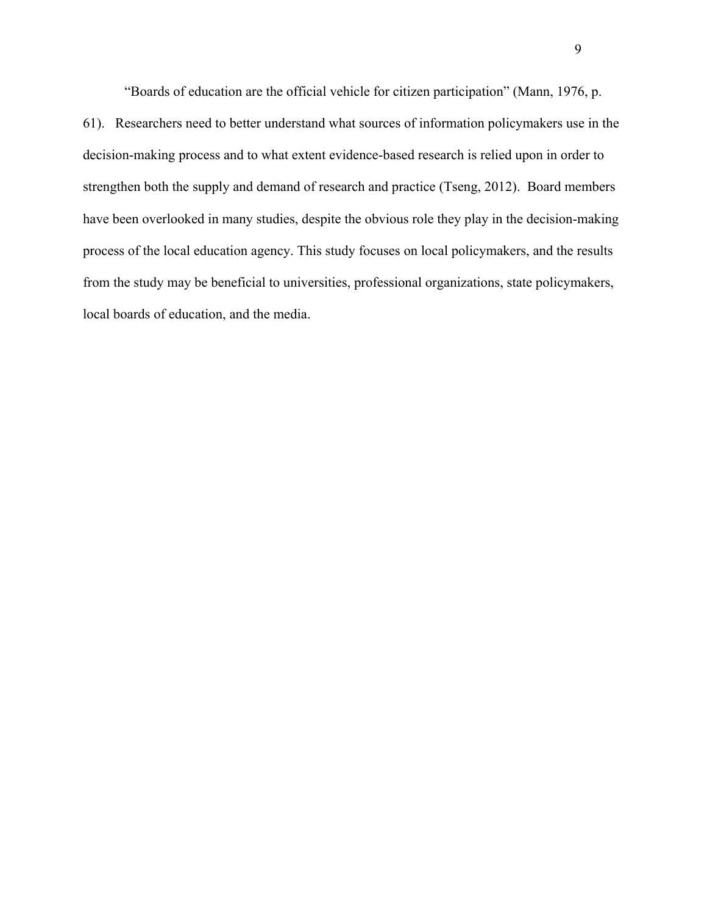"Boards of education are the official vehicle for citizen participation" (Mann, 1976, p. 61). Researchers need to better understand what sources of information policymakers use in the decision-making process and to what extent evidence-based research is relied upon in order to strengthen both the supply and demand of research and practice (Tseng, 2012). Board members have been overlooked in many studies, despite the obvious role they play in the decision-making process of the local education agency. This study focuses on local policymakers, and the results from the study may be beneficial to universities, professional organizations, state policymakers, local boards of education, and the media.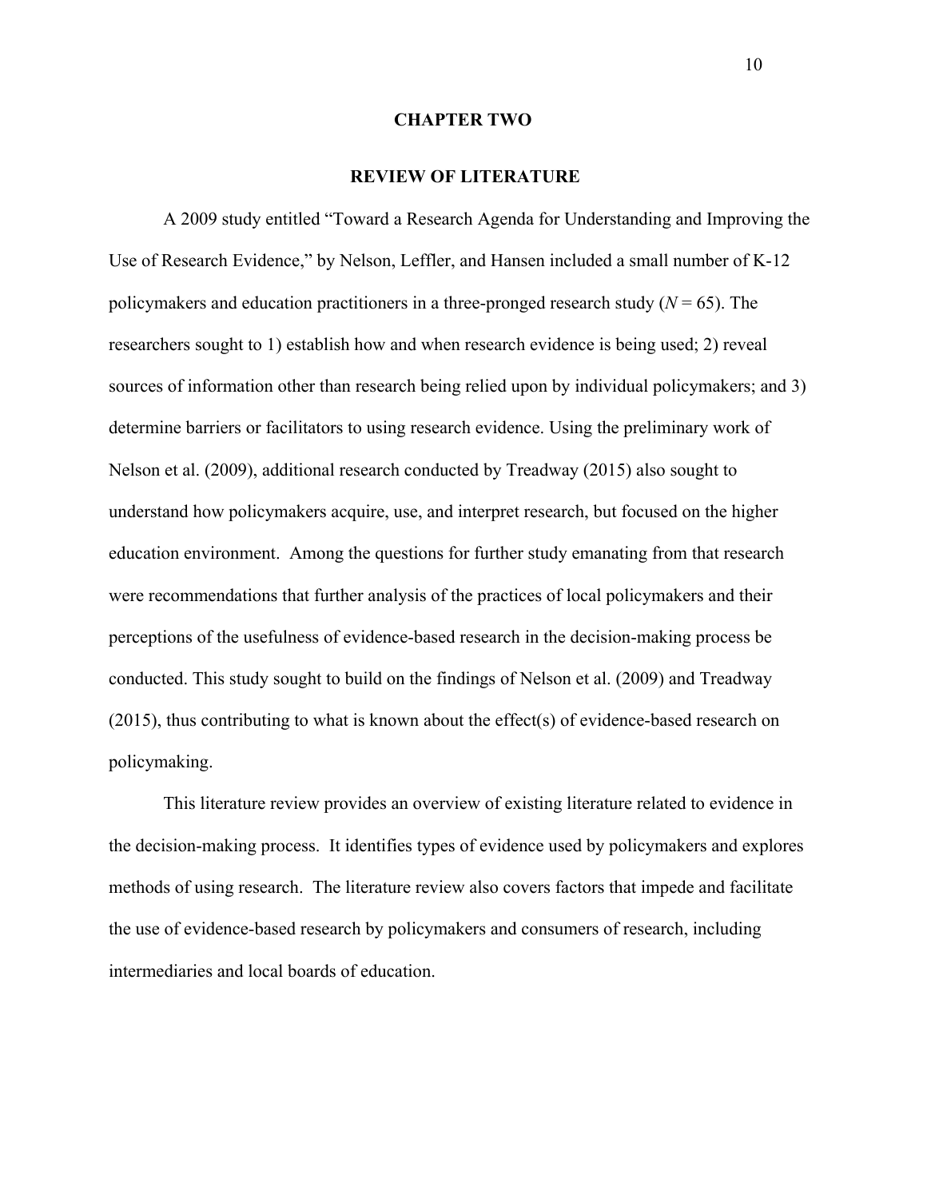# CHAPTER TWO

## REVIEW OF LITERATURE

A 2009 study entitled "Toward a Research Agenda for Understanding and Improving the Use of Research Evidence," by Nelson, Leffler, and Hansen included a small number of K-12 policymakers and education practitioners in a three-pronged research study (*N* = 65). The researchers sought to 1) establish how and when research evidence is being used; 2) reveal sources of information other than research being relied upon by individual policymakers; and 3) determine barriers or facilitators to using research evidence. Using the preliminary work of Nelson et al. (2009), additional research conducted by Treadway (2015) also sought to understand how policymakers acquire, use, and interpret research, but focused on the higher education environment. Among the questions for further study emanating from that research were recommendations that further analysis of the practices of local policymakers and their perceptions of the usefulness of evidence-based research in the decision-making process be conducted. This study sought to build on the findings of Nelson et al. (2009) and Treadway (2015), thus contributing to what is known about the effect(s) of evidence-based research on policymaking.

This literature review provides an overview of existing literature related to evidence in the decision-making process. It identifies types of evidence used by policymakers and explores methods of using research. The literature review also covers factors that impede and facilitate the use of evidence-based research by policymakers and consumers of research, including intermediaries and local boards of education.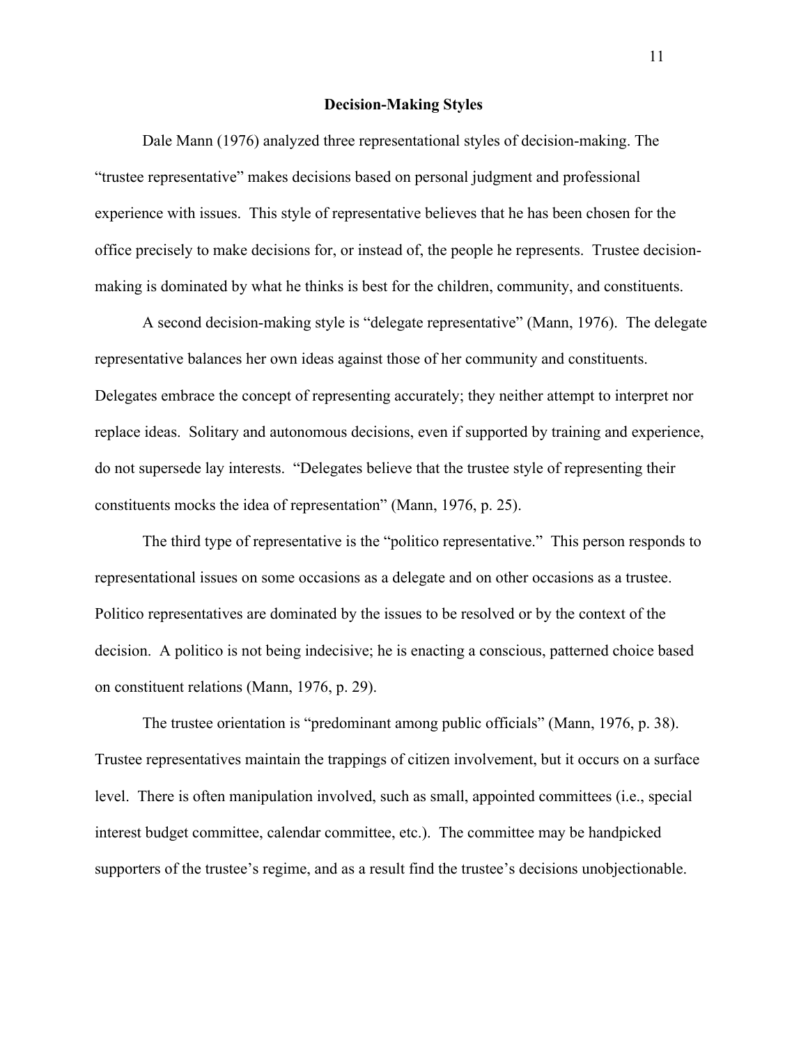## Decision-Making Styles

Dale Mann (1976) analyzed three representational styles of decision-making. The "trustee representative" makes decisions based on personal judgment and professional experience with issues. This style of representative believes that he has been chosen for the office precisely to make decisions for, or instead of, the people he represents. Trustee decision-making is dominated by what he thinks is best for the children, community, and constituents.

A second decision-making style is "delegate representative" (Mann, 1976). The delegate representative balances her own ideas against those of her community and constituents. Delegates embrace the concept of representing accurately; they neither attempt to interpret nor replace ideas. Solitary and autonomous decisions, even if supported by training and experience, do not supersede lay interests. "Delegates believe that the trustee style of representing their constituents mocks the idea of representation" (Mann, 1976, p. 25).

The third type of representative is the "politico representative." This person responds to representational issues on some occasions as a delegate and on other occasions as a trustee. Politico representatives are dominated by the issues to be resolved or by the context of the decision. A politico is not being indecisive; he is enacting a conscious, patterned choice based on constituent relations (Mann, 1976, p. 29).

The trustee orientation is "predominant among public officials" (Mann, 1976, p. 38). Trustee representatives maintain the trappings of citizen involvement, but it occurs on a surface level. There is often manipulation involved, such as small, appointed committees (i.e., special interest budget committee, calendar committee, etc.). The committee may be handpicked supporters of the trustee's regime, and as a result find the trustee's decisions unobjectionable.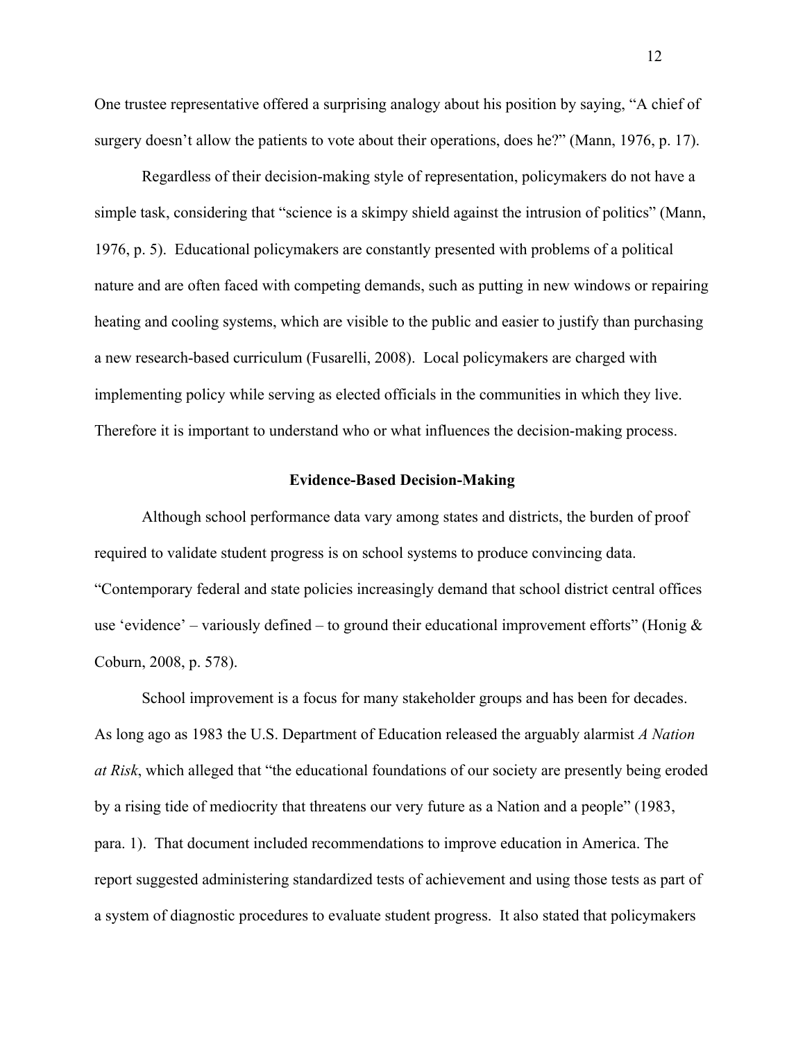One trustee representative offered a surprising analogy about his position by saying, "A chief of surgery doesn't allow the patients to vote about their operations, does he?" (Mann, 1976, p. 17).

Regardless of their decision-making style of representation, policymakers do not have a simple task, considering that "science is a skimpy shield against the intrusion of politics" (Mann, 1976, p. 5). Educational policymakers are constantly presented with problems of a political nature and are often faced with competing demands, such as putting in new windows or repairing heating and cooling systems, which are visible to the public and easier to justify than purchasing a new research-based curriculum (Fusarelli, 2008). Local policymakers are charged with implementing policy while serving as elected officials in the communities in which they live. Therefore it is important to understand who or what influences the decision-making process.

## Evidence-Based Decision-Making

Although school performance data vary among states and districts, the burden of proof required to validate student progress is on school systems to produce convincing data. "Contemporary federal and state policies increasingly demand that school district central offices use 'evidence' – variously defined – to ground their educational improvement efforts" (Honig & Coburn, 2008, p. 578).

School improvement is a focus for many stakeholder groups and has been for decades. As long ago as 1983 the U.S. Department of Education released the arguably alarmist *A Nation at Risk*, which alleged that "the educational foundations of our society are presently being eroded by a rising tide of mediocrity that threatens our very future as a Nation and a people" (1983, para. 1). That document included recommendations to improve education in America. The report suggested administering standardized tests of achievement and using those tests as part of a system of diagnostic procedures to evaluate student progress. It also stated that policymakers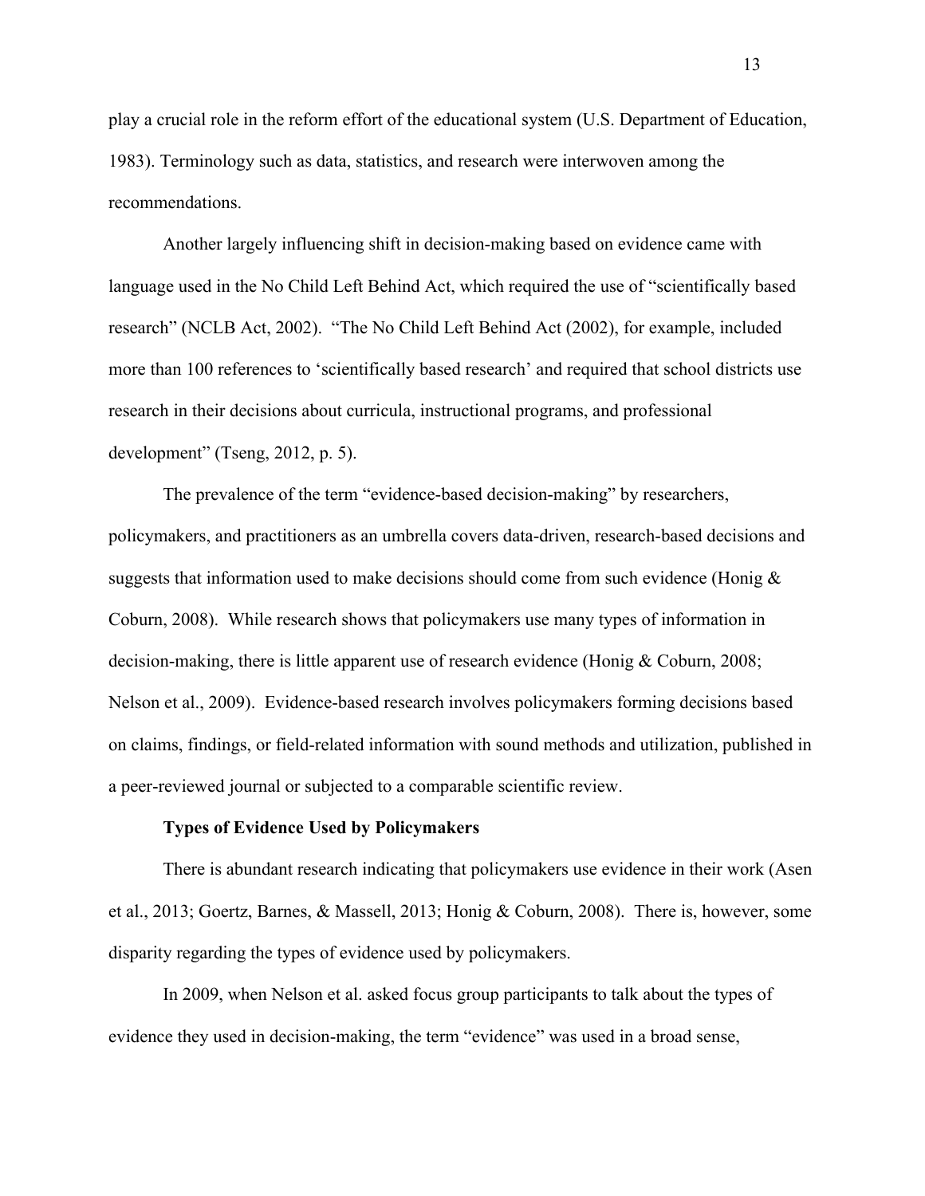play a crucial role in the reform effort of the educational system (U.S. Department of Education, 1983). Terminology such as data, statistics, and research were interwoven among the recommendations.

Another largely influencing shift in decision-making based on evidence came with language used in the No Child Left Behind Act, which required the use of "scientifically based research" (NCLB Act, 2002). "The No Child Left Behind Act (2002), for example, included more than 100 references to 'scientifically based research' and required that school districts use research in their decisions about curricula, instructional programs, and professional development" (Tseng, 2012, p. 5).

The prevalence of the term "evidence-based decision-making" by researchers, policymakers, and practitioners as an umbrella covers data-driven, research-based decisions and suggests that information used to make decisions should come from such evidence (Honig & Coburn, 2008). While research shows that policymakers use many types of information in decision-making, there is little apparent use of research evidence (Honig & Coburn, 2008; Nelson et al., 2009). Evidence-based research involves policymakers forming decisions based on claims, findings, or field-related information with sound methods and utilization, published in a peer-reviewed journal or subjected to a comparable scientific review.

### Types of Evidence Used by Policymakers

There is abundant research indicating that policymakers use evidence in their work (Asen et al., 2013; Goertz, Barnes, & Massell, 2013; Honig & Coburn, 2008). There is, however, some disparity regarding the types of evidence used by policymakers.

In 2009, when Nelson et al. asked focus group participants to talk about the types of evidence they used in decision-making, the term "evidence" was used in a broad sense,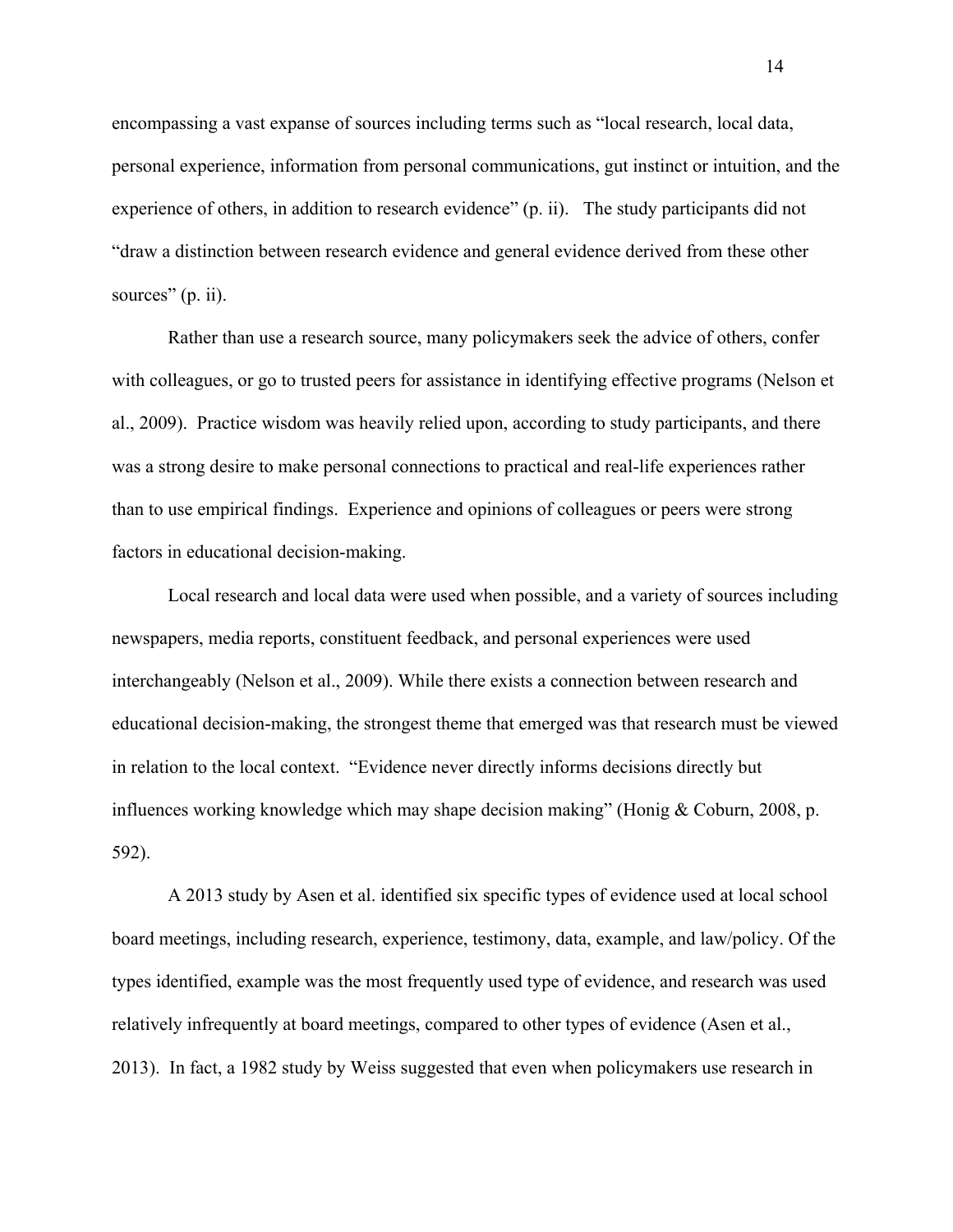encompassing a vast expanse of sources including terms such as "local research, local data, personal experience, information from personal communications, gut instinct or intuition, and the experience of others, in addition to research evidence" (p. ii). The study participants did not "draw a distinction between research evidence and general evidence derived from these other sources" (p. ii).

Rather than use a research source, many policymakers seek the advice of others, confer with colleagues, or go to trusted peers for assistance in identifying effective programs (Nelson et al., 2009). Practice wisdom was heavily relied upon, according to study participants, and there was a strong desire to make personal connections to practical and real-life experiences rather than to use empirical findings. Experience and opinions of colleagues or peers were strong factors in educational decision-making.

Local research and local data were used when possible, and a variety of sources including newspapers, media reports, constituent feedback, and personal experiences were used interchangeably (Nelson et al., 2009). While there exists a connection between research and educational decision-making, the strongest theme that emerged was that research must be viewed in relation to the local context. "Evidence never directly informs decisions directly but influences working knowledge which may shape decision making" (Honig & Coburn, 2008, p. 592).

A 2013 study by Asen et al. identified six specific types of evidence used at local school board meetings, including research, experience, testimony, data, example, and law/policy. Of the types identified, example was the most frequently used type of evidence, and research was used relatively infrequently at board meetings, compared to other types of evidence (Asen et al., 2013). In fact, a 1982 study by Weiss suggested that even when policymakers use research in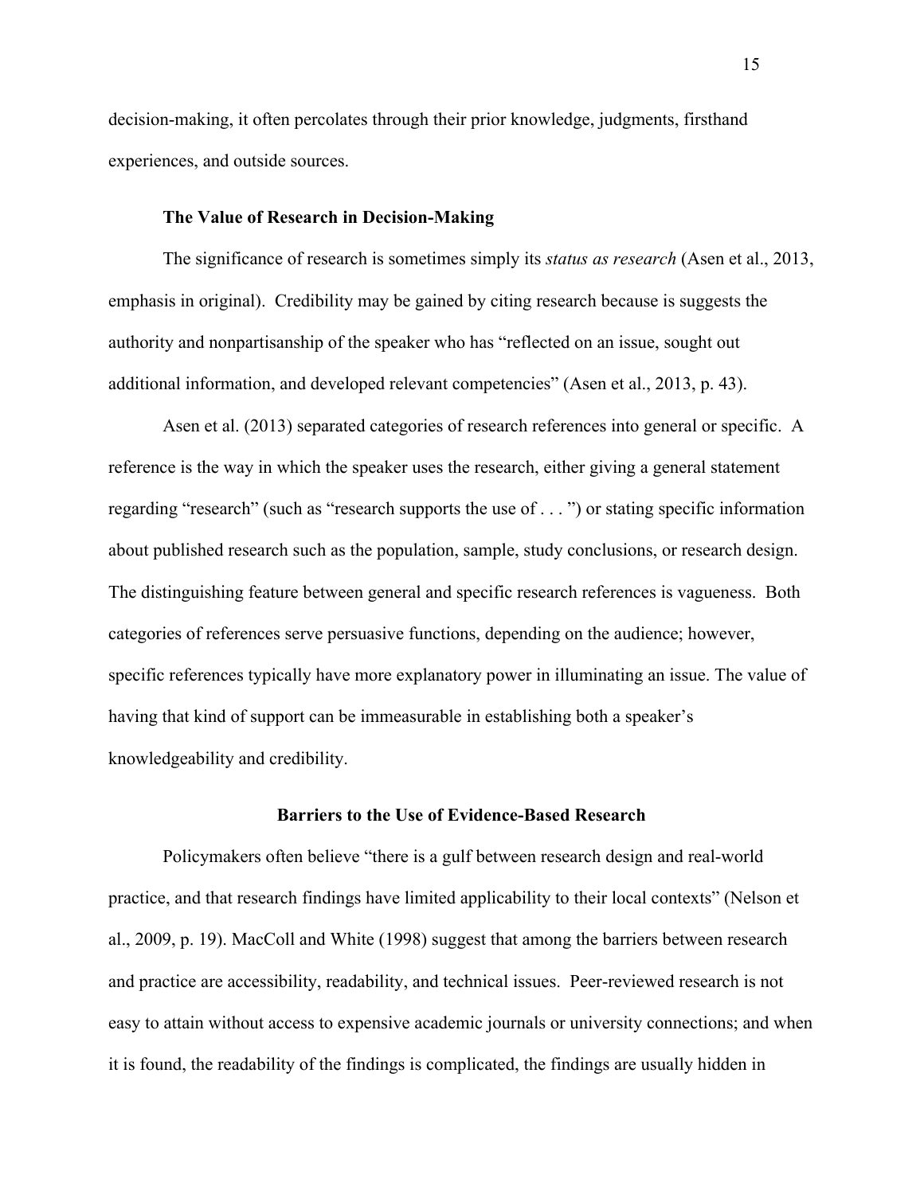decision-making, it often percolates through their prior knowledge, judgments, firsthand experiences, and outside sources.

### The Value of Research in Decision-Making

The significance of research is sometimes simply its *status as research* (Asen et al., 2013, emphasis in original). Credibility may be gained by citing research because is suggests the authority and nonpartisanship of the speaker who has "reflected on an issue, sought out additional information, and developed relevant competencies" (Asen et al., 2013, p. 43).

Asen et al. (2013) separated categories of research references into general or specific. A reference is the way in which the speaker uses the research, either giving a general statement regarding "research" (such as "research supports the use of . . . ") or stating specific information about published research such as the population, sample, study conclusions, or research design. The distinguishing feature between general and specific research references is vagueness. Both categories of references serve persuasive functions, depending on the audience; however, specific references typically have more explanatory power in illuminating an issue. The value of having that kind of support can be immeasurable in establishing both a speaker's knowledgeability and credibility.

## Barriers to the Use of Evidence-Based Research

Policymakers often believe "there is a gulf between research design and real-world practice, and that research findings have limited applicability to their local contexts" (Nelson et al., 2009, p. 19). MacColl and White (1998) suggest that among the barriers between research and practice are accessibility, readability, and technical issues. Peer-reviewed research is not easy to attain without access to expensive academic journals or university connections; and when it is found, the readability of the findings is complicated, the findings are usually hidden in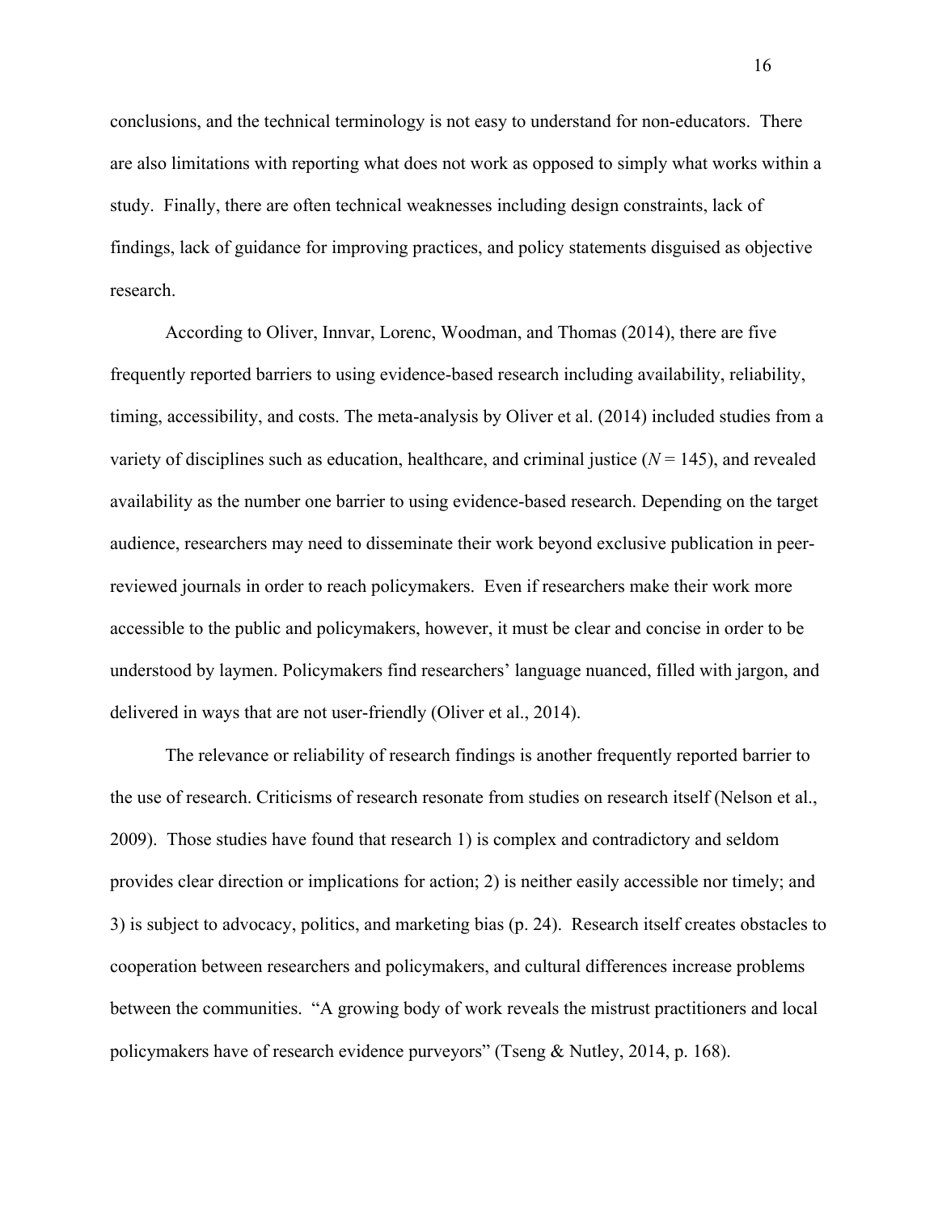conclusions, and the technical terminology is not easy to understand for non-educators. There are also limitations with reporting what does not work as opposed to simply what works within a study. Finally, there are often technical weaknesses including design constraints, lack of findings, lack of guidance for improving practices, and policy statements disguised as objective research.

According to Oliver, Innvar, Lorenc, Woodman, and Thomas (2014), there are five frequently reported barriers to using evidence-based research including availability, reliability, timing, accessibility, and costs. The meta-analysis by Oliver et al. (2014) included studies from a variety of disciplines such as education, healthcare, and criminal justice ($N = 145$), and revealed availability as the number one barrier to using evidence-based research. Depending on the target audience, researchers may need to disseminate their work beyond exclusive publication in peer-reviewed journals in order to reach policymakers. Even if researchers make their work more accessible to the public and policymakers, however, it must be clear and concise in order to be understood by laymen. Policymakers find researchers' language nuanced, filled with jargon, and delivered in ways that are not user-friendly (Oliver et al., 2014).

The relevance or reliability of research findings is another frequently reported barrier to the use of research. Criticisms of research resonate from studies on research itself (Nelson et al., 2009). Those studies have found that research 1) is complex and contradictory and seldom provides clear direction or implications for action; 2) is neither easily accessible nor timely; and 3) is subject to advocacy, politics, and marketing bias (p. 24). Research itself creates obstacles to cooperation between researchers and policymakers, and cultural differences increase problems between the communities. "A growing body of work reveals the mistrust practitioners and local policymakers have of research evidence purveyors" (Tseng & Nutley, 2014, p. 168).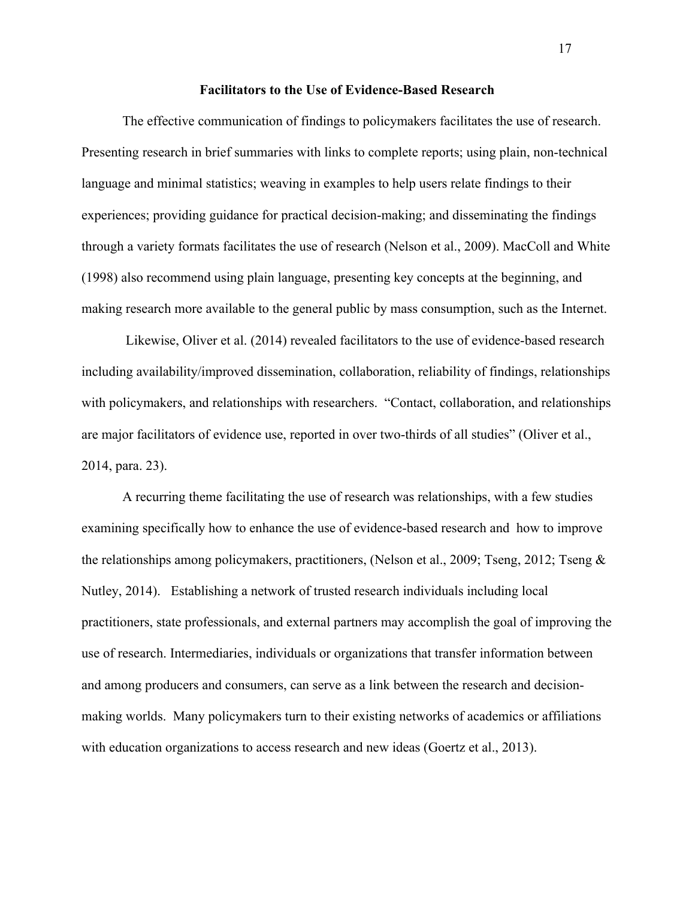## Facilitators to the Use of Evidence-Based Research

The effective communication of findings to policymakers facilitates the use of research. Presenting research in brief summaries with links to complete reports; using plain, non-technical language and minimal statistics; weaving in examples to help users relate findings to their experiences; providing guidance for practical decision-making; and disseminating the findings through a variety formats facilitates the use of research (Nelson et al., 2009). MacColl and White (1998) also recommend using plain language, presenting key concepts at the beginning, and making research more available to the general public by mass consumption, such as the Internet.

Likewise, Oliver et al. (2014) revealed facilitators to the use of evidence-based research including availability/improved dissemination, collaboration, reliability of findings, relationships with policymakers, and relationships with researchers. "Contact, collaboration, and relationships are major facilitators of evidence use, reported in over two-thirds of all studies" (Oliver et al., 2014, para. 23).

A recurring theme facilitating the use of research was relationships, with a few studies examining specifically how to enhance the use of evidence-based research and how to improve the relationships among policymakers, practitioners, (Nelson et al., 2009; Tseng, 2012; Tseng & Nutley, 2014). Establishing a network of trusted research individuals including local practitioners, state professionals, and external partners may accomplish the goal of improving the use of research. Intermediaries, individuals or organizations that transfer information between and among producers and consumers, can serve as a link between the research and decision-making worlds. Many policymakers turn to their existing networks of academics or affiliations with education organizations to access research and new ideas (Goertz et al., 2013).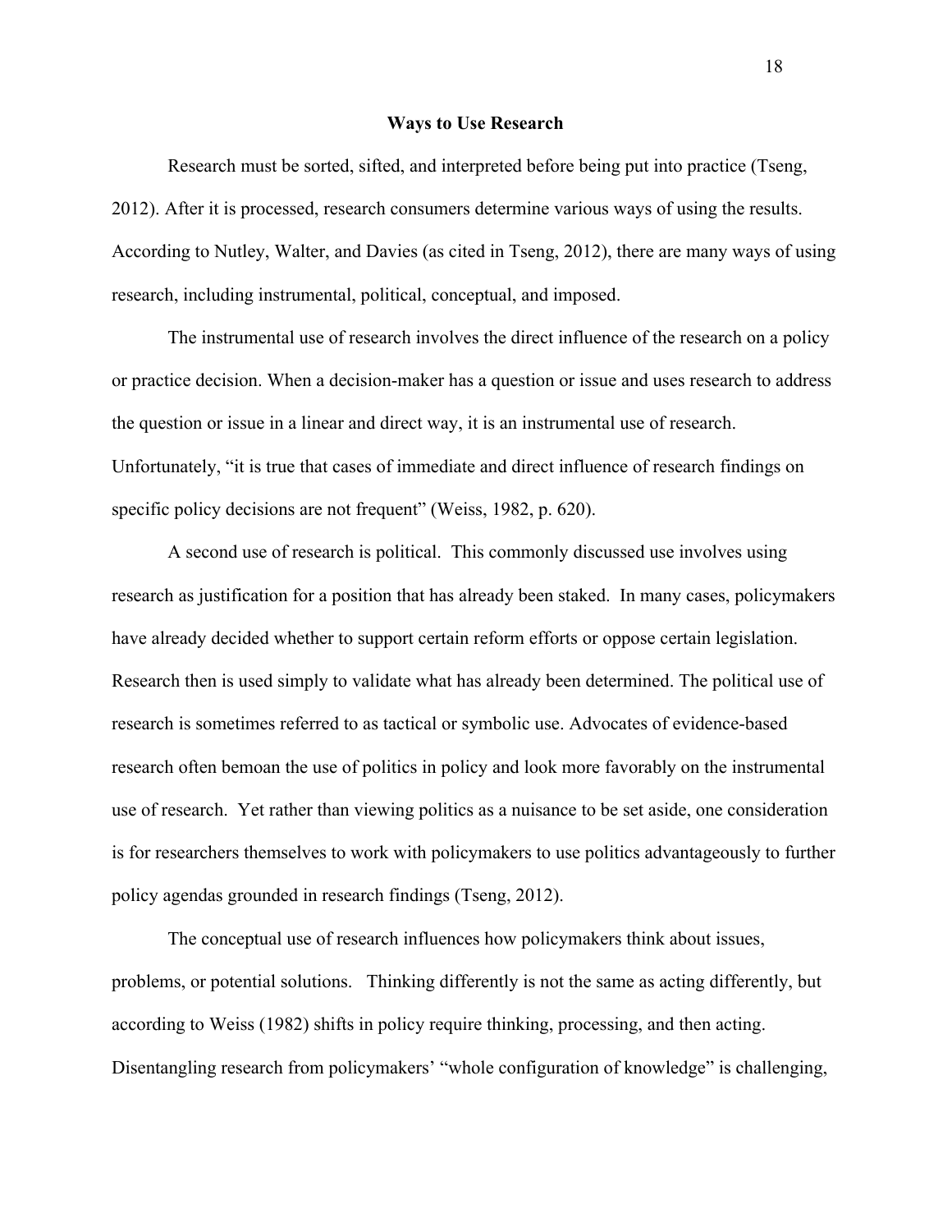## Ways to Use Research

Research must be sorted, sifted, and interpreted before being put into practice (Tseng, 2012). After it is processed, research consumers determine various ways of using the results. According to Nutley, Walter, and Davies (as cited in Tseng, 2012), there are many ways of using research, including instrumental, political, conceptual, and imposed.

The instrumental use of research involves the direct influence of the research on a policy or practice decision. When a decision-maker has a question or issue and uses research to address the question or issue in a linear and direct way, it is an instrumental use of research. Unfortunately, "it is true that cases of immediate and direct influence of research findings on specific policy decisions are not frequent" (Weiss, 1982, p. 620).

A second use of research is political. This commonly discussed use involves using research as justification for a position that has already been staked. In many cases, policymakers have already decided whether to support certain reform efforts or oppose certain legislation. Research then is used simply to validate what has already been determined. The political use of research is sometimes referred to as tactical or symbolic use. Advocates of evidence-based research often bemoan the use of politics in policy and look more favorably on the instrumental use of research. Yet rather than viewing politics as a nuisance to be set aside, one consideration is for researchers themselves to work with policymakers to use politics advantageously to further policy agendas grounded in research findings (Tseng, 2012).

The conceptual use of research influences how policymakers think about issues, problems, or potential solutions. Thinking differently is not the same as acting differently, but according to Weiss (1982) shifts in policy require thinking, processing, and then acting. Disentangling research from policymakers' "whole configuration of knowledge" is challenging,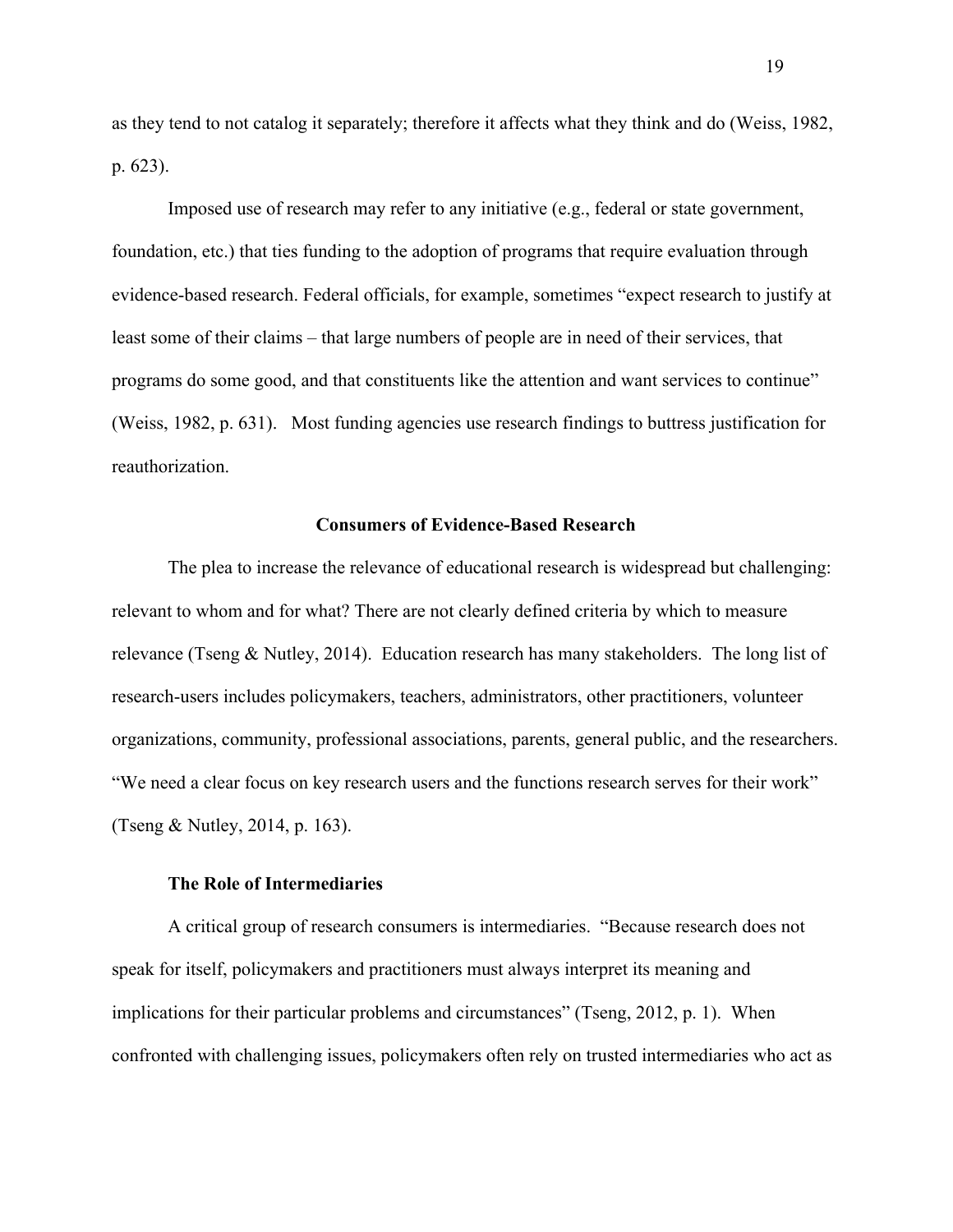as they tend to not catalog it separately; therefore it affects what they think and do (Weiss, 1982, p. 623).

Imposed use of research may refer to any initiative (e.g., federal or state government, foundation, etc.) that ties funding to the adoption of programs that require evaluation through evidence-based research. Federal officials, for example, sometimes “expect research to justify at least some of their claims – that large numbers of people are in need of their services, that programs do some good, and that constituents like the attention and want services to continue” (Weiss, 1982, p. 631). Most funding agencies use research findings to buttress justification for reauthorization.

## Consumers of Evidence-Based Research

The plea to increase the relevance of educational research is widespread but challenging: relevant to whom and for what? There are not clearly defined criteria by which to measure relevance (Tseng & Nutley, 2014). Education research has many stakeholders. The long list of research-users includes policymakers, teachers, administrators, other practitioners, volunteer organizations, community, professional associations, parents, general public, and the researchers. “We need a clear focus on key research users and the functions research serves for their work” (Tseng & Nutley, 2014, p. 163).

### The Role of Intermediaries

A critical group of research consumers is intermediaries. “Because research does not speak for itself, policymakers and practitioners must always interpret its meaning and implications for their particular problems and circumstances” (Tseng, 2012, p. 1). When confronted with challenging issues, policymakers often rely on trusted intermediaries who act as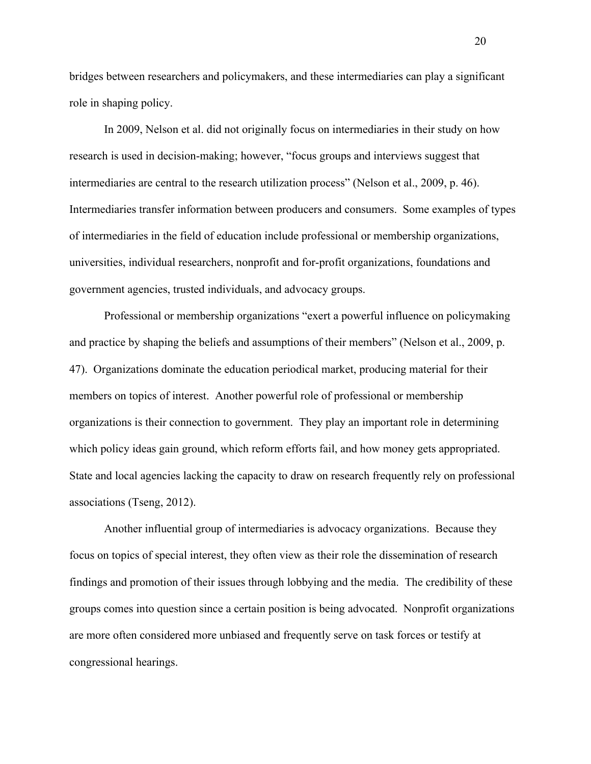bridges between researchers and policymakers, and these intermediaries can play a significant role in shaping policy.

In 2009, Nelson et al. did not originally focus on intermediaries in their study on how research is used in decision-making; however, "focus groups and interviews suggest that intermediaries are central to the research utilization process" (Nelson et al., 2009, p. 46). Intermediaries transfer information between producers and consumers. Some examples of types of intermediaries in the field of education include professional or membership organizations, universities, individual researchers, nonprofit and for-profit organizations, foundations and government agencies, trusted individuals, and advocacy groups.

Professional or membership organizations "exert a powerful influence on policymaking and practice by shaping the beliefs and assumptions of their members" (Nelson et al., 2009, p. 47). Organizations dominate the education periodical market, producing material for their members on topics of interest. Another powerful role of professional or membership organizations is their connection to government. They play an important role in determining which policy ideas gain ground, which reform efforts fail, and how money gets appropriated. State and local agencies lacking the capacity to draw on research frequently rely on professional associations (Tseng, 2012).

Another influential group of intermediaries is advocacy organizations. Because they focus on topics of special interest, they often view as their role the dissemination of research findings and promotion of their issues through lobbying and the media. The credibility of these groups comes into question since a certain position is being advocated. Nonprofit organizations are more often considered more unbiased and frequently serve on task forces or testify at congressional hearings.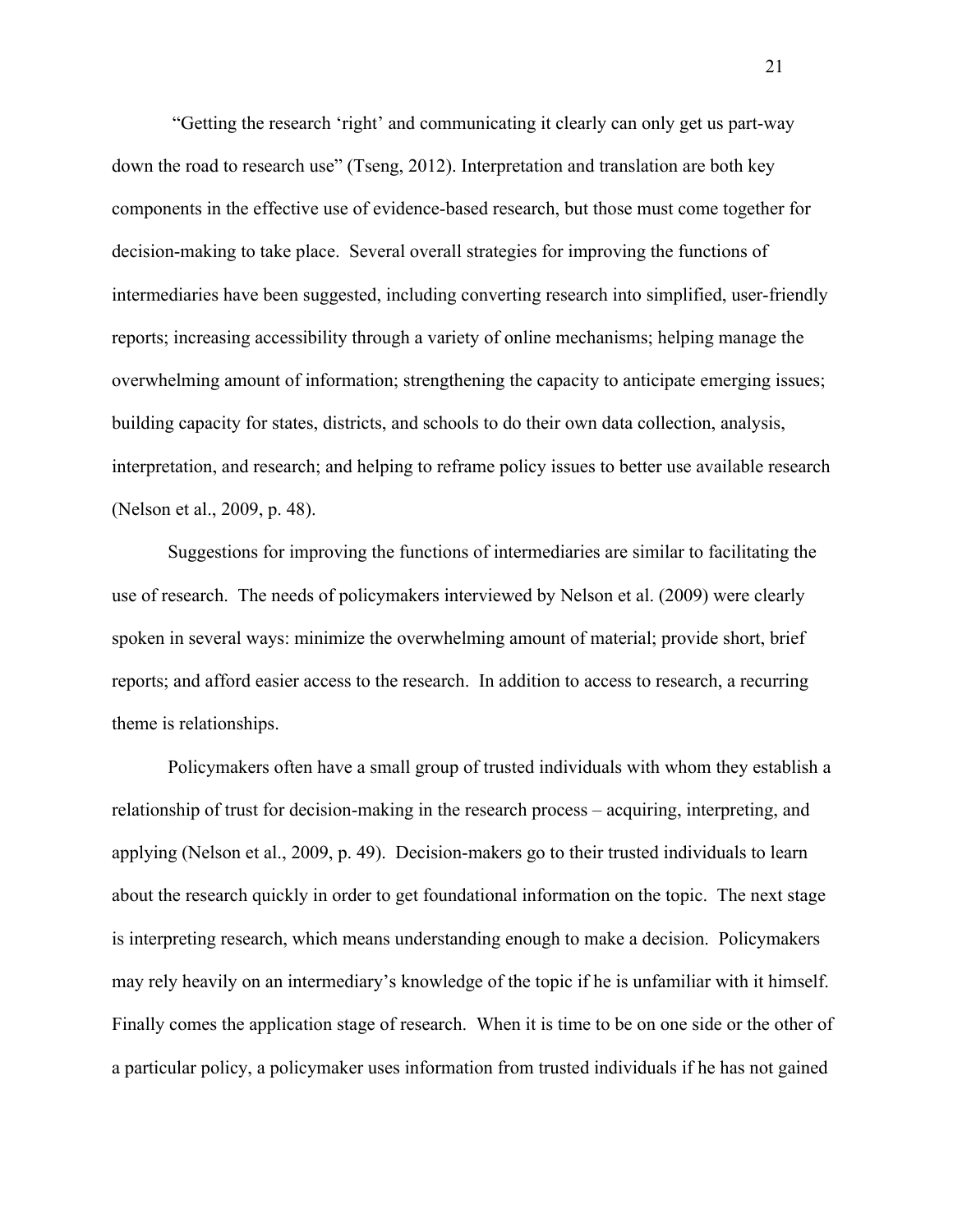"Getting the research 'right' and communicating it clearly can only get us part-way down the road to research use" (Tseng, 2012). Interpretation and translation are both key components in the effective use of evidence-based research, but those must come together for decision-making to take place. Several overall strategies for improving the functions of intermediaries have been suggested, including converting research into simplified, user-friendly reports; increasing accessibility through a variety of online mechanisms; helping manage the overwhelming amount of information; strengthening the capacity to anticipate emerging issues; building capacity for states, districts, and schools to do their own data collection, analysis, interpretation, and research; and helping to reframe policy issues to better use available research (Nelson et al., 2009, p. 48).

Suggestions for improving the functions of intermediaries are similar to facilitating the use of research. The needs of policymakers interviewed by Nelson et al. (2009) were clearly spoken in several ways: minimize the overwhelming amount of material; provide short, brief reports; and afford easier access to the research. In addition to access to research, a recurring theme is relationships.

Policymakers often have a small group of trusted individuals with whom they establish a relationship of trust for decision-making in the research process – acquiring, interpreting, and applying (Nelson et al., 2009, p. 49). Decision-makers go to their trusted individuals to learn about the research quickly in order to get foundational information on the topic. The next stage is interpreting research, which means understanding enough to make a decision. Policymakers may rely heavily on an intermediary's knowledge of the topic if he is unfamiliar with it himself. Finally comes the application stage of research. When it is time to be on one side or the other of a particular policy, a policymaker uses information from trusted individuals if he has not gained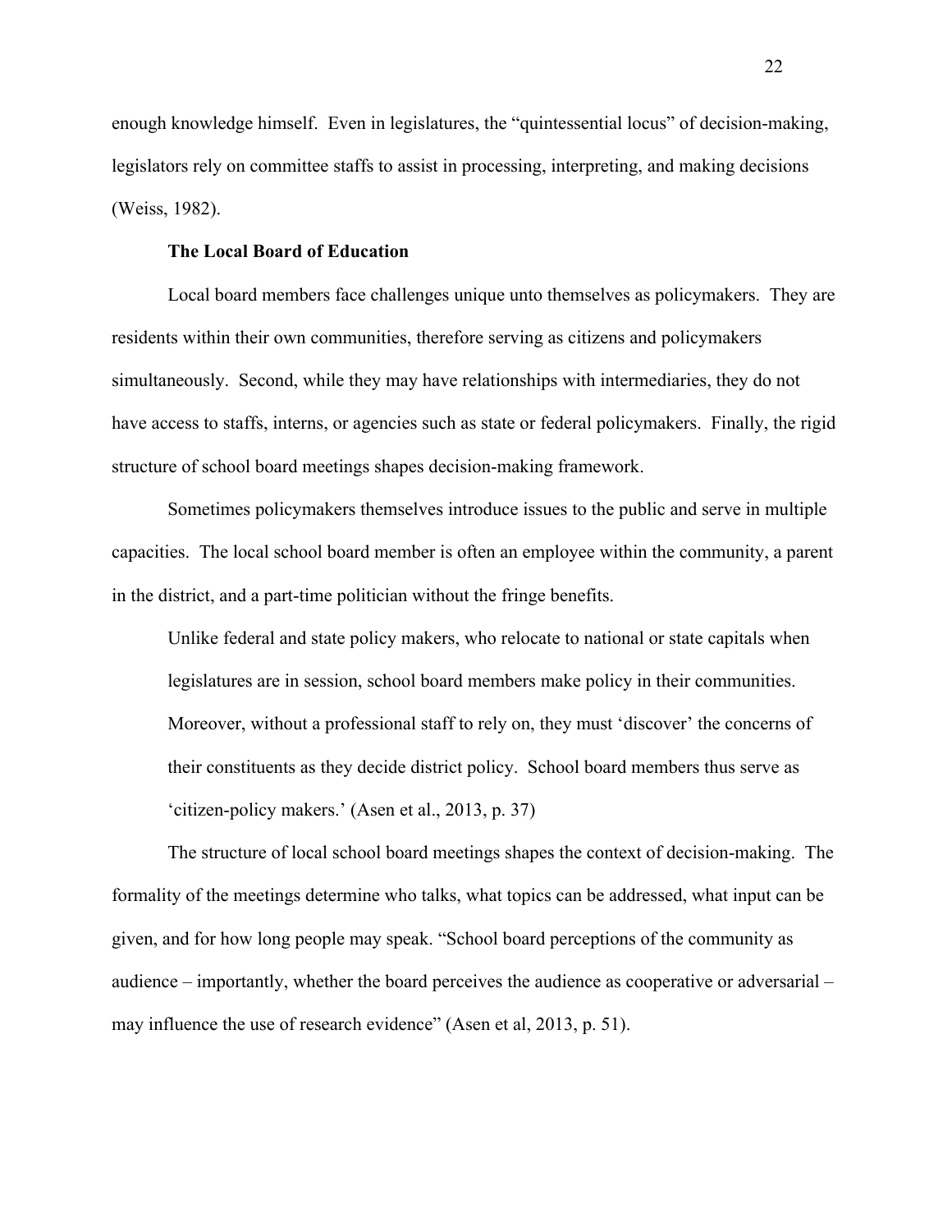enough knowledge himself. Even in legislatures, the "quintessential locus" of decision-making, legislators rely on committee staffs to assist in processing, interpreting, and making decisions (Weiss, 1982).

### The Local Board of Education

Local board members face challenges unique unto themselves as policymakers. They are residents within their own communities, therefore serving as citizens and policymakers simultaneously. Second, while they may have relationships with intermediaries, they do not have access to staffs, interns, or agencies such as state or federal policymakers. Finally, the rigid structure of school board meetings shapes decision-making framework.

Sometimes policymakers themselves introduce issues to the public and serve in multiple capacities. The local school board member is often an employee within the community, a parent in the district, and a part-time politician without the fringe benefits.

> Unlike federal and state policy makers, who relocate to national or state capitals when legislatures are in session, school board members make policy in their communities. Moreover, without a professional staff to rely on, they must 'discover' the concerns of their constituents as they decide district policy. School board members thus serve as 'citizen-policy makers.' (Asen et al., 2013, p. 37)

The structure of local school board meetings shapes the context of decision-making. The formality of the meetings determine who talks, what topics can be addressed, what input can be given, and for how long people may speak. "School board perceptions of the community as audience – importantly, whether the board perceives the audience as cooperative or adversarial – may influence the use of research evidence" (Asen et al, 2013, p. 51).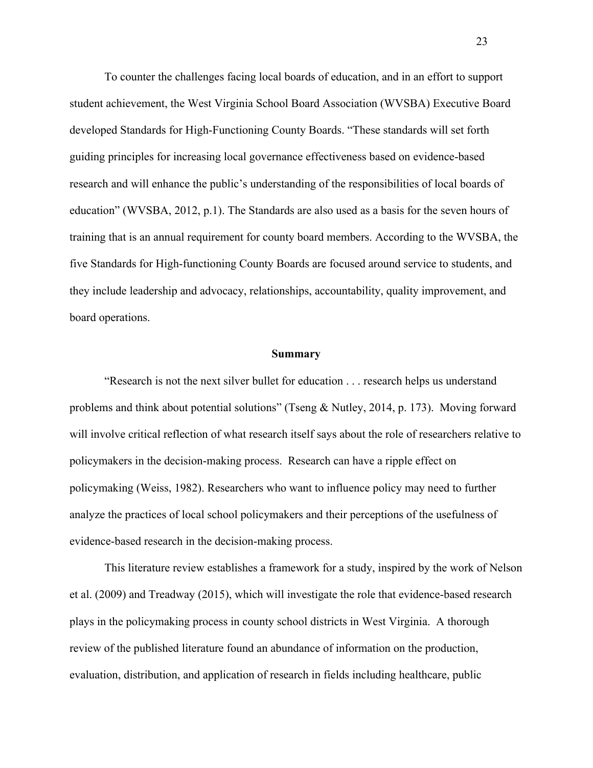To counter the challenges facing local boards of education, and in an effort to support student achievement, the West Virginia School Board Association (WVSBA) Executive Board developed Standards for High-Functioning County Boards. "These standards will set forth guiding principles for increasing local governance effectiveness based on evidence-based research and will enhance the public's understanding of the responsibilities of local boards of education" (WVSBA, 2012, p.1). The Standards are also used as a basis for the seven hours of training that is an annual requirement for county board members. According to the WVSBA, the five Standards for High-functioning County Boards are focused around service to students, and they include leadership and advocacy, relationships, accountability, quality improvement, and board operations.

## Summary

"Research is not the next silver bullet for education . . . research helps us understand problems and think about potential solutions" (Tseng & Nutley, 2014, p. 173). Moving forward will involve critical reflection of what research itself says about the role of researchers relative to policymakers in the decision-making process. Research can have a ripple effect on policymaking (Weiss, 1982). Researchers who want to influence policy may need to further analyze the practices of local school policymakers and their perceptions of the usefulness of evidence-based research in the decision-making process.

This literature review establishes a framework for a study, inspired by the work of Nelson et al. (2009) and Treadway (2015), which will investigate the role that evidence-based research plays in the policymaking process in county school districts in West Virginia. A thorough review of the published literature found an abundance of information on the production, evaluation, distribution, and application of research in fields including healthcare, public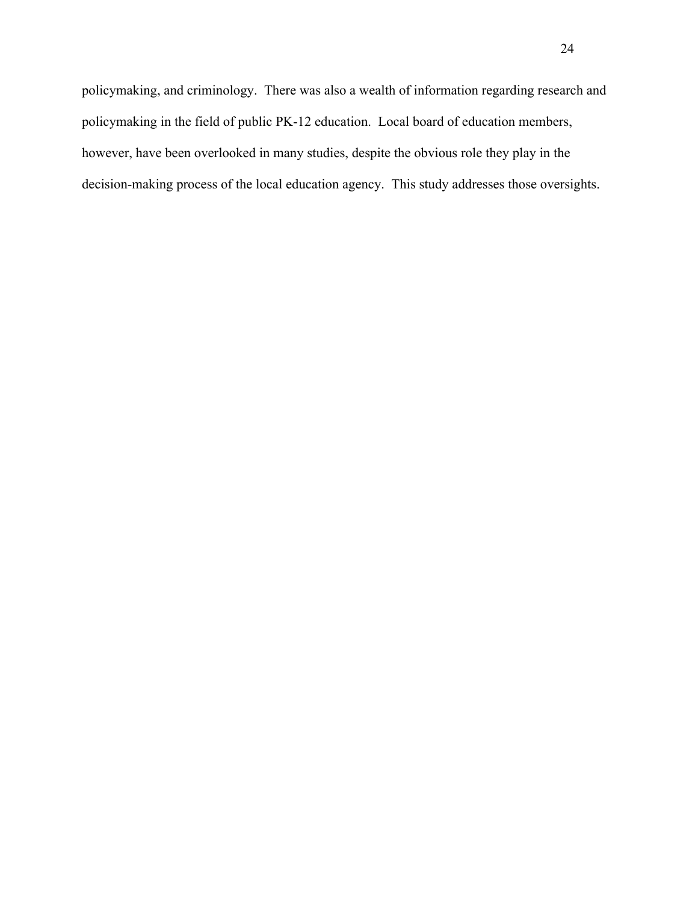policymaking, and criminology. There was also a wealth of information regarding research and policymaking in the field of public PK-12 education. Local board of education members, however, have been overlooked in many studies, despite the obvious role they play in the decision-making process of the local education agency. This study addresses those oversights.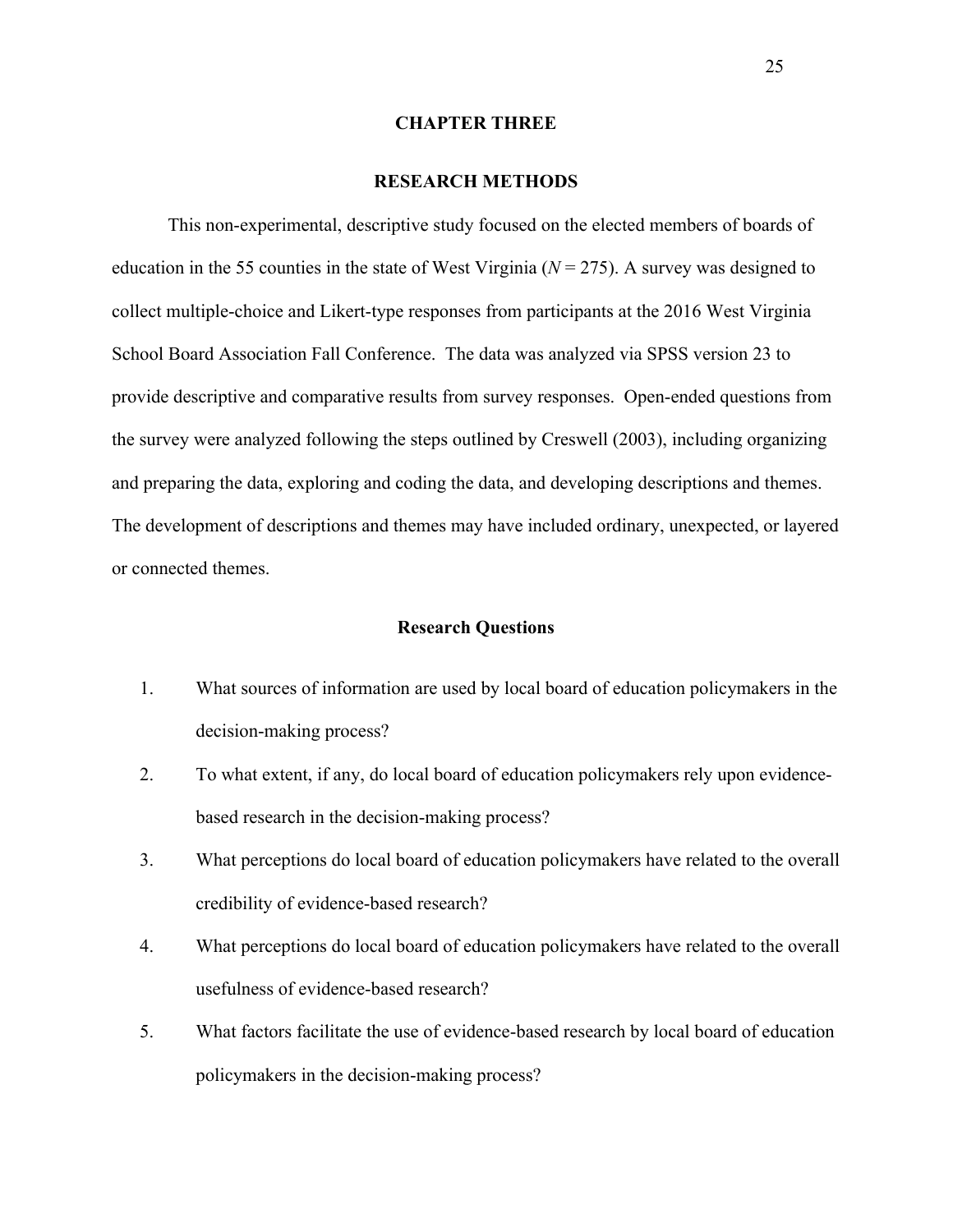# CHAPTER THREE

## RESEARCH METHODS

This non-experimental, descriptive study focused on the elected members of boards of education in the 55 counties in the state of West Virginia ($N = 275$). A survey was designed to collect multiple-choice and Likert-type responses from participants at the 2016 West Virginia School Board Association Fall Conference. The data was analyzed via SPSS version 23 to provide descriptive and comparative results from survey responses. Open-ended questions from the survey were analyzed following the steps outlined by Creswell (2003), including organizing and preparing the data, exploring and coding the data, and developing descriptions and themes. The development of descriptions and themes may have included ordinary, unexpected, or layered or connected themes.

### Research Questions

1. What sources of information are used by local board of education policymakers in the decision-making process?
2. To what extent, if any, do local board of education policymakers rely upon evidence-based research in the decision-making process?
3. What perceptions do local board of education policymakers have related to the overall credibility of evidence-based research?
4. What perceptions do local board of education policymakers have related to the overall usefulness of evidence-based research?
5. What factors facilitate the use of evidence-based research by local board of education policymakers in the decision-making process?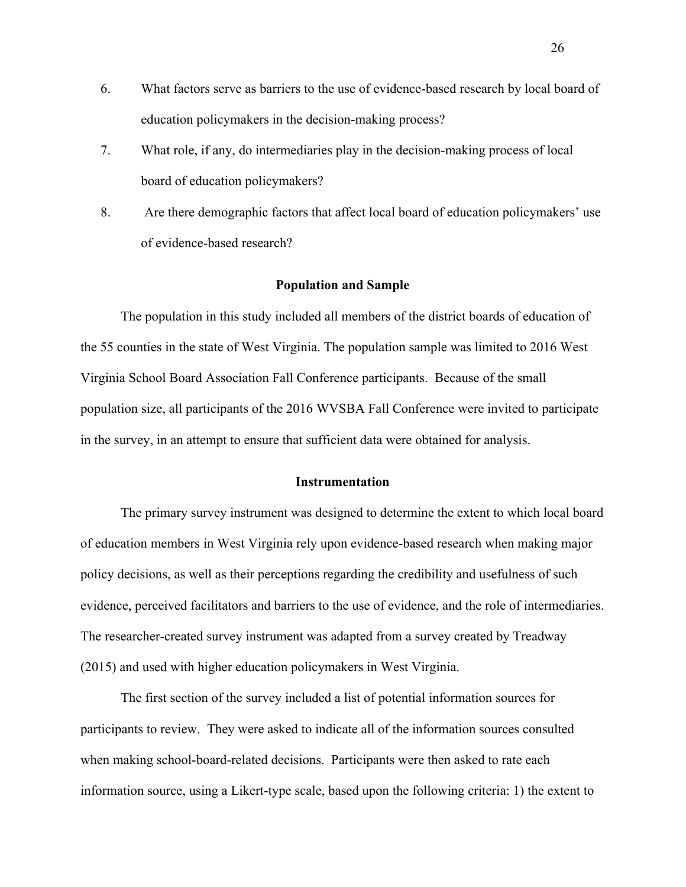6. What factors serve as barriers to the use of evidence-based research by local board of education policymakers in the decision-making process?
7. What role, if any, do intermediaries play in the decision-making process of local board of education policymakers?
8. Are there demographic factors that affect local board of education policymakers' use of evidence-based research?

## Population and Sample

The population in this study included all members of the district boards of education of the 55 counties in the state of West Virginia. The population sample was limited to 2016 West Virginia School Board Association Fall Conference participants. Because of the small population size, all participants of the 2016 WVSBA Fall Conference were invited to participate in the survey, in an attempt to ensure that sufficient data were obtained for analysis.

## Instrumentation

The primary survey instrument was designed to determine the extent to which local board of education members in West Virginia rely upon evidence-based research when making major policy decisions, as well as their perceptions regarding the credibility and usefulness of such evidence, perceived facilitators and barriers to the use of evidence, and the role of intermediaries. The researcher-created survey instrument was adapted from a survey created by Treadway (2015) and used with higher education policymakers in West Virginia.

The first section of the survey included a list of potential information sources for participants to review. They were asked to indicate all of the information sources consulted when making school-board-related decisions. Participants were then asked to rate each information source, using a Likert-type scale, based upon the following criteria: 1) the extent to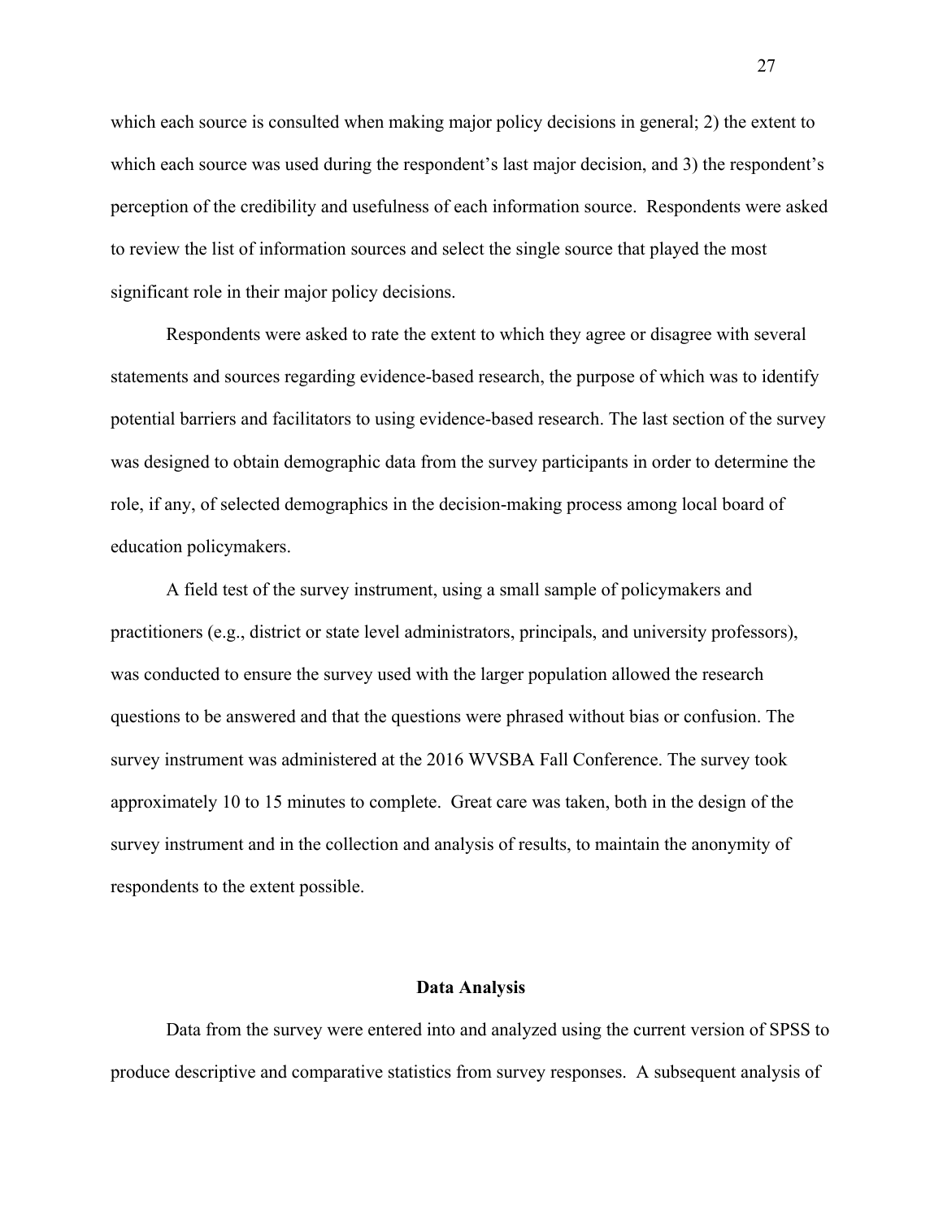which each source is consulted when making major policy decisions in general; 2) the extent to which each source was used during the respondent's last major decision, and 3) the respondent's perception of the credibility and usefulness of each information source. Respondents were asked to review the list of information sources and select the single source that played the most significant role in their major policy decisions.

Respondents were asked to rate the extent to which they agree or disagree with several statements and sources regarding evidence-based research, the purpose of which was to identify potential barriers and facilitators to using evidence-based research. The last section of the survey was designed to obtain demographic data from the survey participants in order to determine the role, if any, of selected demographics in the decision-making process among local board of education policymakers.

A field test of the survey instrument, using a small sample of policymakers and practitioners (e.g., district or state level administrators, principals, and university professors), was conducted to ensure the survey used with the larger population allowed the research questions to be answered and that the questions were phrased without bias or confusion. The survey instrument was administered at the 2016 WVSBA Fall Conference. The survey took approximately 10 to 15 minutes to complete. Great care was taken, both in the design of the survey instrument and in the collection and analysis of results, to maintain the anonymity of respondents to the extent possible.

## Data Analysis

Data from the survey were entered into and analyzed using the current version of SPSS to produce descriptive and comparative statistics from survey responses. A subsequent analysis of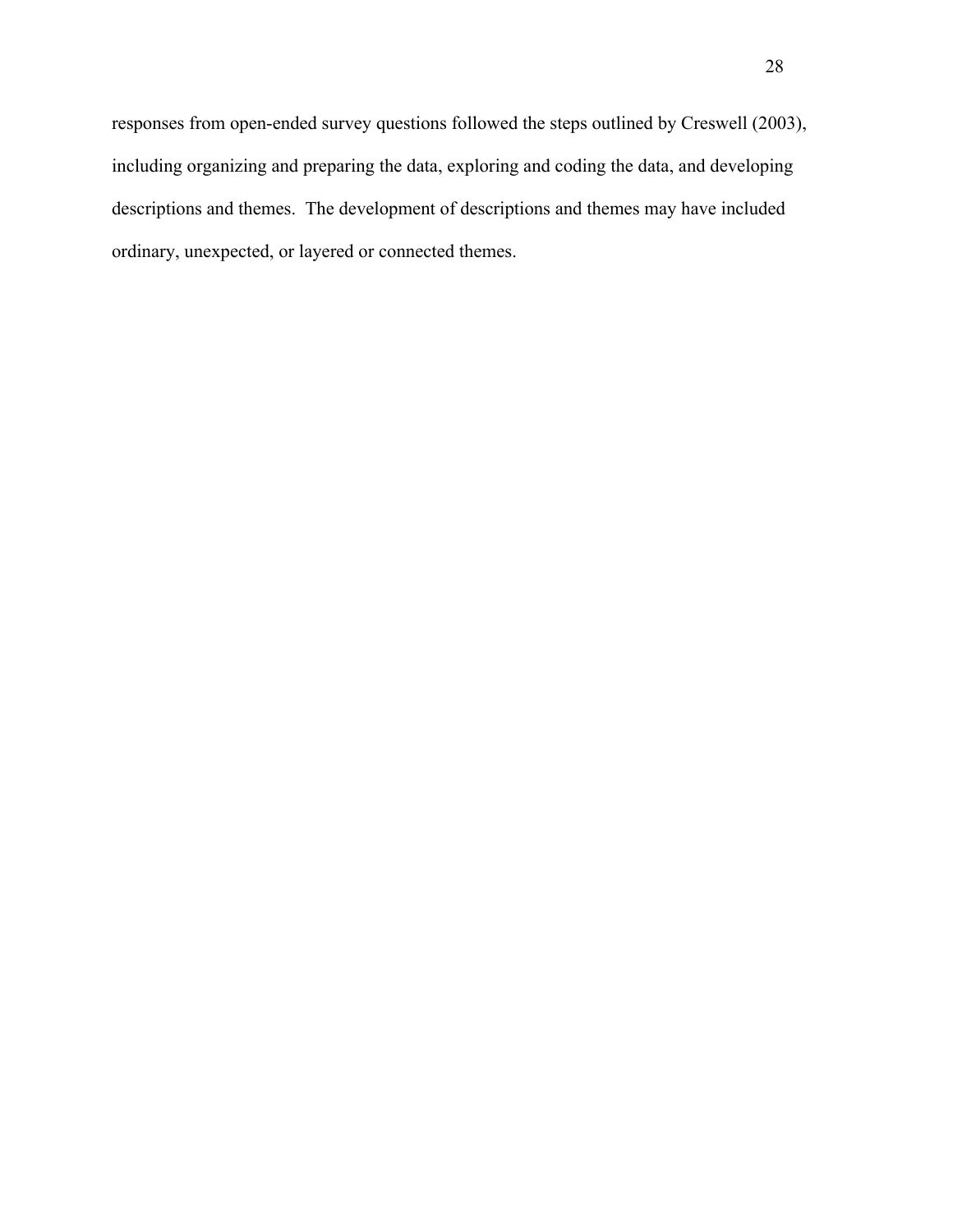responses from open-ended survey questions followed the steps outlined by Creswell (2003), including organizing and preparing the data, exploring and coding the data, and developing descriptions and themes. The development of descriptions and themes may have included ordinary, unexpected, or layered or connected themes.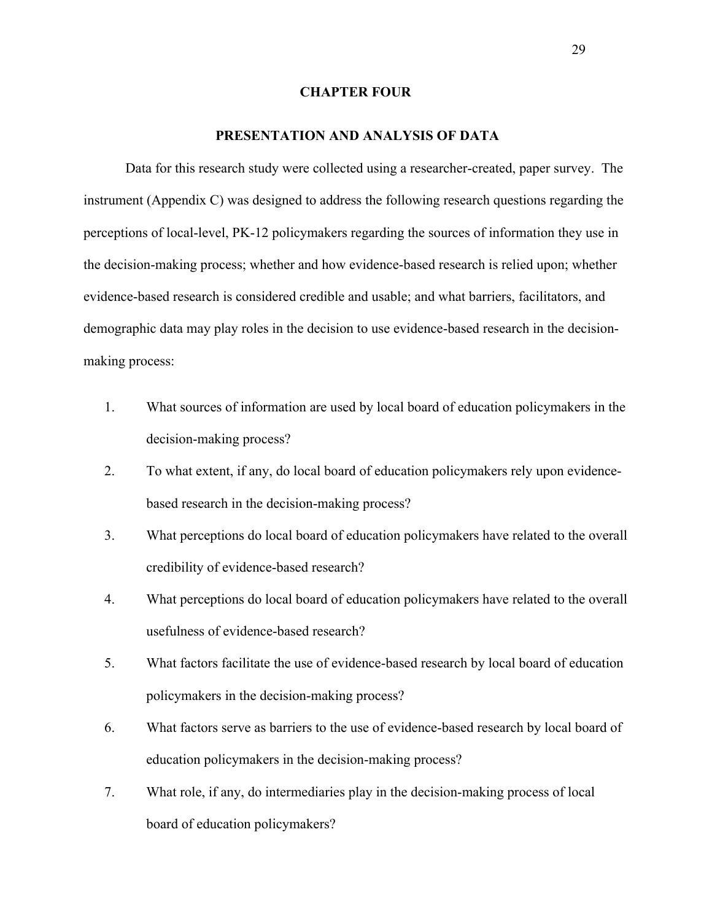# CHAPTER FOUR

## PRESENTATION AND ANALYSIS OF DATA

Data for this research study were collected using a researcher-created, paper survey. The instrument (Appendix C) was designed to address the following research questions regarding the perceptions of local-level, PK-12 policymakers regarding the sources of information they use in the decision-making process; whether and how evidence-based research is relied upon; whether evidence-based research is considered credible and usable; and what barriers, facilitators, and demographic data may play roles in the decision to use evidence-based research in the decision-making process:

1. What sources of information are used by local board of education policymakers in the decision-making process?
2. To what extent, if any, do local board of education policymakers rely upon evidence-based research in the decision-making process?
3. What perceptions do local board of education policymakers have related to the overall credibility of evidence-based research?
4. What perceptions do local board of education policymakers have related to the overall usefulness of evidence-based research?
5. What factors facilitate the use of evidence-based research by local board of education policymakers in the decision-making process?
6. What factors serve as barriers to the use of evidence-based research by local board of education policymakers in the decision-making process?
7. What role, if any, do intermediaries play in the decision-making process of local board of education policymakers?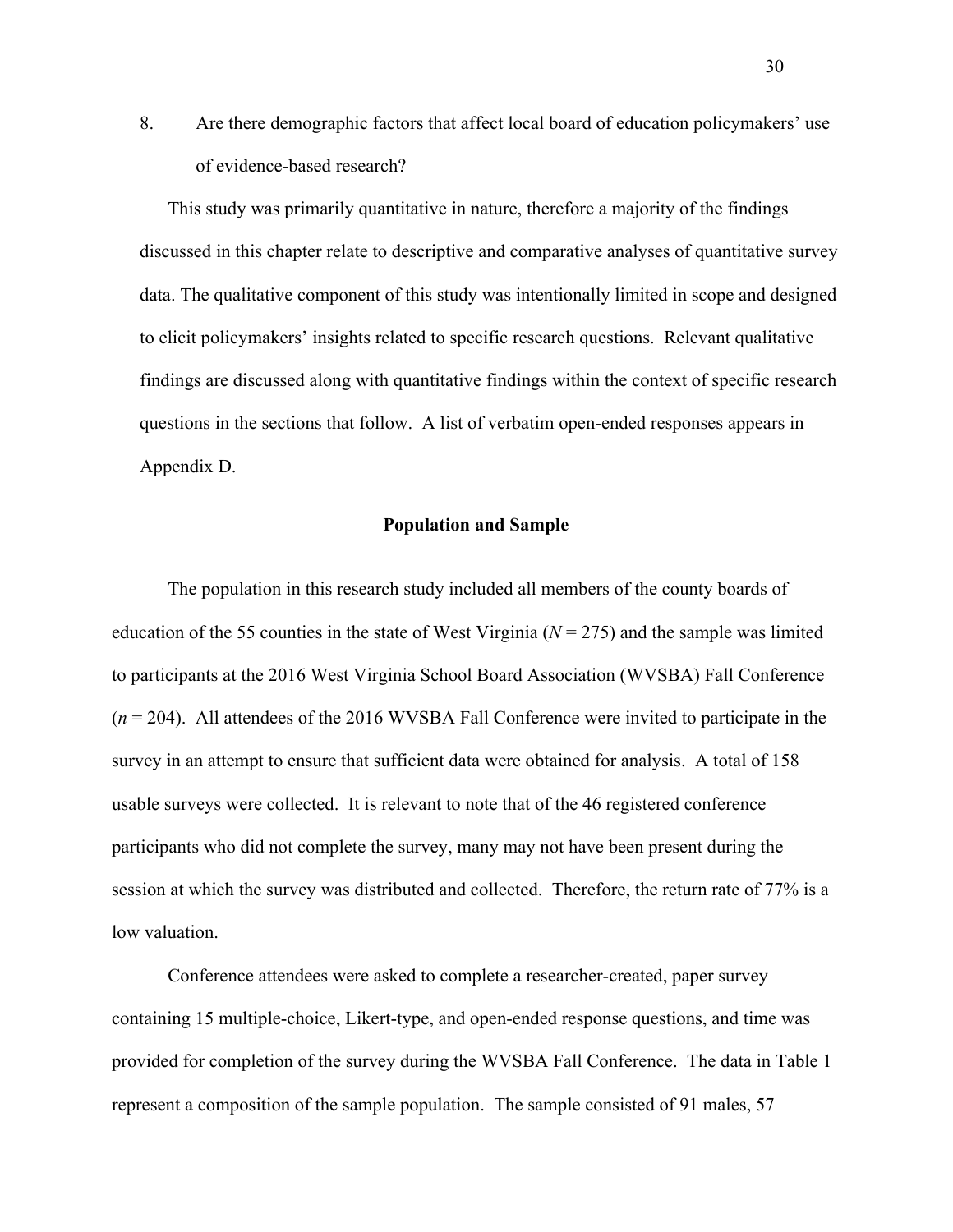8. Are there demographic factors that affect local board of education policymakers' use of evidence-based research?

This study was primarily quantitative in nature, therefore a majority of the findings discussed in this chapter relate to descriptive and comparative analyses of quantitative survey data. The qualitative component of this study was intentionally limited in scope and designed to elicit policymakers' insights related to specific research questions. Relevant qualitative findings are discussed along with quantitative findings within the context of specific research questions in the sections that follow. A list of verbatim open-ended responses appears in Appendix D.

## Population and Sample

The population in this research study included all members of the county boards of education of the 55 counties in the state of West Virginia (*N* = 275) and the sample was limited to participants at the 2016 West Virginia School Board Association (WVSBA) Fall Conference (*n* = 204). All attendees of the 2016 WVSBA Fall Conference were invited to participate in the survey in an attempt to ensure that sufficient data were obtained for analysis. A total of 158 usable surveys were collected. It is relevant to note that of the 46 registered conference participants who did not complete the survey, many may not have been present during the session at which the survey was distributed and collected. Therefore, the return rate of 77% is a low valuation.

Conference attendees were asked to complete a researcher-created, paper survey containing 15 multiple-choice, Likert-type, and open-ended response questions, and time was provided for completion of the survey during the WVSBA Fall Conference. The data in Table 1 represent a composition of the sample population. The sample consisted of 91 males, 57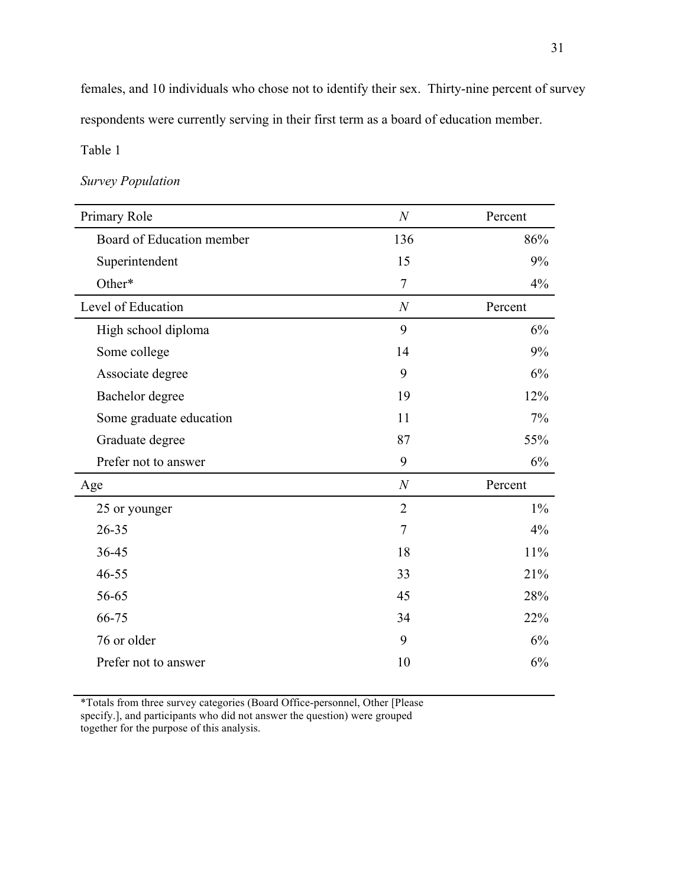females, and 10 individuals who chose not to identify their sex. Thirty-nine percent of survey respondents were currently serving in their first term as a board of education member.

Table 1

*Survey Population*

| Primary Role | *N* | Percent |
|---|---|---|
| Board of Education member | 136 | 86% |
| Superintendent | 15 | 9% |
| Other* | 7 | 4% |
| **Level of Education** | ***N*** | **Percent** |
| High school diploma | 9 | 6% |
| Some college | 14 | 9% |
| Associate degree | 9 | 6% |
| Bachelor degree | 19 | 12% |
| Some graduate education | 11 | 7% |
| Graduate degree | 87 | 55% |
| Prefer not to answer | 9 | 6% |
| **Age** | ***N*** | **Percent** |
| 25 or younger | 2 | 1% |
| 26-35 | 7 | 4% |
| 36-45 | 18 | 11% |
| 46-55 | 33 | 21% |
| 56-65 | 45 | 28% |
| 66-75 | 34 | 22% |
| 76 or older | 9 | 6% |
| Prefer not to answer | 10 | 6% |

*Totals from three survey categories (Board Office-personnel, Other [Please specify.], and participants who did not answer the question) were grouped together for the purpose of this analysis.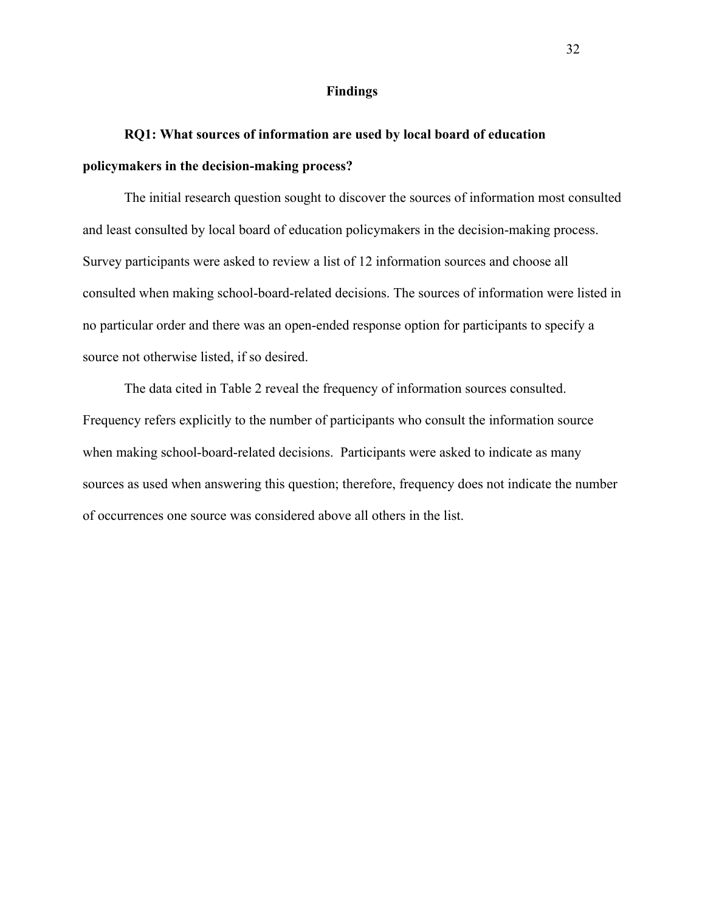## Findings

### RQ1: What sources of information are used by local board of education policymakers in the decision-making process?

The initial research question sought to discover the sources of information most consulted and least consulted by local board of education policymakers in the decision-making process. Survey participants were asked to review a list of 12 information sources and choose all consulted when making school-board-related decisions. The sources of information were listed in no particular order and there was an open-ended response option for participants to specify a source not otherwise listed, if so desired.

The data cited in Table 2 reveal the frequency of information sources consulted. Frequency refers explicitly to the number of participants who consult the information source when making school-board-related decisions. Participants were asked to indicate as many sources as used when answering this question; therefore, frequency does not indicate the number of occurrences one source was considered above all others in the list.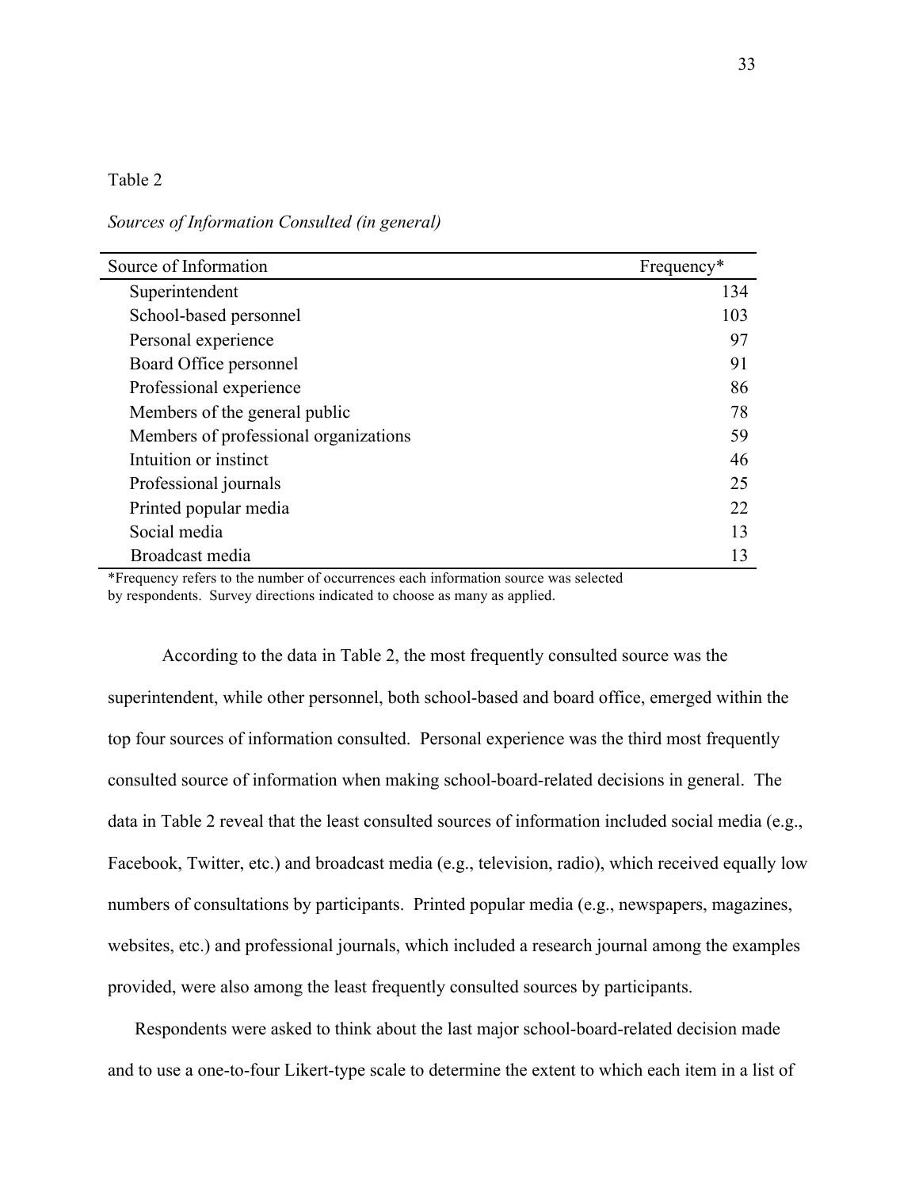Table 2

*Sources of Information Consulted (in general)*

| Source of Information | Frequency* |
|---|---|
| Superintendent | 134 |
| School-based personnel | 103 |
| Personal experience | 97 |
| Board Office personnel | 91 |
| Professional experience | 86 |
| Members of the general public | 78 |
| Members of professional organizations | 59 |
| Intuition or instinct | 46 |
| Professional journals | 25 |
| Printed popular media | 22 |
| Social media | 13 |
| Broadcast media | 13 |

*Frequency refers to the number of occurrences each information source was selected by respondents. Survey directions indicated to choose as many as applied.

According to the data in Table 2, the most frequently consulted source was the superintendent, while other personnel, both school-based and board office, emerged within the top four sources of information consulted. Personal experience was the third most frequently consulted source of information when making school-board-related decisions in general. The data in Table 2 reveal that the least consulted sources of information included social media (e.g., Facebook, Twitter, etc.) and broadcast media (e.g., television, radio), which received equally low numbers of consultations by participants. Printed popular media (e.g., newspapers, magazines, websites, etc.) and professional journals, which included a research journal among the examples provided, were also among the least frequently consulted sources by participants.

Respondents were asked to think about the last major school-board-related decision made and to use a one-to-four Likert-type scale to determine the extent to which each item in a list of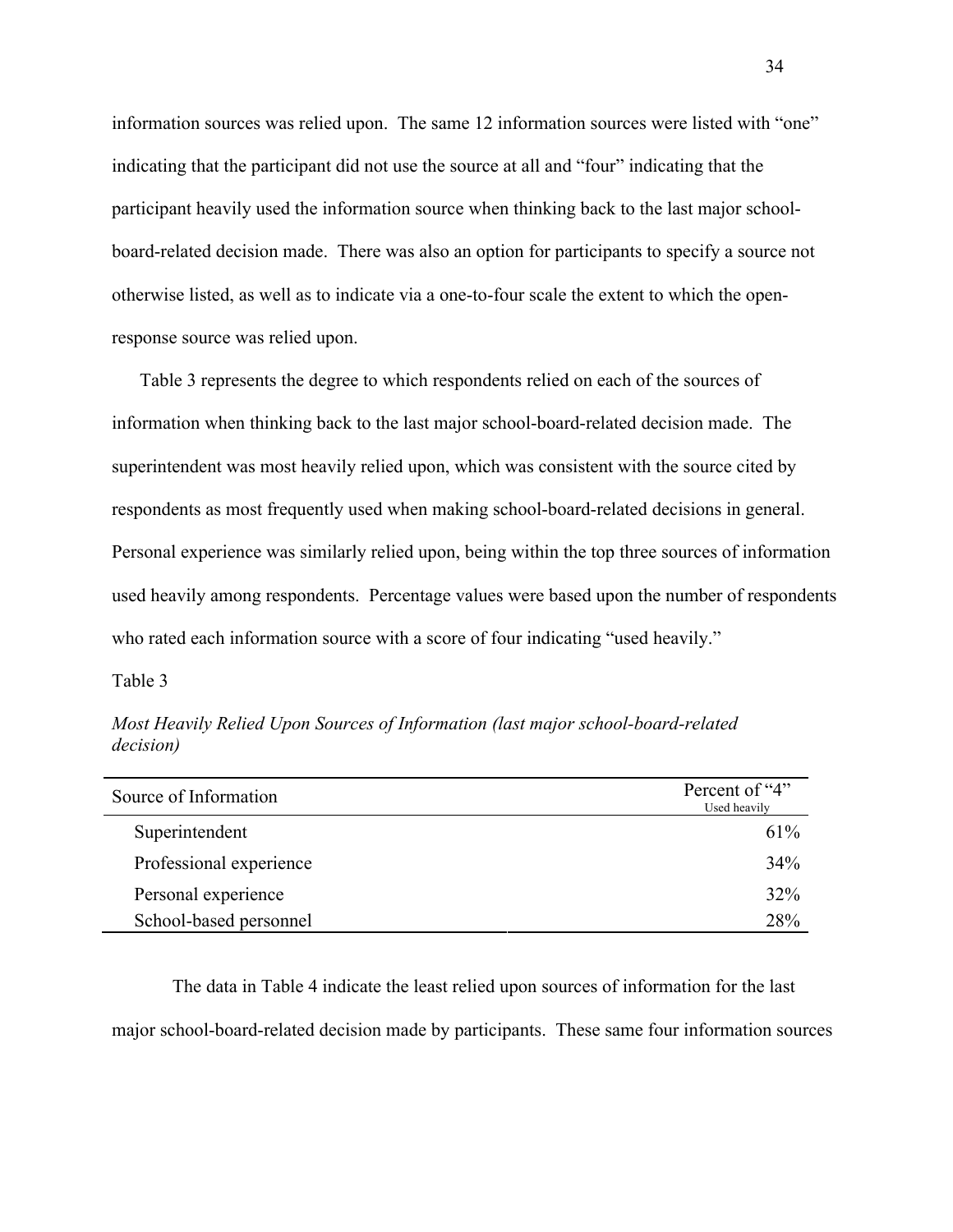information sources was relied upon. The same 12 information sources were listed with "one" indicating that the participant did not use the source at all and "four" indicating that the participant heavily used the information source when thinking back to the last major school-board-related decision made. There was also an option for participants to specify a source not otherwise listed, as well as to indicate via a one-to-four scale the extent to which the open-response source was relied upon.

Table 3 represents the degree to which respondents relied on each of the sources of information when thinking back to the last major school-board-related decision made. The superintendent was most heavily relied upon, which was consistent with the source cited by respondents as most frequently used when making school-board-related decisions in general. Personal experience was similarly relied upon, being within the top three sources of information used heavily among respondents. Percentage values were based upon the number of respondents who rated each information source with a score of four indicating "used heavily."

Table 3

*Most Heavily Relied Upon Sources of Information (last major school-board-related decision)*

| Source of Information | Percent of "4" Used heavily |
|---|---|
| Superintendent | 61% |
| Professional experience | 34% |
| Personal experience | 32% |
| School-based personnel | 28% |

The data in Table 4 indicate the least relied upon sources of information for the last major school-board-related decision made by participants. These same four information sources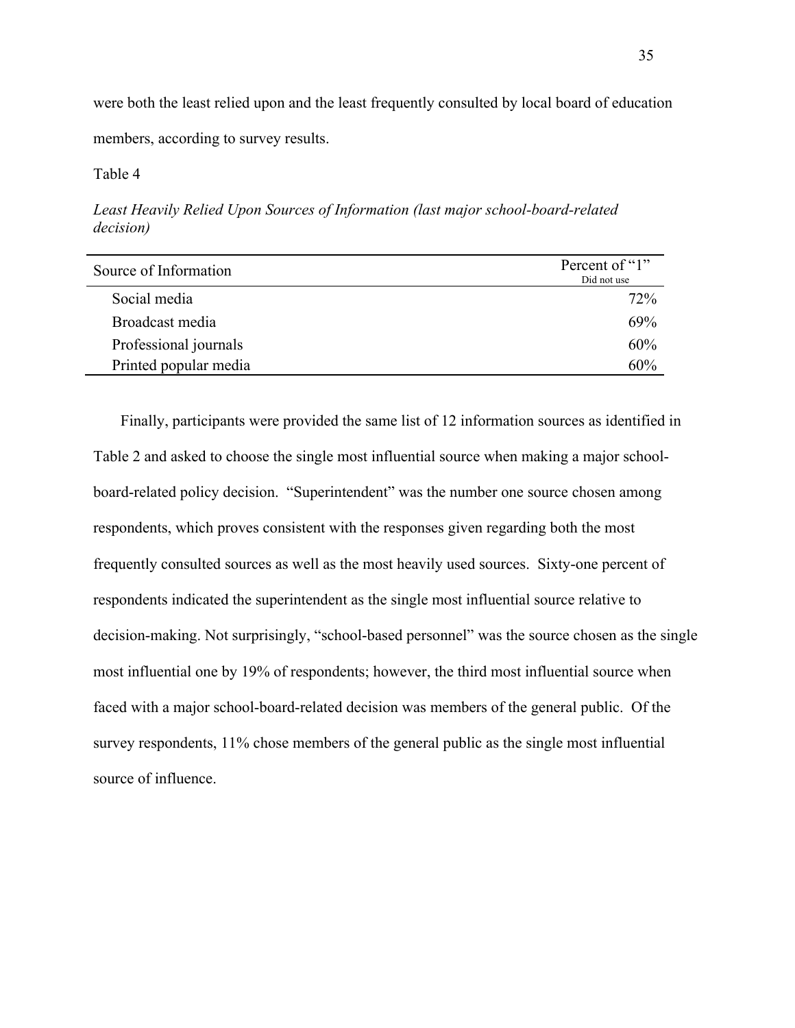were both the least relied upon and the least frequently consulted by local board of education members, according to survey results.

Table 4

*Least Heavily Relied Upon Sources of Information (last major school-board-related decision)*

| Source of Information | Percent of "1" Did not use |
|---|---:|
| Social media | 72% |
| Broadcast media | 69% |
| Professional journals | 60% |
| Printed popular media | 60% |

Finally, participants were provided the same list of 12 information sources as identified in Table 2 and asked to choose the single most influential source when making a major school-board-related policy decision. "Superintendent" was the number one source chosen among respondents, which proves consistent with the responses given regarding both the most frequently consulted sources as well as the most heavily used sources. Sixty-one percent of respondents indicated the superintendent as the single most influential source relative to decision-making. Not surprisingly, "school-based personnel" was the source chosen as the single most influential one by 19% of respondents; however, the third most influential source when faced with a major school-board-related decision was members of the general public. Of the survey respondents, 11% chose members of the general public as the single most influential source of influence.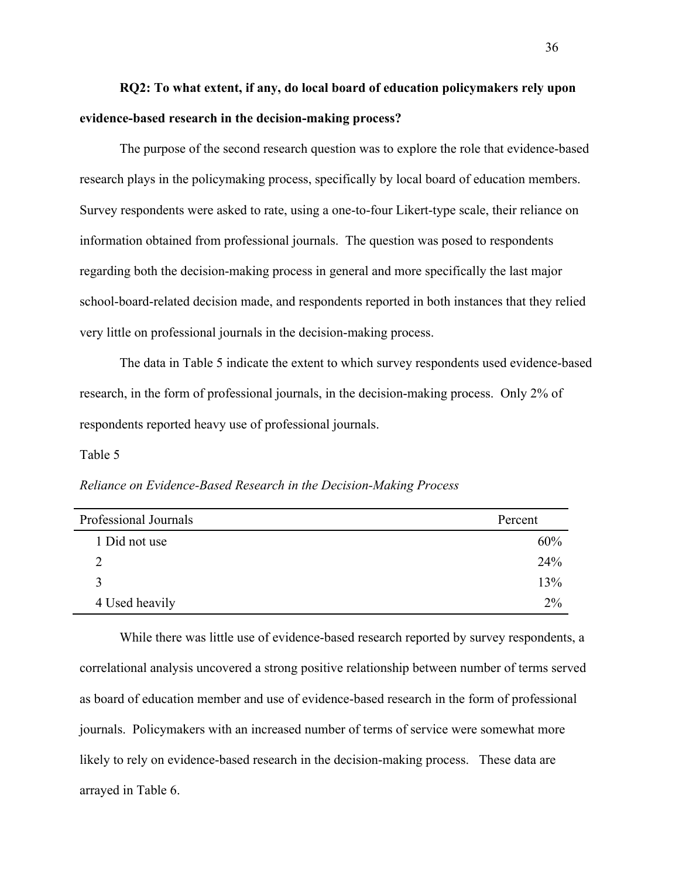**RQ2: To what extent, if any, do local board of education policymakers rely upon evidence-based research in the decision-making process?**

The purpose of the second research question was to explore the role that evidence-based research plays in the policymaking process, specifically by local board of education members. Survey respondents were asked to rate, using a one-to-four Likert-type scale, their reliance on information obtained from professional journals. The question was posed to respondents regarding both the decision-making process in general and more specifically the last major school-board-related decision made, and respondents reported in both instances that they relied very little on professional journals in the decision-making process.

The data in Table 5 indicate the extent to which survey respondents used evidence-based research, in the form of professional journals, in the decision-making process. Only 2% of respondents reported heavy use of professional journals.

Table 5

*Reliance on Evidence-Based Research in the Decision-Making Process*

| Professional Journals | Percent |
|---|---|
| 1 Did not use | 60% |
| 2 | 24% |
| 3 | 13% |
| 4 Used heavily | 2% |

While there was little use of evidence-based research reported by survey respondents, a correlational analysis uncovered a strong positive relationship between number of terms served as board of education member and use of evidence-based research in the form of professional journals. Policymakers with an increased number of terms of service were somewhat more likely to rely on evidence-based research in the decision-making process. These data are arrayed in Table 6.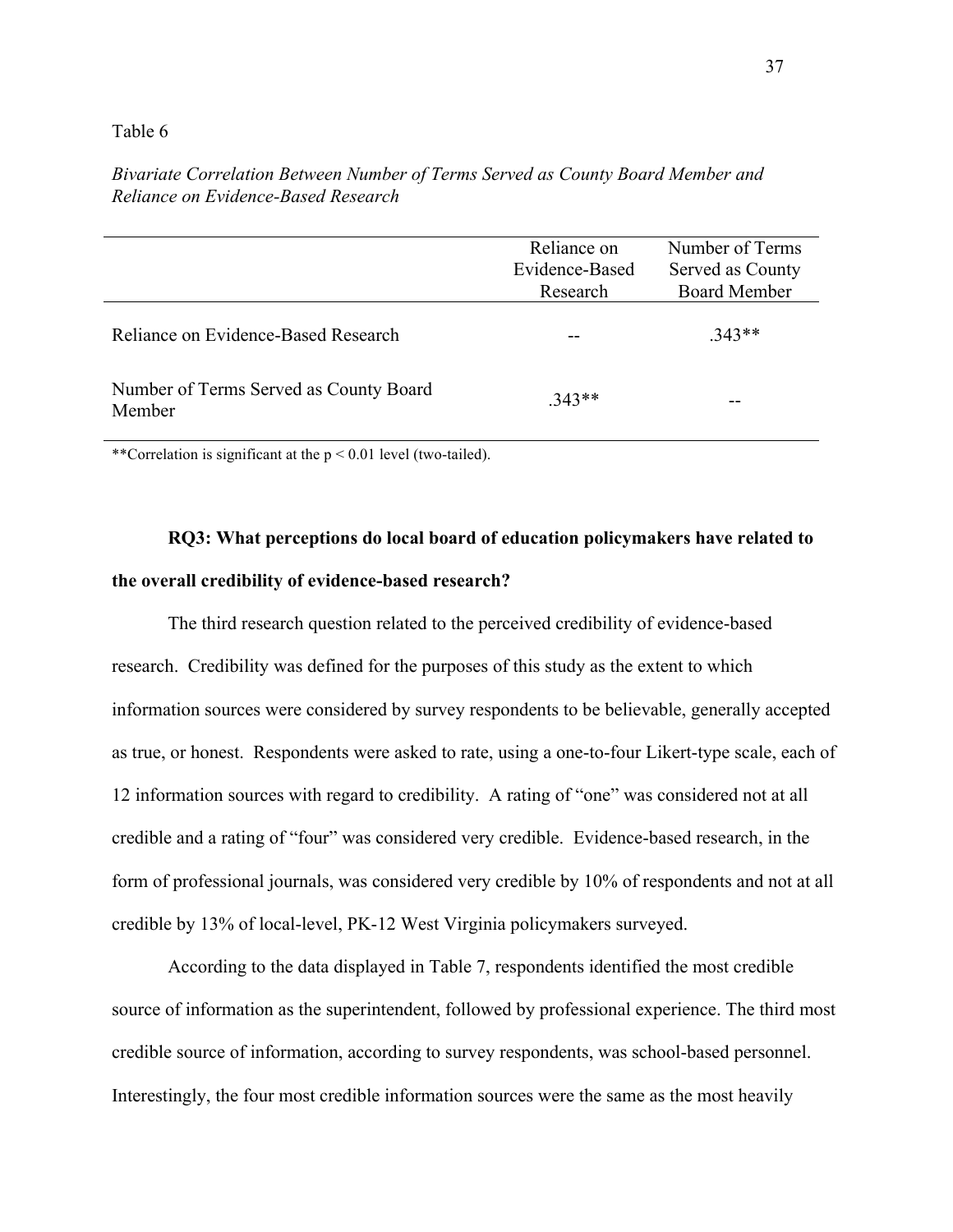Table 6

*Bivariate Correlation Between Number of Terms Served as County Board Member and Reliance on Evidence-Based Research*

| | Reliance on Evidence-Based Research | Number of Terms Served as County Board Member |
|---|---|---|
| Reliance on Evidence-Based Research | -- | .343** |
| Number of Terms Served as County Board Member | .343** | -- |

**Correlation is significant at the $p < 0.01$ level (two-tailed).

**RQ3: What perceptions do local board of education policymakers have related to the overall credibility of evidence-based research?**

The third research question related to the perceived credibility of evidence-based research. Credibility was defined for the purposes of this study as the extent to which information sources were considered by survey respondents to be believable, generally accepted as true, or honest. Respondents were asked to rate, using a one-to-four Likert-type scale, each of 12 information sources with regard to credibility. A rating of "one" was considered not at all credible and a rating of "four" was considered very credible. Evidence-based research, in the form of professional journals, was considered very credible by 10% of respondents and not at all credible by 13% of local-level, PK-12 West Virginia policymakers surveyed.

According to the data displayed in Table 7, respondents identified the most credible source of information as the superintendent, followed by professional experience. The third most credible source of information, according to survey respondents, was school-based personnel. Interestingly, the four most credible information sources were the same as the most heavily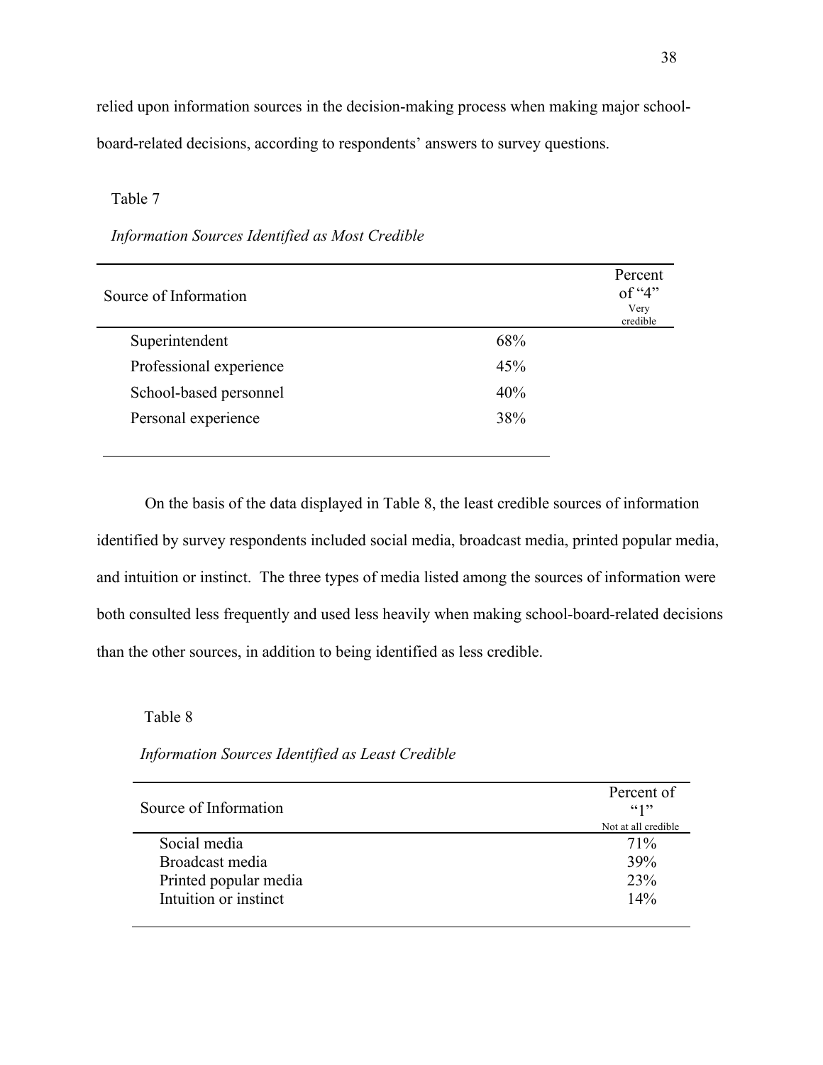relied upon information sources in the decision-making process when making major school-board-related decisions, according to respondents' answers to survey questions.

Table 7

*Information Sources Identified as Most Credible*

| Source of Information | Percent of "4" Very credible |
|---|---|
| Superintendent | 68% |
| Professional experience | 45% |
| School-based personnel | 40% |
| Personal experience | 38% |

On the basis of the data displayed in Table 8, the least credible sources of information identified by survey respondents included social media, broadcast media, printed popular media, and intuition or instinct. The three types of media listed among the sources of information were both consulted less frequently and used less heavily when making school-board-related decisions than the other sources, in addition to being identified as less credible.

Table 8

*Information Sources Identified as Least Credible*

| Source of Information | Percent of "1" Not at all credible |
|---|---|
| Social media | 71% |
| Broadcast media | 39% |
| Printed popular media | 23% |
| Intuition or instinct | 14% |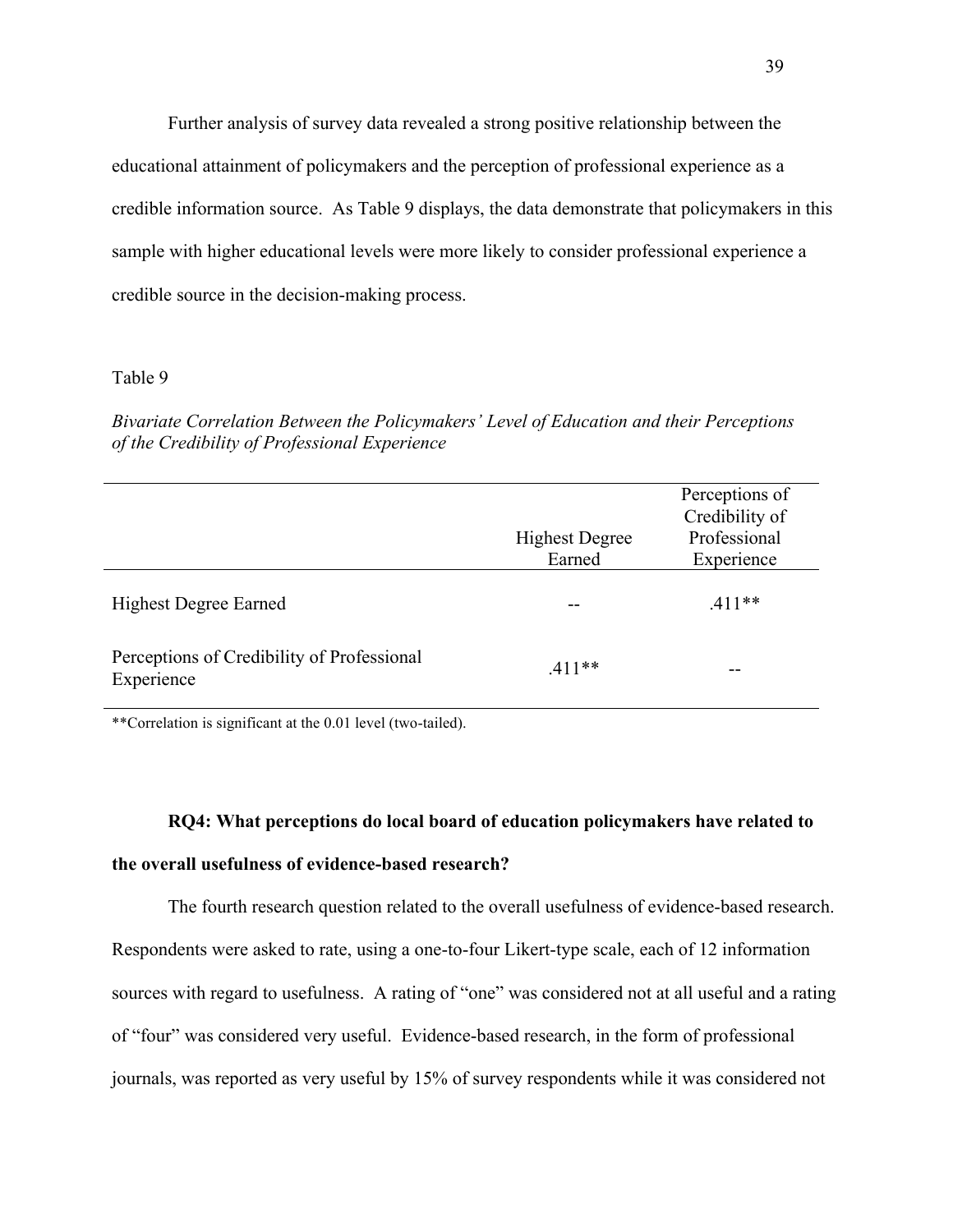Further analysis of survey data revealed a strong positive relationship between the educational attainment of policymakers and the perception of professional experience as a credible information source. As Table 9 displays, the data demonstrate that policymakers in this sample with higher educational levels were more likely to consider professional experience a credible source in the decision-making process.

Table 9

*Bivariate Correlation Between the Policymakers' Level of Education and their Perceptions of the Credibility of Professional Experience*

| | Highest Degree Earned | Perceptions of Credibility of Professional Experience |
|---|---|---|
| Highest Degree Earned | -- | .411** |
| Perceptions of Credibility of Professional Experience | .411** | -- |

**Correlation is significant at the 0.01 level (two-tailed).

**RQ4: What perceptions do local board of education policymakers have related to the overall usefulness of evidence-based research?**

The fourth research question related to the overall usefulness of evidence-based research. Respondents were asked to rate, using a one-to-four Likert-type scale, each of 12 information sources with regard to usefulness. A rating of "one" was considered not at all useful and a rating of "four" was considered very useful. Evidence-based research, in the form of professional journals, was reported as very useful by 15% of survey respondents while it was considered not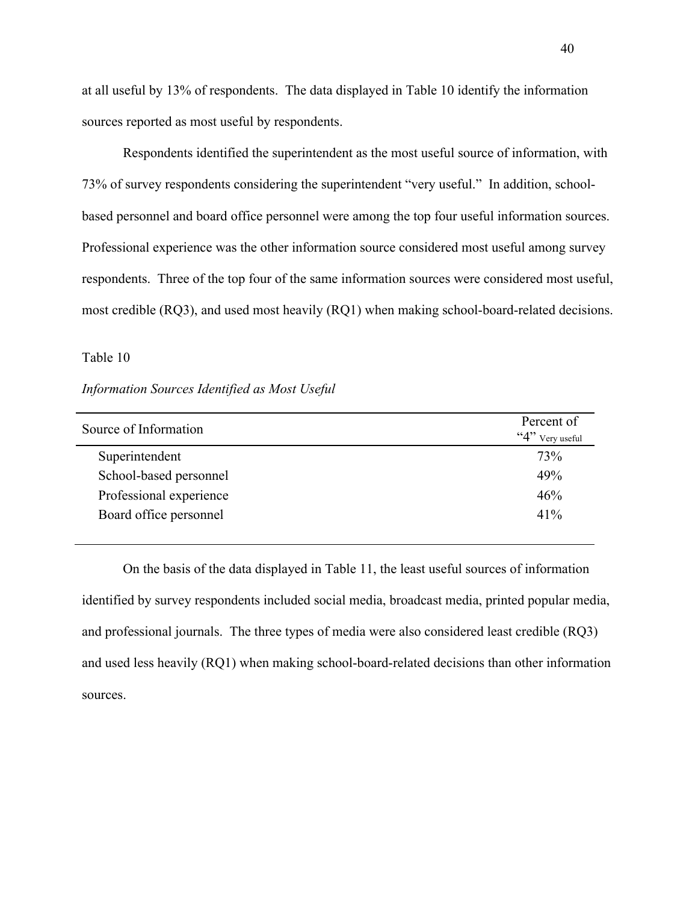at all useful by 13% of respondents. The data displayed in Table 10 identify the information sources reported as most useful by respondents.

Respondents identified the superintendent as the most useful source of information, with 73% of survey respondents considering the superintendent "very useful." In addition, school-based personnel and board office personnel were among the top four useful information sources. Professional experience was the other information source considered most useful among survey respondents. Three of the top four of the same information sources were considered most useful, most credible (RQ3), and used most heavily (RQ1) when making school-board-related decisions.

Table 10

*Information Sources Identified as Most Useful*

| Source of Information | Percent of "4" Very useful |
|---|---|
| Superintendent | 73% |
| School-based personnel | 49% |
| Professional experience | 46% |
| Board office personnel | 41% |

On the basis of the data displayed in Table 11, the least useful sources of information identified by survey respondents included social media, broadcast media, printed popular media, and professional journals. The three types of media were also considered least credible (RQ3) and used less heavily (RQ1) when making school-board-related decisions than other information sources.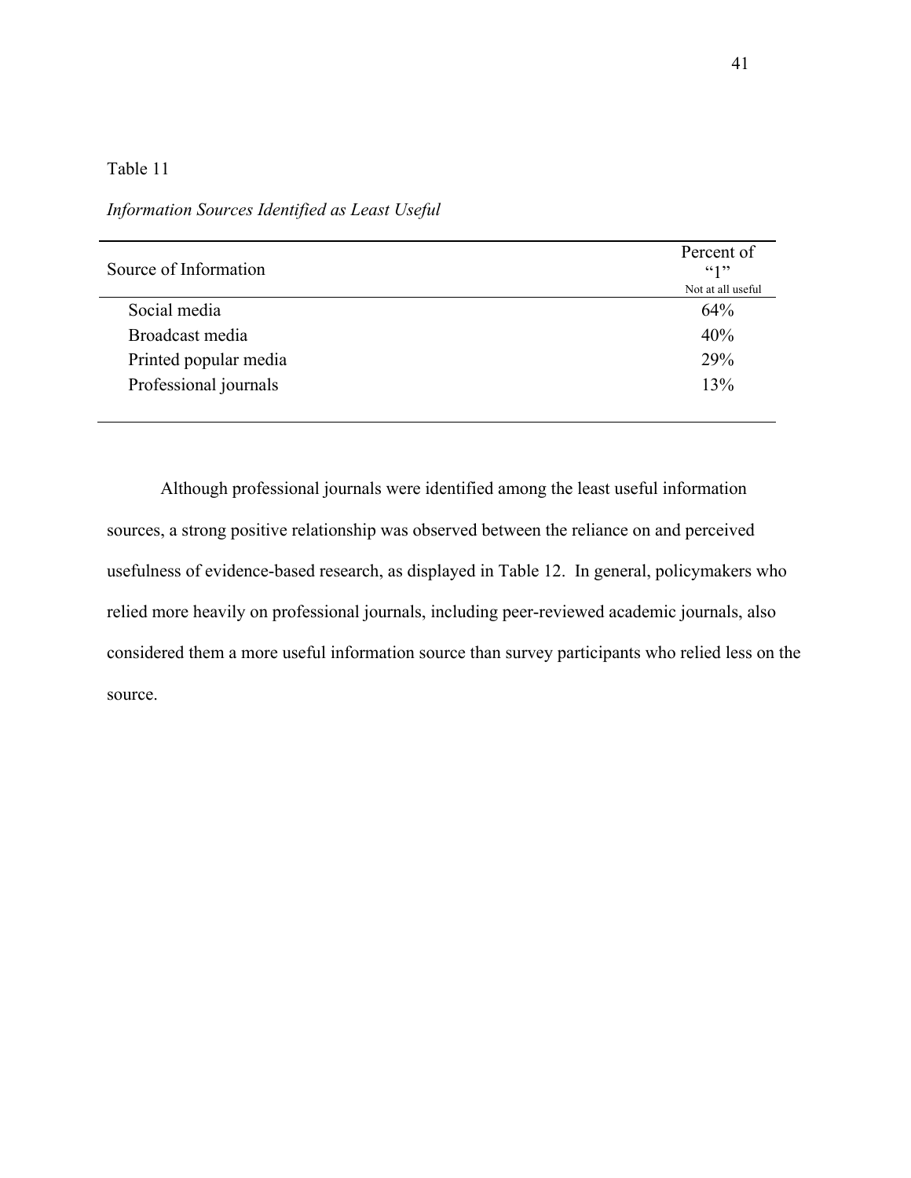Table 11

*Information Sources Identified as Least Useful*

| Source of Information | Percent of "1" Not at all useful |
|---|---|
| Social media | 64% |
| Broadcast media | 40% |
| Printed popular media | 29% |
| Professional journals | 13% |

Although professional journals were identified among the least useful information sources, a strong positive relationship was observed between the reliance on and perceived usefulness of evidence-based research, as displayed in Table 12. In general, policymakers who relied more heavily on professional journals, including peer-reviewed academic journals, also considered them a more useful information source than survey participants who relied less on the source.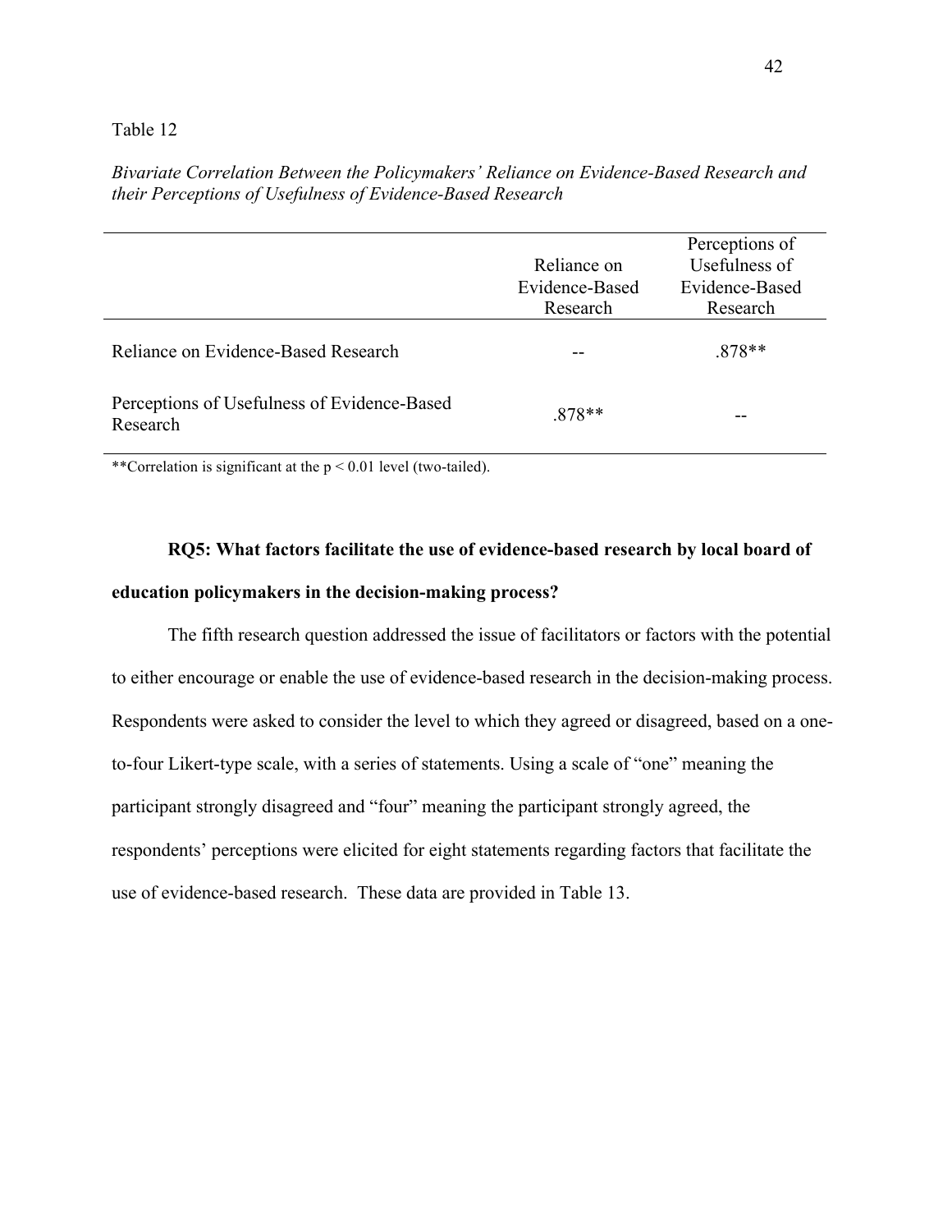Table 12

*Bivariate Correlation Between the Policymakers' Reliance on Evidence-Based Research and their Perceptions of Usefulness of Evidence-Based Research*

| | Reliance on Evidence-Based Research | Perceptions of Usefulness of Evidence-Based Research |
|---|---|---|
| Reliance on Evidence-Based Research | -- | .878** |
| Perceptions of Usefulness of Evidence-Based Research | .878** | -- |

**Correlation is significant at the $p < 0.01$ level (two-tailed).

**RQ5: What factors facilitate the use of evidence-based research by local board of education policymakers in the decision-making process?**

The fifth research question addressed the issue of facilitators or factors with the potential to either encourage or enable the use of evidence-based research in the decision-making process. Respondents were asked to consider the level to which they agreed or disagreed, based on a one-to-four Likert-type scale, with a series of statements. Using a scale of "one" meaning the participant strongly disagreed and "four" meaning the participant strongly agreed, the respondents' perceptions were elicited for eight statements regarding factors that facilitate the use of evidence-based research. These data are provided in Table 13.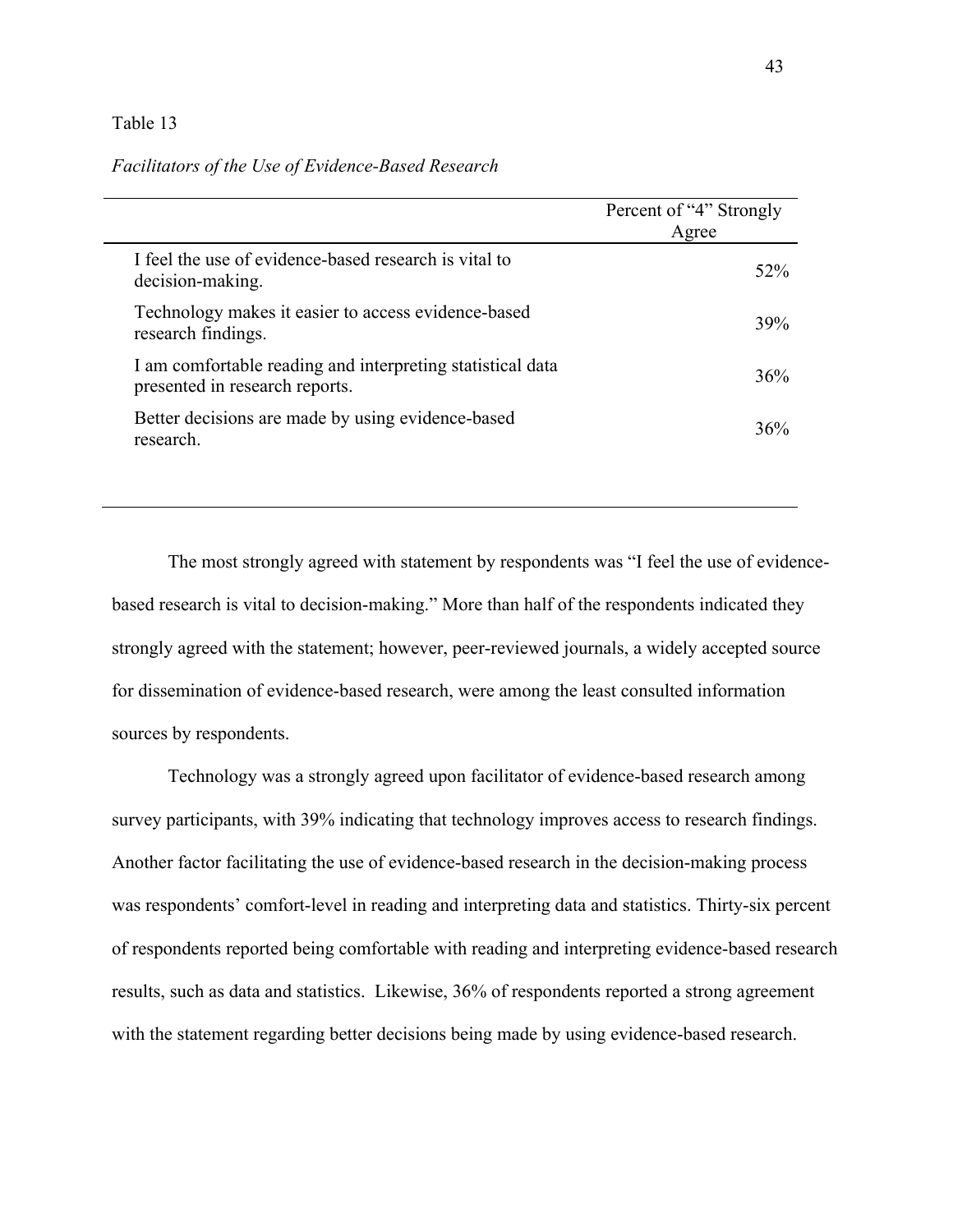Table 13

*Facilitators of the Use of Evidence-Based Research*

| | Percent of "4" Strongly Agree |
|---|---|
| I feel the use of evidence-based research is vital to decision-making. | 52% |
| Technology makes it easier to access evidence-based research findings. | 39% |
| I am comfortable reading and interpreting statistical data presented in research reports. | 36% |
| Better decisions are made by using evidence-based research. | 36% |

The most strongly agreed with statement by respondents was "I feel the use of evidence-based research is vital to decision-making." More than half of the respondents indicated they strongly agreed with the statement; however, peer-reviewed journals, a widely accepted source for dissemination of evidence-based research, were among the least consulted information sources by respondents.

Technology was a strongly agreed upon facilitator of evidence-based research among survey participants, with 39% indicating that technology improves access to research findings. Another factor facilitating the use of evidence-based research in the decision-making process was respondents' comfort-level in reading and interpreting data and statistics. Thirty-six percent of respondents reported being comfortable with reading and interpreting evidence-based research results, such as data and statistics. Likewise, 36% of respondents reported a strong agreement with the statement regarding better decisions being made by using evidence-based research.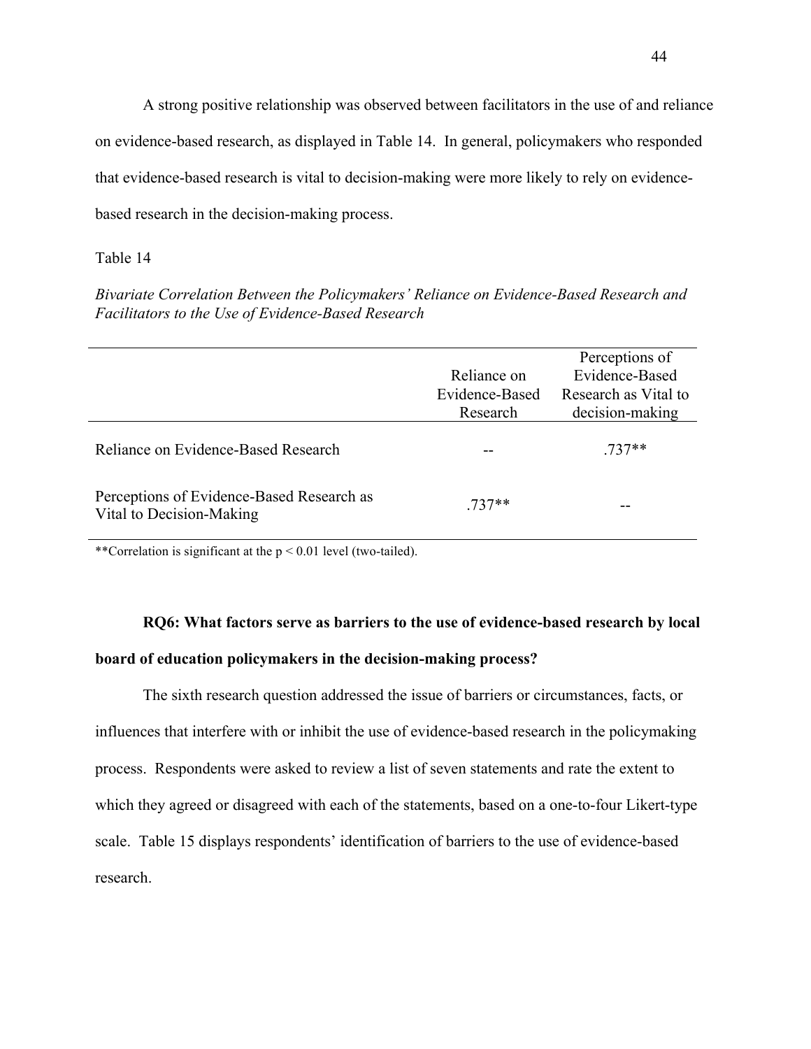A strong positive relationship was observed between facilitators in the use of and reliance on evidence-based research, as displayed in Table 14. In general, policymakers who responded that evidence-based research is vital to decision-making were more likely to rely on evidence-based research in the decision-making process.

Table 14

*Bivariate Correlation Between the Policymakers' Reliance on Evidence-Based Research and Facilitators to the Use of Evidence-Based Research*

| | Reliance on Evidence-Based Research | Perceptions of Evidence-Based Research as Vital to decision-making |
|---|---|---|
| Reliance on Evidence-Based Research | -- | .737** |
| Perceptions of Evidence-Based Research as Vital to Decision-Making | .737** | -- |

**Correlation is significant at the $p < 0.01$ level (two-tailed).

**RQ6: What factors serve as barriers to the use of evidence-based research by local board of education policymakers in the decision-making process?**

The sixth research question addressed the issue of barriers or circumstances, facts, or influences that interfere with or inhibit the use of evidence-based research in the policymaking process. Respondents were asked to review a list of seven statements and rate the extent to which they agreed or disagreed with each of the statements, based on a one-to-four Likert-type scale. Table 15 displays respondents' identification of barriers to the use of evidence-based research.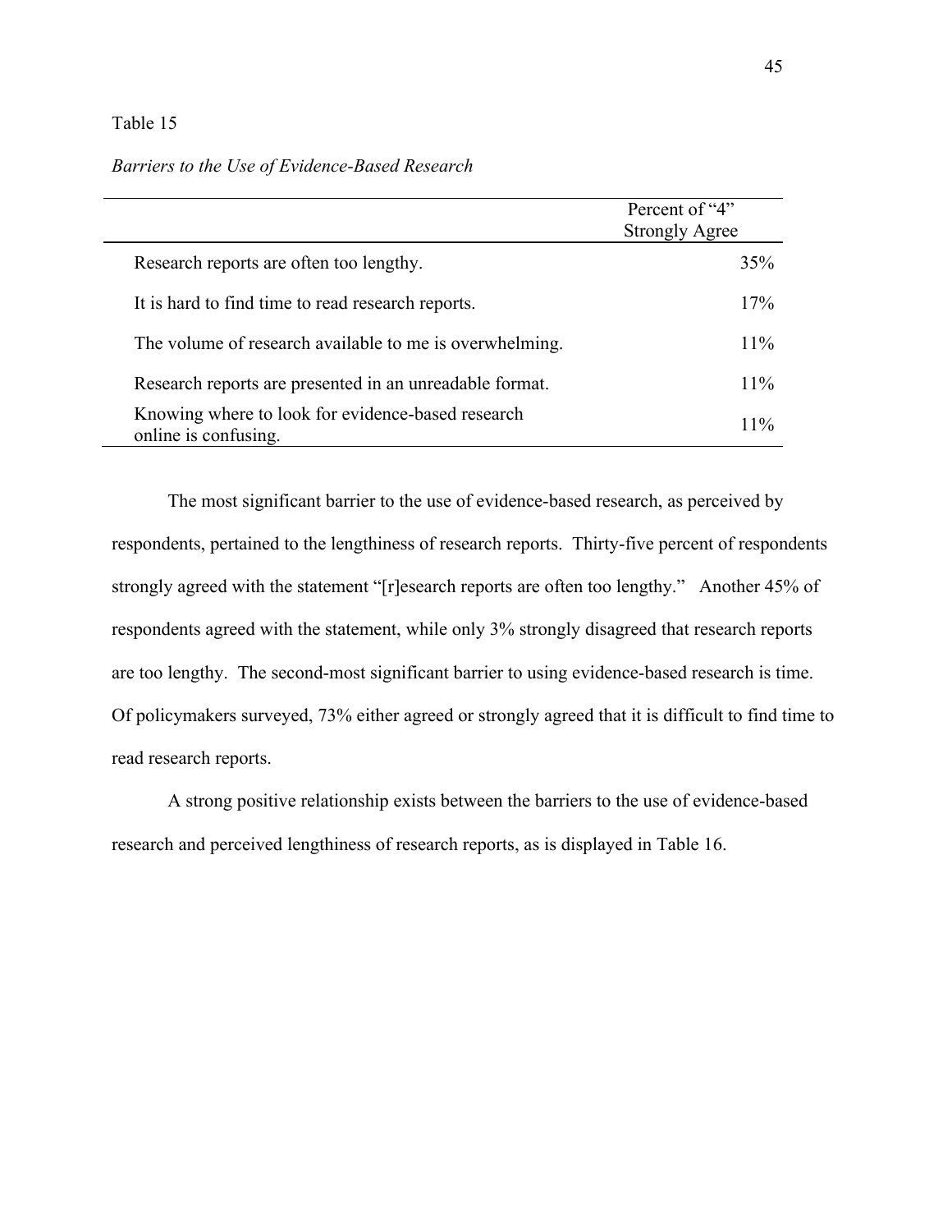Table 15

*Barriers to the Use of Evidence-Based Research*

| | Percent of "4" Strongly Agree |
|---|---|
| Research reports are often too lengthy. | 35% |
| It is hard to find time to read research reports. | 17% |
| The volume of research available to me is overwhelming. | 11% |
| Research reports are presented in an unreadable format. | 11% |
| Knowing where to look for evidence-based research online is confusing. | 11% |

The most significant barrier to the use of evidence-based research, as perceived by respondents, pertained to the lengthiness of research reports. Thirty-five percent of respondents strongly agreed with the statement "[r]esearch reports are often too lengthy." Another 45% of respondents agreed with the statement, while only 3% strongly disagreed that research reports are too lengthy. The second-most significant barrier to using evidence-based research is time. Of policymakers surveyed, 73% either agreed or strongly agreed that it is difficult to find time to read research reports.

A strong positive relationship exists between the barriers to the use of evidence-based research and perceived lengthiness of research reports, as is displayed in Table 16.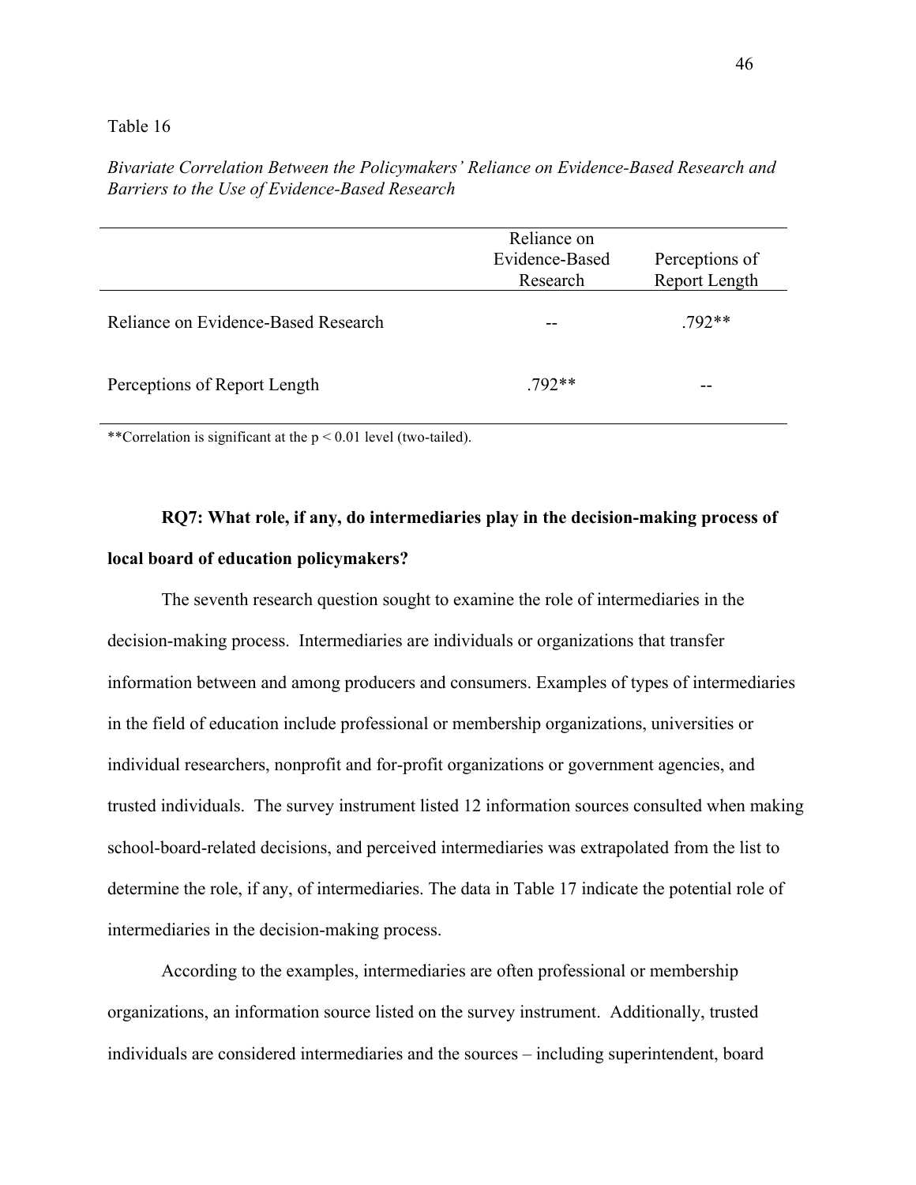Table 16

*Bivariate Correlation Between the Policymakers' Reliance on Evidence-Based Research and Barriers to the Use of Evidence-Based Research*

| | Reliance on Evidence-Based Research | Perceptions of Report Length |
|---|---|---|
| Reliance on Evidence-Based Research | -- | .792** |
| Perceptions of Report Length | .792** | -- |

**Correlation is significant at the $p < 0.01$ level (two-tailed).

**RQ7: What role, if any, do intermediaries play in the decision-making process of local board of education policymakers?**

The seventh research question sought to examine the role of intermediaries in the decision-making process. Intermediaries are individuals or organizations that transfer information between and among producers and consumers. Examples of types of intermediaries in the field of education include professional or membership organizations, universities or individual researchers, nonprofit and for-profit organizations or government agencies, and trusted individuals. The survey instrument listed 12 information sources consulted when making school-board-related decisions, and perceived intermediaries was extrapolated from the list to determine the role, if any, of intermediaries. The data in Table 17 indicate the potential role of intermediaries in the decision-making process.

According to the examples, intermediaries are often professional or membership organizations, an information source listed on the survey instrument. Additionally, trusted individuals are considered intermediaries and the sources – including superintendent, board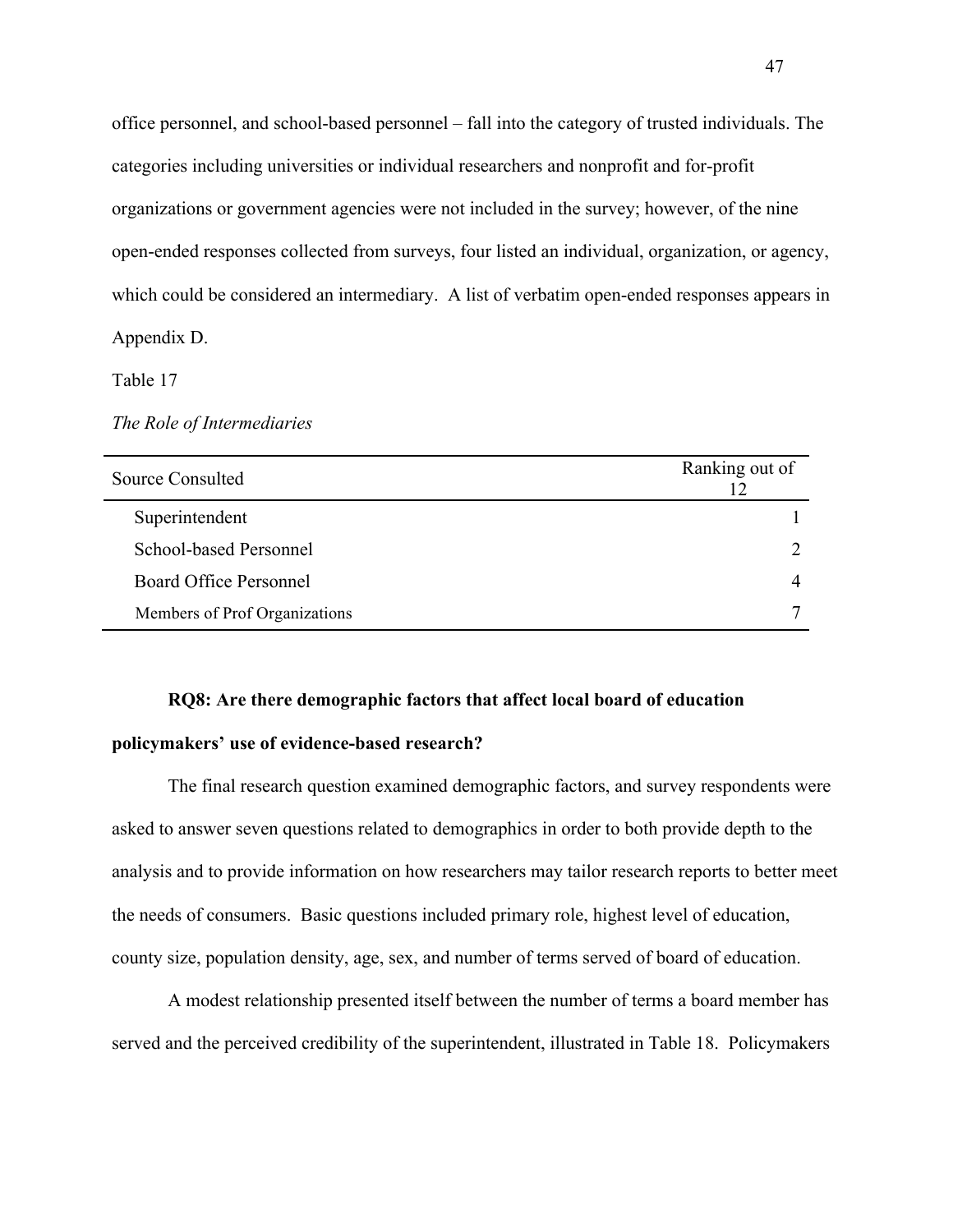office personnel, and school-based personnel – fall into the category of trusted individuals. The categories including universities or individual researchers and nonprofit and for-profit organizations or government agencies were not included in the survey; however, of the nine open-ended responses collected from surveys, four listed an individual, organization, or agency, which could be considered an intermediary. A list of verbatim open-ended responses appears in Appendix D.

Table 17

*The Role of Intermediaries*

| Source Consulted | Ranking out of 12 |
|---|---|
| Superintendent | 1 |
| School-based Personnel | 2 |
| Board Office Personnel | 4 |
| Members of Prof Organizations | 7 |

**RQ8: Are there demographic factors that affect local board of education policymakers' use of evidence-based research?**

The final research question examined demographic factors, and survey respondents were asked to answer seven questions related to demographics in order to both provide depth to the analysis and to provide information on how researchers may tailor research reports to better meet the needs of consumers. Basic questions included primary role, highest level of education, county size, population density, age, sex, and number of terms served of board of education.

A modest relationship presented itself between the number of terms a board member has served and the perceived credibility of the superintendent, illustrated in Table 18. Policymakers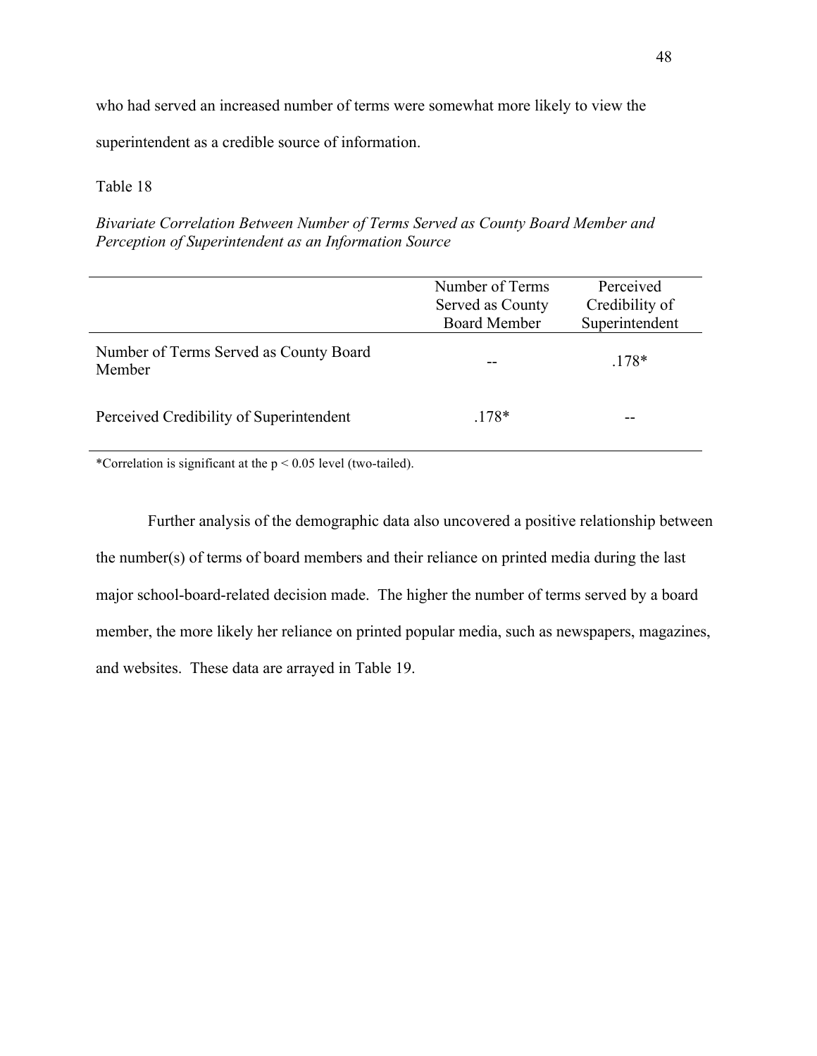who had served an increased number of terms were somewhat more likely to view the superintendent as a credible source of information.

Table 18

*Bivariate Correlation Between Number of Terms Served as County Board Member and Perception of Superintendent as an Information Source*

| | Number of Terms Served as County Board Member | Perceived Credibility of Superintendent |
|---|---|---|
| Number of Terms Served as County Board Member | -- | .178* |
| Perceived Credibility of Superintendent | .178* | -- |

*Correlation is significant at the $p < 0.05$ level (two-tailed).

Further analysis of the demographic data also uncovered a positive relationship between the number(s) of terms of board members and their reliance on printed media during the last major school-board-related decision made. The higher the number of terms served by a board member, the more likely her reliance on printed popular media, such as newspapers, magazines, and websites. These data are arrayed in Table 19.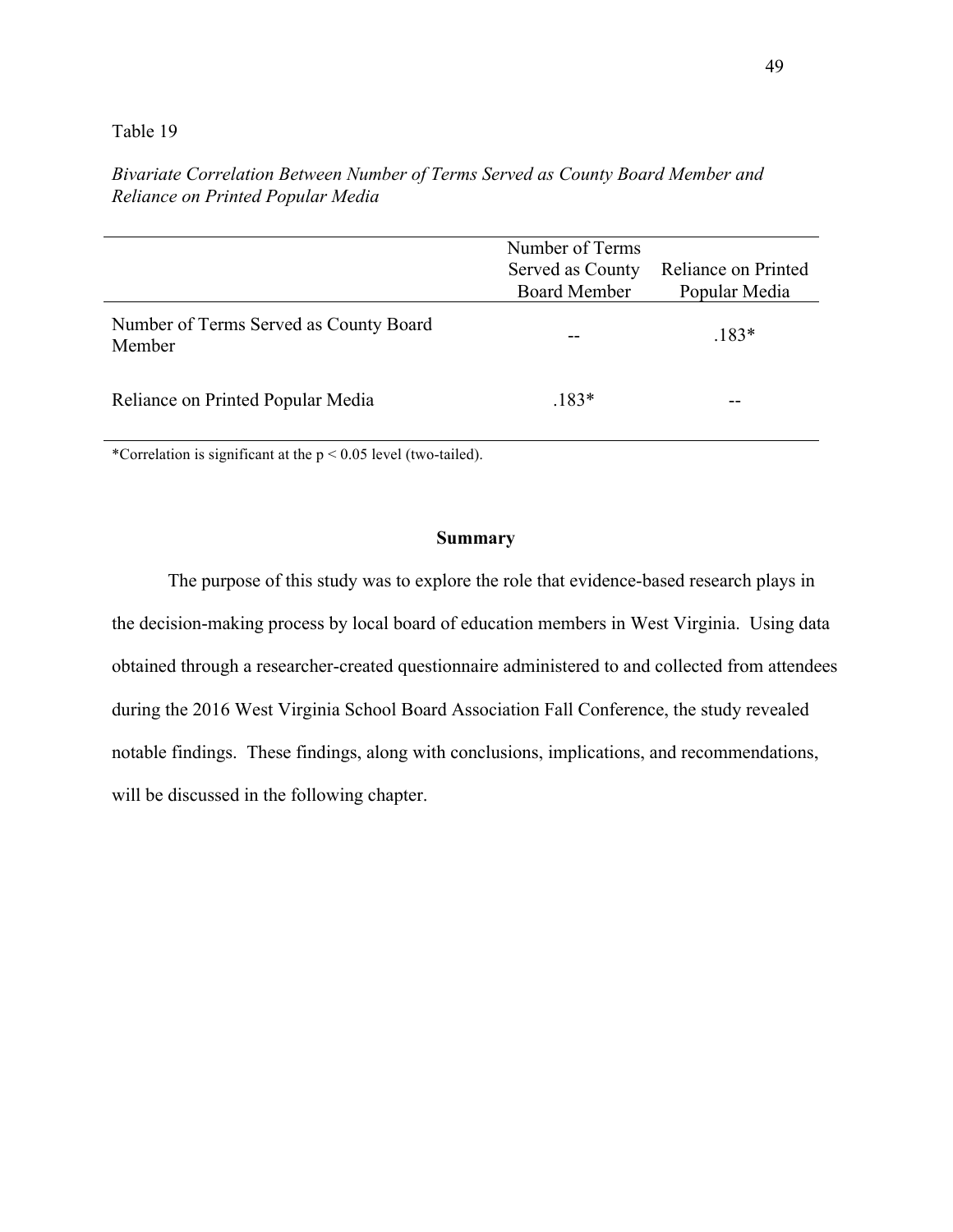Table 19

*Bivariate Correlation Between Number of Terms Served as County Board Member and Reliance on Printed Popular Media*

| | Number of Terms Served as County Board Member | Reliance on Printed Popular Media |
|---|---|---|
| Number of Terms Served as County Board Member | -- | .183* |
| Reliance on Printed Popular Media | .183* | -- |

*Correlation is significant at the $p < 0.05$ level (two-tailed).

**Summary**

The purpose of this study was to explore the role that evidence-based research plays in the decision-making process by local board of education members in West Virginia. Using data obtained through a researcher-created questionnaire administered to and collected from attendees during the 2016 West Virginia School Board Association Fall Conference, the study revealed notable findings. These findings, along with conclusions, implications, and recommendations, will be discussed in the following chapter.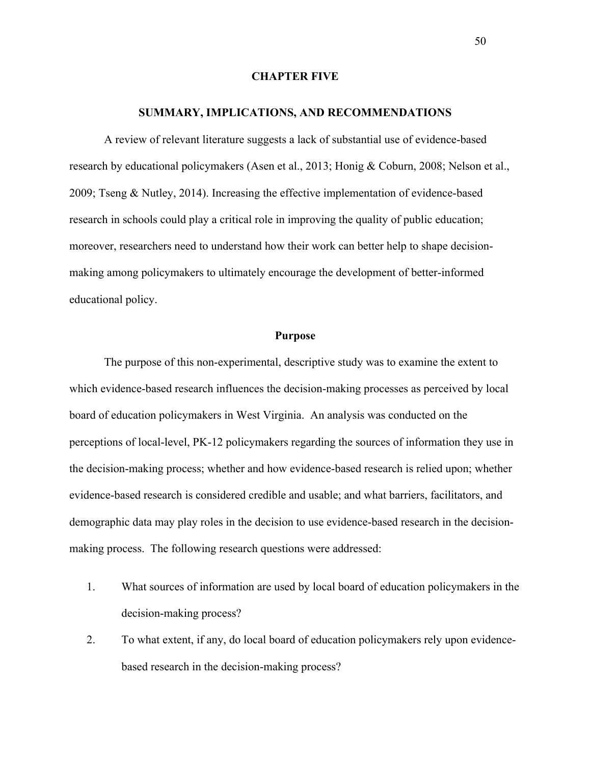# CHAPTER FIVE

## SUMMARY, IMPLICATIONS, AND RECOMMENDATIONS

A review of relevant literature suggests a lack of substantial use of evidence-based research by educational policymakers (Asen et al., 2013; Honig & Coburn, 2008; Nelson et al., 2009; Tseng & Nutley, 2014). Increasing the effective implementation of evidence-based research in schools could play a critical role in improving the quality of public education; moreover, researchers need to understand how their work can better help to shape decision-making among policymakers to ultimately encourage the development of better-informed educational policy.

### Purpose

The purpose of this non-experimental, descriptive study was to examine the extent to which evidence-based research influences the decision-making processes as perceived by local board of education policymakers in West Virginia. An analysis was conducted on the perceptions of local-level, PK-12 policymakers regarding the sources of information they use in the decision-making process; whether and how evidence-based research is relied upon; whether evidence-based research is considered credible and usable; and what barriers, facilitators, and demographic data may play roles in the decision to use evidence-based research in the decision-making process. The following research questions were addressed:

1. What sources of information are used by local board of education policymakers in the decision-making process?
2. To what extent, if any, do local board of education policymakers rely upon evidence-based research in the decision-making process?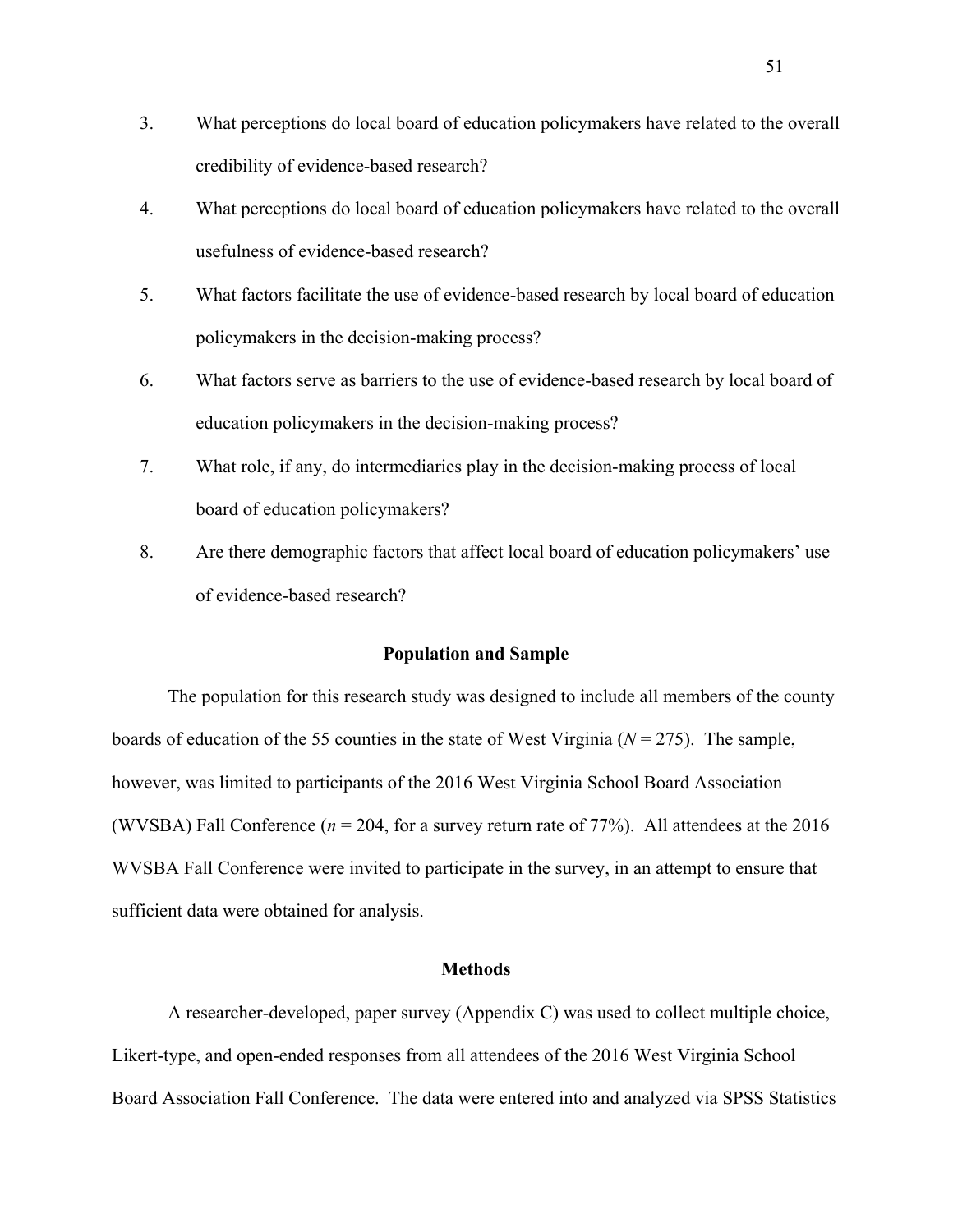3. What perceptions do local board of education policymakers have related to the overall credibility of evidence-based research?
4. What perceptions do local board of education policymakers have related to the overall usefulness of evidence-based research?
5. What factors facilitate the use of evidence-based research by local board of education policymakers in the decision-making process?
6. What factors serve as barriers to the use of evidence-based research by local board of education policymakers in the decision-making process?
7. What role, if any, do intermediaries play in the decision-making process of local board of education policymakers?
8. Are there demographic factors that affect local board of education policymakers' use of evidence-based research?

## Population and Sample

The population for this research study was designed to include all members of the county boards of education of the 55 counties in the state of West Virginia ($N = 275$). The sample, however, was limited to participants of the 2016 West Virginia School Board Association (WVSBA) Fall Conference ($n = 204$, for a survey return rate of 77%). All attendees at the 2016 WVSBA Fall Conference were invited to participate in the survey, in an attempt to ensure that sufficient data were obtained for analysis.

## Methods

A researcher-developed, paper survey (Appendix C) was used to collect multiple choice, Likert-type, and open-ended responses from all attendees of the 2016 West Virginia School Board Association Fall Conference. The data were entered into and analyzed via SPSS Statistics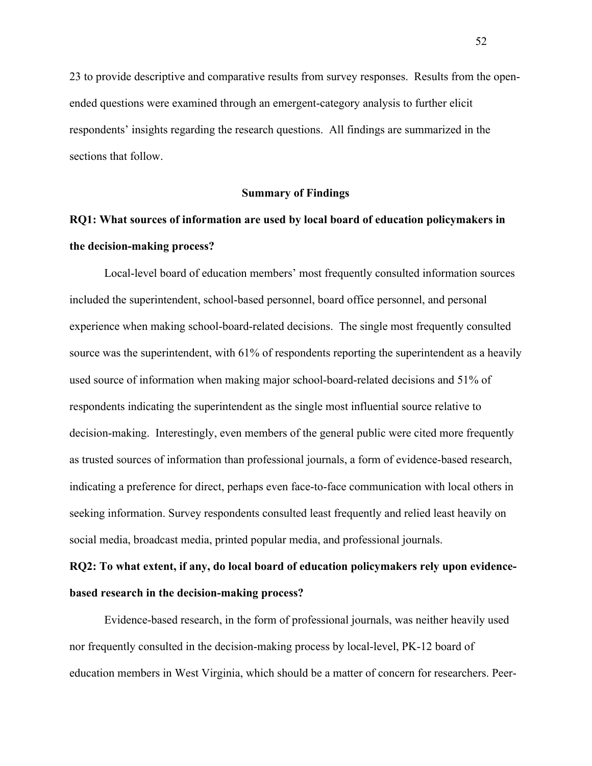23 to provide descriptive and comparative results from survey responses. Results from the open-ended questions were examined through an emergent-category analysis to further elicit respondents' insights regarding the research questions. All findings are summarized in the sections that follow.

## Summary of Findings

### RQ1: What sources of information are used by local board of education policymakers in the decision-making process?

Local-level board of education members' most frequently consulted information sources included the superintendent, school-based personnel, board office personnel, and personal experience when making school-board-related decisions. The single most frequently consulted source was the superintendent, with 61% of respondents reporting the superintendent as a heavily used source of information when making major school-board-related decisions and 51% of respondents indicating the superintendent as the single most influential source relative to decision-making. Interestingly, even members of the general public were cited more frequently as trusted sources of information than professional journals, a form of evidence-based research, indicating a preference for direct, perhaps even face-to-face communication with local others in seeking information. Survey respondents consulted least frequently and relied least heavily on social media, broadcast media, printed popular media, and professional journals.

### RQ2: To what extent, if any, do local board of education policymakers rely upon evidence-based research in the decision-making process?

Evidence-based research, in the form of professional journals, was neither heavily used nor frequently consulted in the decision-making process by local-level, PK-12 board of education members in West Virginia, which should be a matter of concern for researchers. Peer-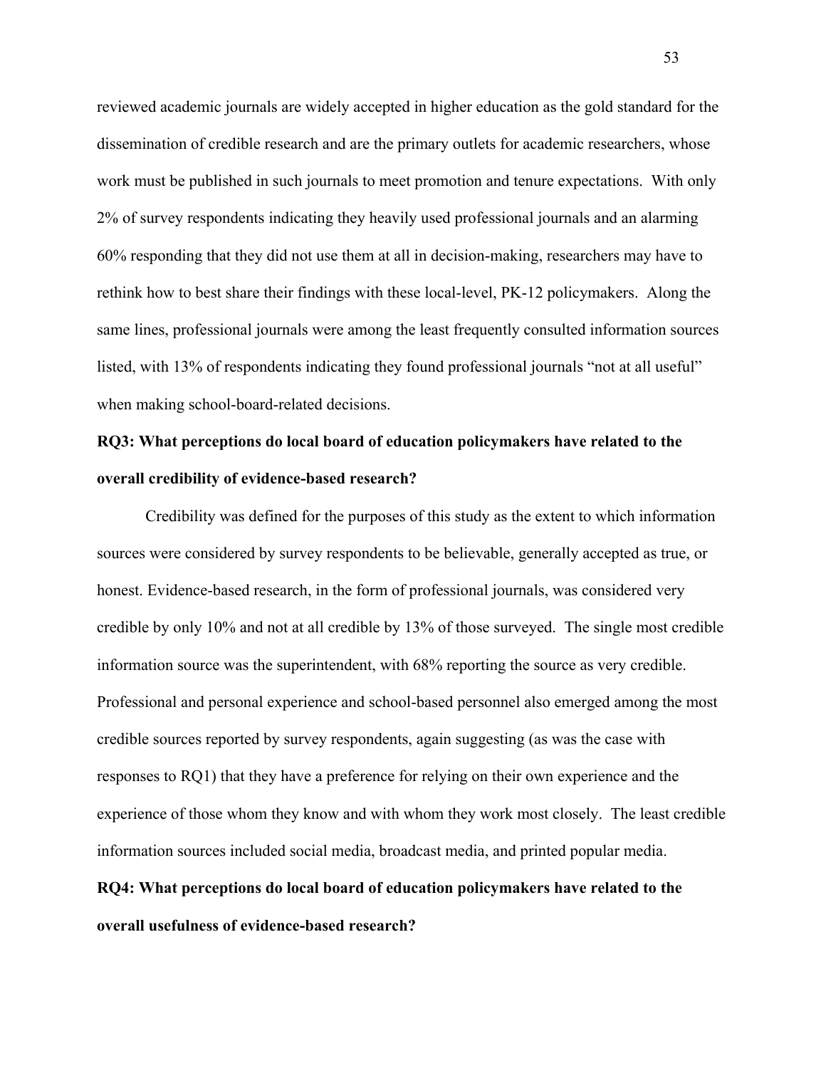reviewed academic journals are widely accepted in higher education as the gold standard for the dissemination of credible research and are the primary outlets for academic researchers, whose work must be published in such journals to meet promotion and tenure expectations. With only 2% of survey respondents indicating they heavily used professional journals and an alarming 60% responding that they did not use them at all in decision-making, researchers may have to rethink how to best share their findings with these local-level, PK-12 policymakers. Along the same lines, professional journals were among the least frequently consulted information sources listed, with 13% of respondents indicating they found professional journals "not at all useful" when making school-board-related decisions.

**RQ3: What perceptions do local board of education policymakers have related to the overall credibility of evidence-based research?**

Credibility was defined for the purposes of this study as the extent to which information sources were considered by survey respondents to be believable, generally accepted as true, or honest. Evidence-based research, in the form of professional journals, was considered very credible by only 10% and not at all credible by 13% of those surveyed. The single most credible information source was the superintendent, with 68% reporting the source as very credible. Professional and personal experience and school-based personnel also emerged among the most credible sources reported by survey respondents, again suggesting (as was the case with responses to RQ1) that they have a preference for relying on their own experience and the experience of those whom they know and with whom they work most closely. The least credible information sources included social media, broadcast media, and printed popular media.

**RQ4: What perceptions do local board of education policymakers have related to the overall usefulness of evidence-based research?**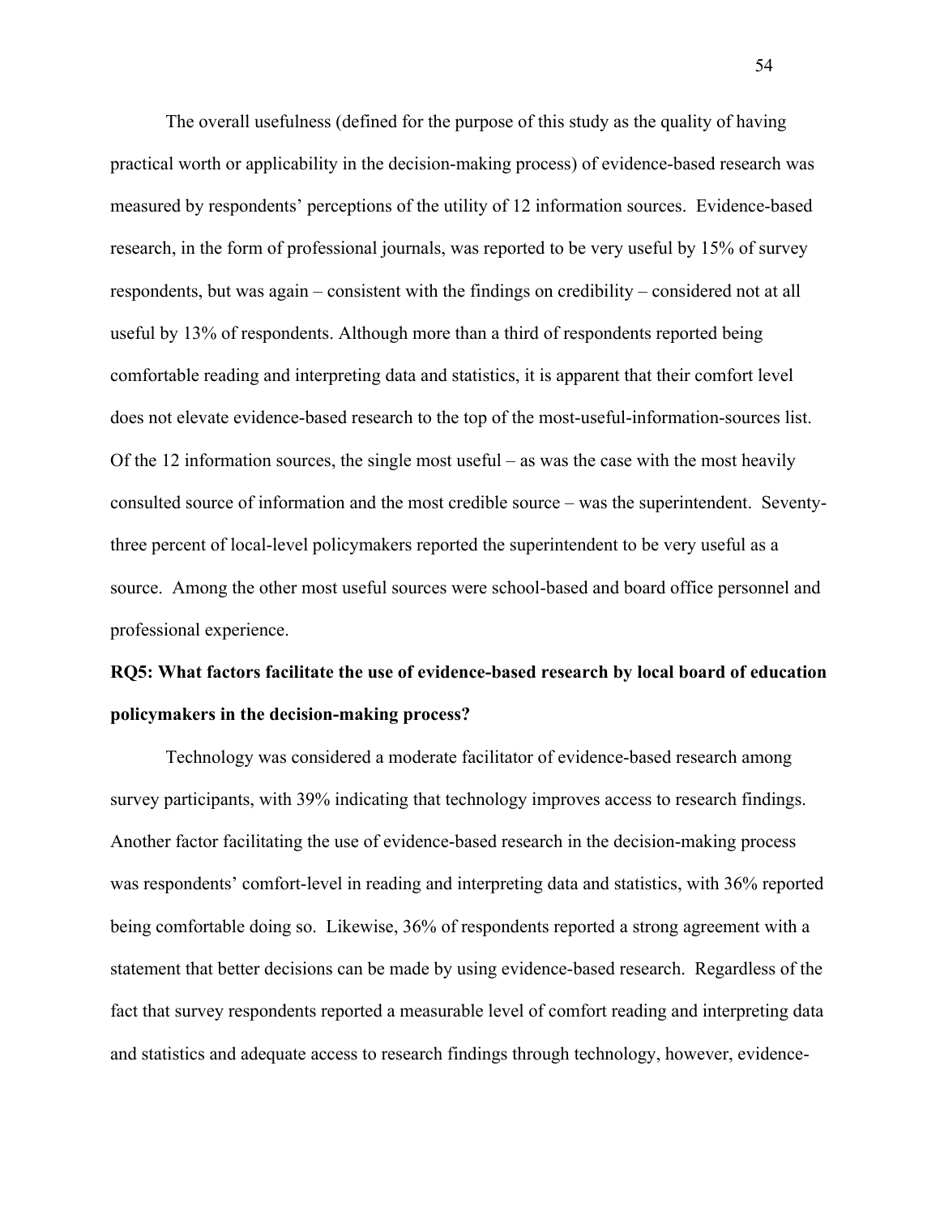The overall usefulness (defined for the purpose of this study as the quality of having practical worth or applicability in the decision-making process) of evidence-based research was measured by respondents' perceptions of the utility of 12 information sources. Evidence-based research, in the form of professional journals, was reported to be very useful by 15% of survey respondents, but was again – consistent with the findings on credibility – considered not at all useful by 13% of respondents. Although more than a third of respondents reported being comfortable reading and interpreting data and statistics, it is apparent that their comfort level does not elevate evidence-based research to the top of the most-useful-information-sources list. Of the 12 information sources, the single most useful – as was the case with the most heavily consulted source of information and the most credible source – was the superintendent. Seventy-three percent of local-level policymakers reported the superintendent to be very useful as a source. Among the other most useful sources were school-based and board office personnel and professional experience.

**RQ5: What factors facilitate the use of evidence-based research by local board of education policymakers in the decision-making process?**

Technology was considered a moderate facilitator of evidence-based research among survey participants, with 39% indicating that technology improves access to research findings. Another factor facilitating the use of evidence-based research in the decision-making process was respondents' comfort-level in reading and interpreting data and statistics, with 36% reported being comfortable doing so. Likewise, 36% of respondents reported a strong agreement with a statement that better decisions can be made by using evidence-based research. Regardless of the fact that survey respondents reported a measurable level of comfort reading and interpreting data and statistics and adequate access to research findings through technology, however, evidence-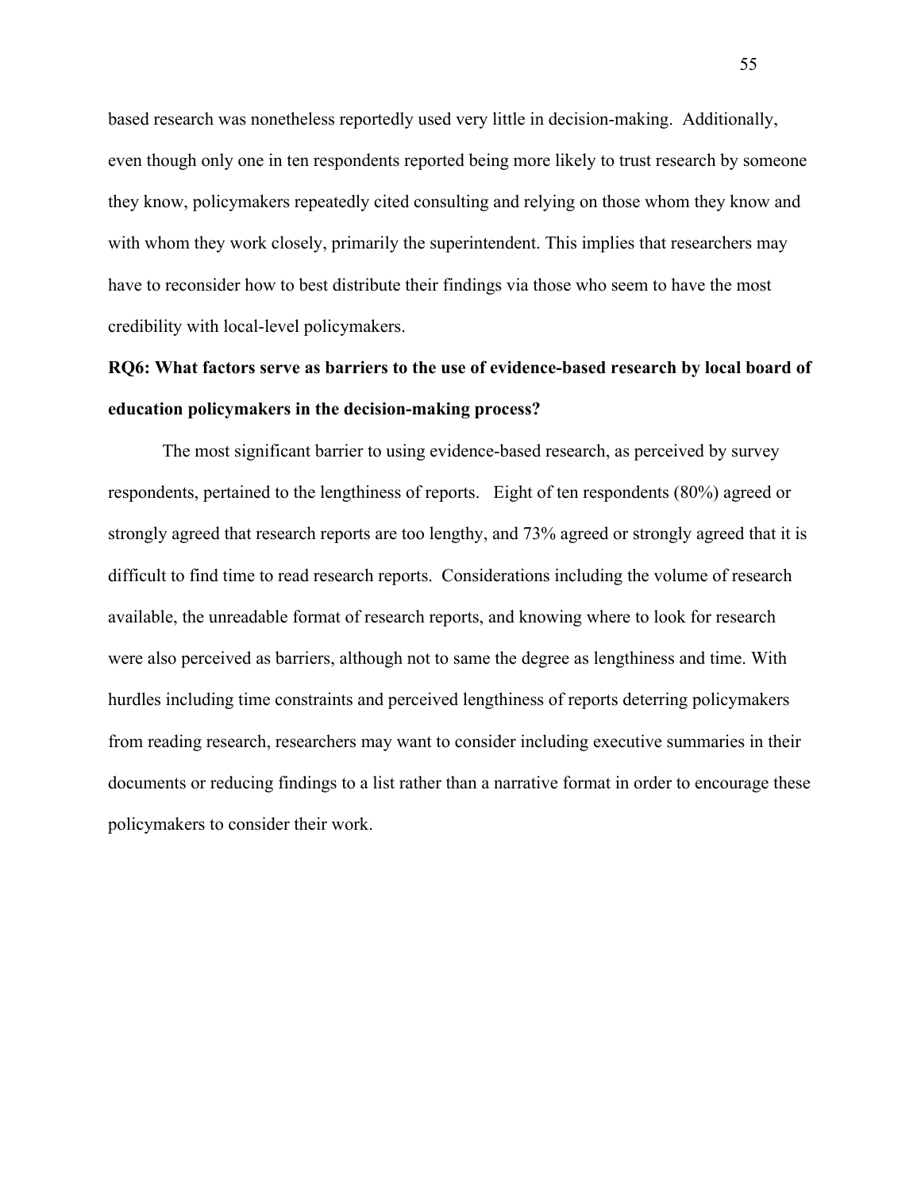based research was nonetheless reportedly used very little in decision-making. Additionally, even though only one in ten respondents reported being more likely to trust research by someone they know, policymakers repeatedly cited consulting and relying on those whom they know and with whom they work closely, primarily the superintendent. This implies that researchers may have to reconsider how to best distribute their findings via those who seem to have the most credibility with local-level policymakers.

**RQ6: What factors serve as barriers to the use of evidence-based research by local board of education policymakers in the decision-making process?**

The most significant barrier to using evidence-based research, as perceived by survey respondents, pertained to the lengthiness of reports. Eight of ten respondents (80%) agreed or strongly agreed that research reports are too lengthy, and 73% agreed or strongly agreed that it is difficult to find time to read research reports. Considerations including the volume of research available, the unreadable format of research reports, and knowing where to look for research were also perceived as barriers, although not to same the degree as lengthiness and time. With hurdles including time constraints and perceived lengthiness of reports deterring policymakers from reading research, researchers may want to consider including executive summaries in their documents or reducing findings to a list rather than a narrative format in order to encourage these policymakers to consider their work.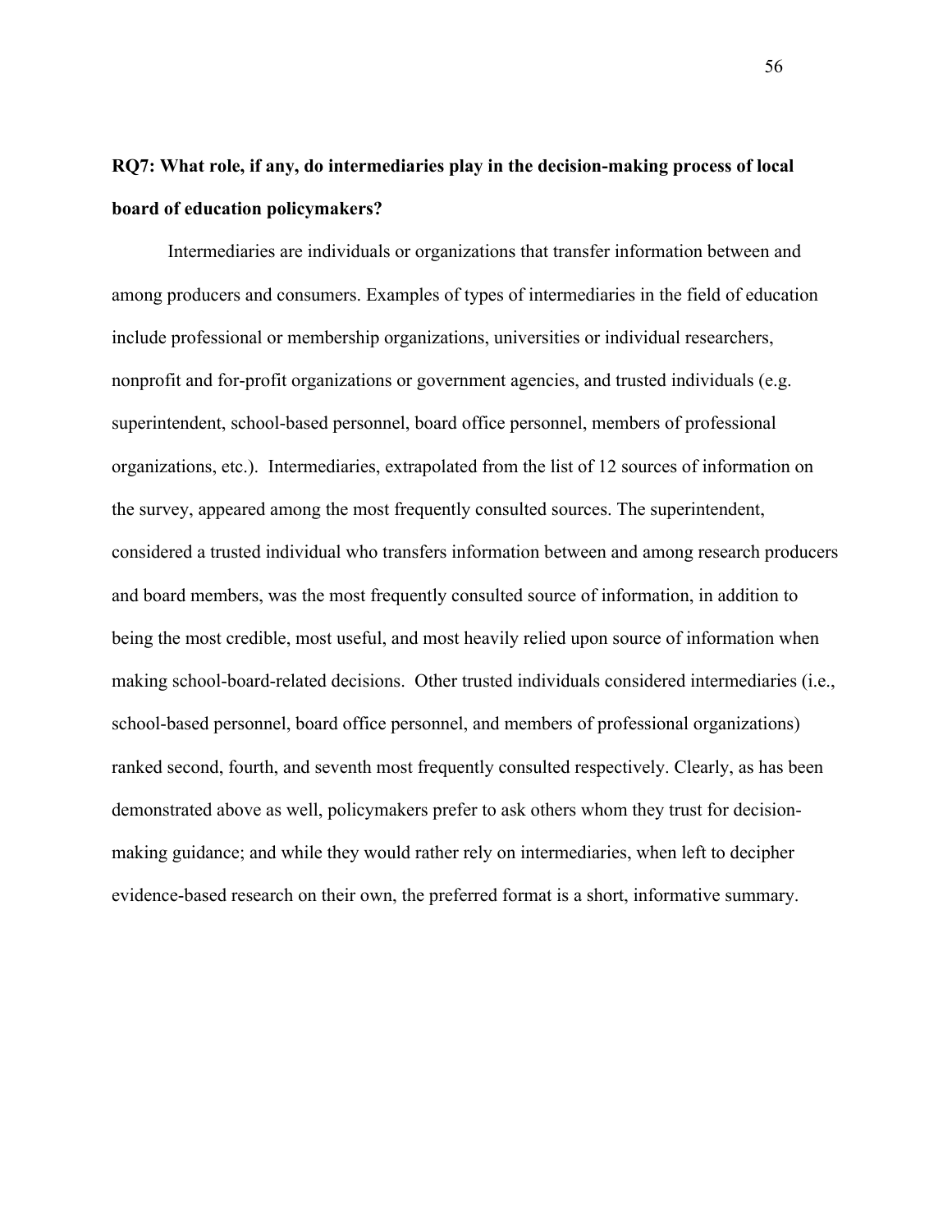**RQ7: What role, if any, do intermediaries play in the decision-making process of local board of education policymakers?**

Intermediaries are individuals or organizations that transfer information between and among producers and consumers. Examples of types of intermediaries in the field of education include professional or membership organizations, universities or individual researchers, nonprofit and for-profit organizations or government agencies, and trusted individuals (e.g. superintendent, school-based personnel, board office personnel, members of professional organizations, etc.). Intermediaries, extrapolated from the list of 12 sources of information on the survey, appeared among the most frequently consulted sources. The superintendent, considered a trusted individual who transfers information between and among research producers and board members, was the most frequently consulted source of information, in addition to being the most credible, most useful, and most heavily relied upon source of information when making school-board-related decisions. Other trusted individuals considered intermediaries (i.e., school-based personnel, board office personnel, and members of professional organizations) ranked second, fourth, and seventh most frequently consulted respectively. Clearly, as has been demonstrated above as well, policymakers prefer to ask others whom they trust for decision-making guidance; and while they would rather rely on intermediaries, when left to decipher evidence-based research on their own, the preferred format is a short, informative summary.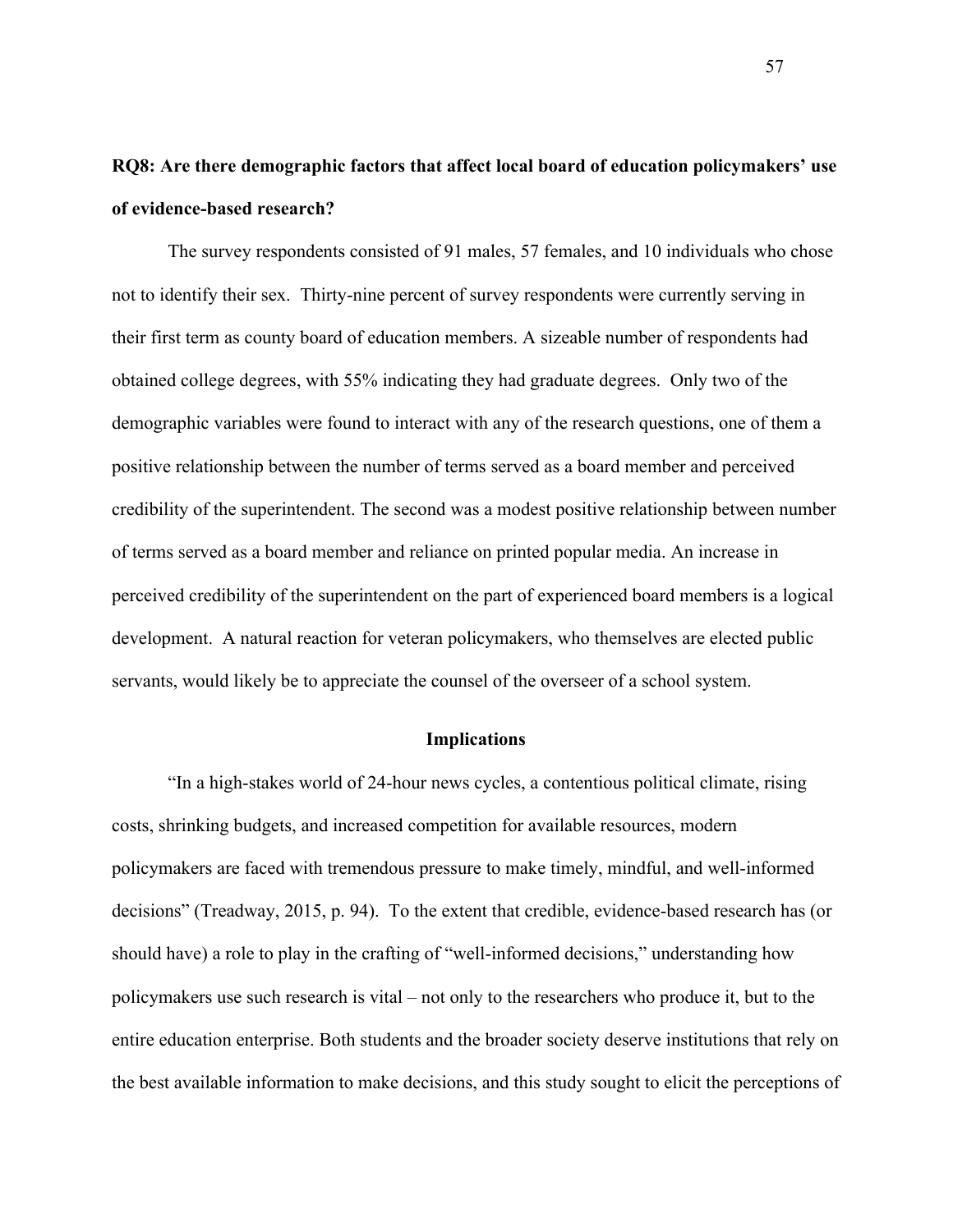**RQ8: Are there demographic factors that affect local board of education policymakers' use of evidence-based research?**

The survey respondents consisted of 91 males, 57 females, and 10 individuals who chose not to identify their sex. Thirty-nine percent of survey respondents were currently serving in their first term as county board of education members. A sizeable number of respondents had obtained college degrees, with 55% indicating they had graduate degrees. Only two of the demographic variables were found to interact with any of the research questions, one of them a positive relationship between the number of terms served as a board member and perceived credibility of the superintendent. The second was a modest positive relationship between number of terms served as a board member and reliance on printed popular media. An increase in perceived credibility of the superintendent on the part of experienced board members is a logical development. A natural reaction for veteran policymakers, who themselves are elected public servants, would likely be to appreciate the counsel of the overseer of a school system.

## Implications

"In a high-stakes world of 24-hour news cycles, a contentious political climate, rising costs, shrinking budgets, and increased competition for available resources, modern policymakers are faced with tremendous pressure to make timely, mindful, and well-informed decisions" (Treadway, 2015, p. 94). To the extent that credible, evidence-based research has (or should have) a role to play in the crafting of "well-informed decisions," understanding how policymakers use such research is vital – not only to the researchers who produce it, but to the entire education enterprise. Both students and the broader society deserve institutions that rely on the best available information to make decisions, and this study sought to elicit the perceptions of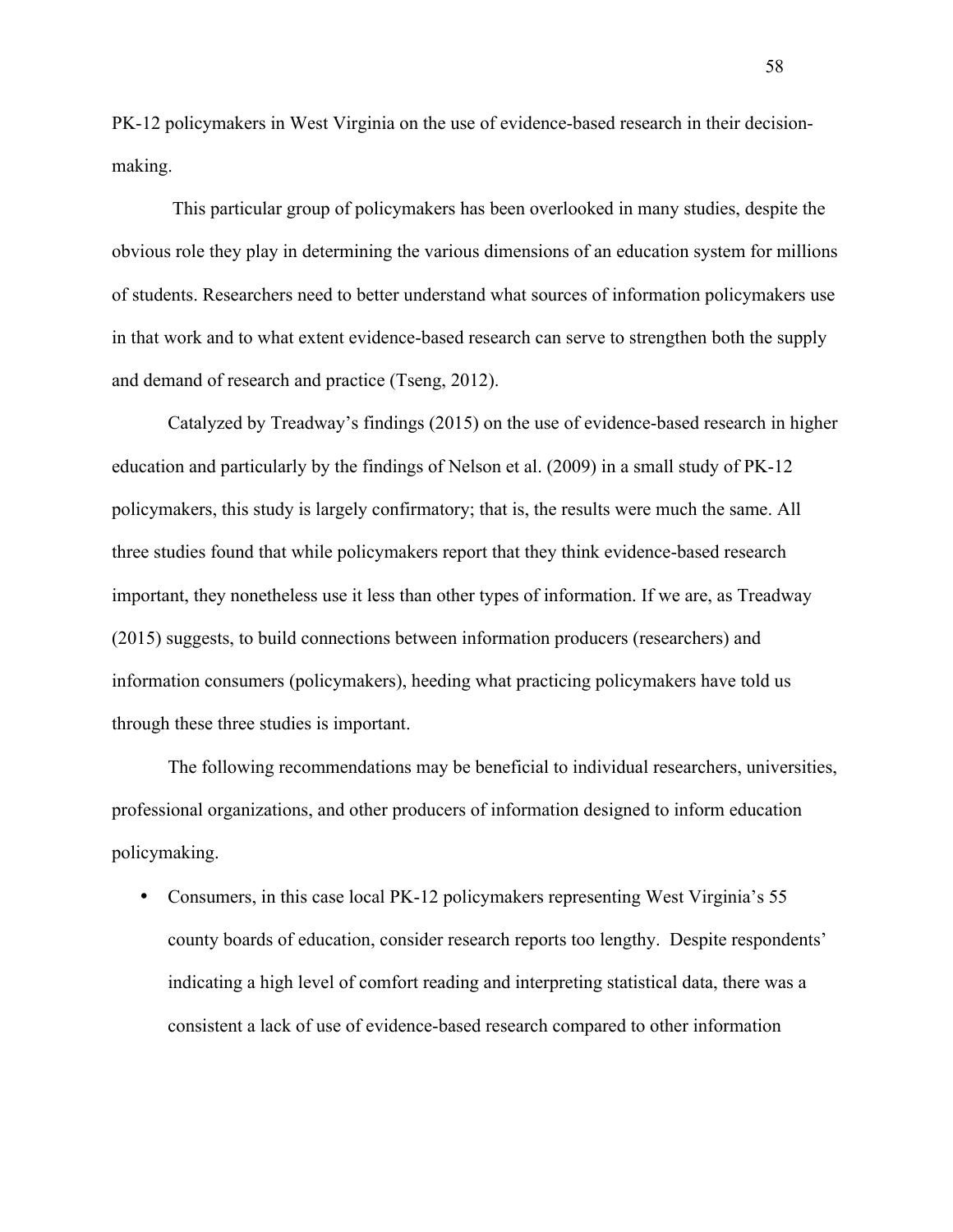PK-12 policymakers in West Virginia on the use of evidence-based research in their decision-making.

This particular group of policymakers has been overlooked in many studies, despite the obvious role they play in determining the various dimensions of an education system for millions of students. Researchers need to better understand what sources of information policymakers use in that work and to what extent evidence-based research can serve to strengthen both the supply and demand of research and practice (Tseng, 2012).

Catalyzed by Treadway's findings (2015) on the use of evidence-based research in higher education and particularly by the findings of Nelson et al. (2009) in a small study of PK-12 policymakers, this study is largely confirmatory; that is, the results were much the same. All three studies found that while policymakers report that they think evidence-based research important, they nonetheless use it less than other types of information. If we are, as Treadway (2015) suggests, to build connections between information producers (researchers) and information consumers (policymakers), heeding what practicing policymakers have told us through these three studies is important.

The following recommendations may be beneficial to individual researchers, universities, professional organizations, and other producers of information designed to inform education policymaking.

- Consumers, in this case local PK-12 policymakers representing West Virginia's 55 county boards of education, consider research reports too lengthy. Despite respondents' indicating a high level of comfort reading and interpreting statistical data, there was a consistent a lack of use of evidence-based research compared to other information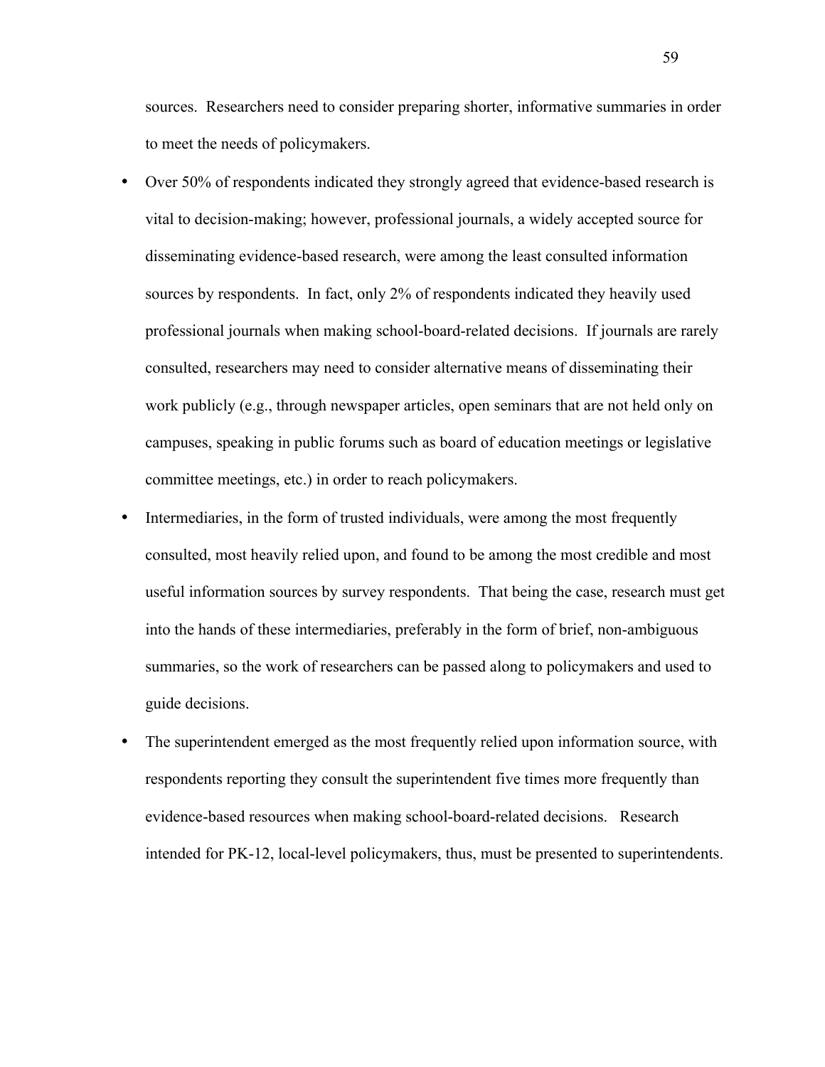sources. Researchers need to consider preparing shorter, informative summaries in order to meet the needs of policymakers.

- Over 50% of respondents indicated they strongly agreed that evidence-based research is vital to decision-making; however, professional journals, a widely accepted source for disseminating evidence-based research, were among the least consulted information sources by respondents. In fact, only 2% of respondents indicated they heavily used professional journals when making school-board-related decisions. If journals are rarely consulted, researchers may need to consider alternative means of disseminating their work publicly (e.g., through newspaper articles, open seminars that are not held only on campuses, speaking in public forums such as board of education meetings or legislative committee meetings, etc.) in order to reach policymakers.
- Intermediaries, in the form of trusted individuals, were among the most frequently consulted, most heavily relied upon, and found to be among the most credible and most useful information sources by survey respondents. That being the case, research must get into the hands of these intermediaries, preferably in the form of brief, non-ambiguous summaries, so the work of researchers can be passed along to policymakers and used to guide decisions.
- The superintendent emerged as the most frequently relied upon information source, with respondents reporting they consult the superintendent five times more frequently than evidence-based resources when making school-board-related decisions. Research intended for PK-12, local-level policymakers, thus, must be presented to superintendents.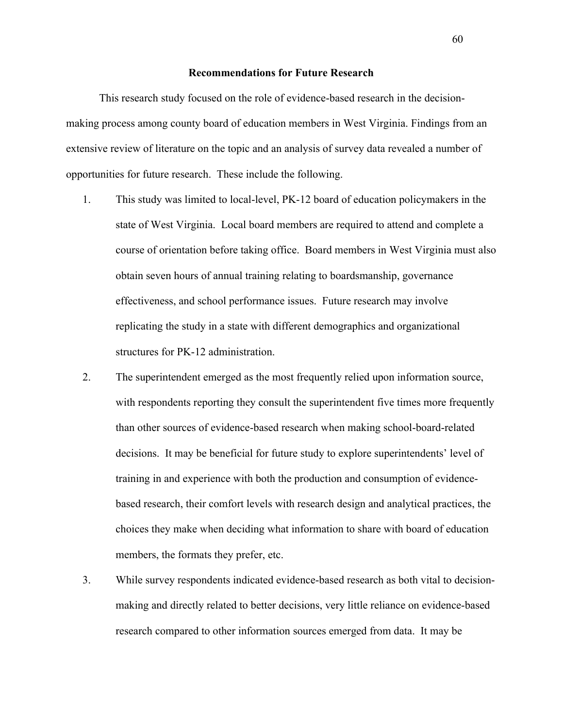## Recommendations for Future Research

This research study focused on the role of evidence-based research in the decision-making process among county board of education members in West Virginia. Findings from an extensive review of literature on the topic and an analysis of survey data revealed a number of opportunities for future research. These include the following.

1. This study was limited to local-level, PK-12 board of education policymakers in the state of West Virginia. Local board members are required to attend and complete a course of orientation before taking office. Board members in West Virginia must also obtain seven hours of annual training relating to boardsmanship, governance effectiveness, and school performance issues. Future research may involve replicating the study in a state with different demographics and organizational structures for PK-12 administration.
2. The superintendent emerged as the most frequently relied upon information source, with respondents reporting they consult the superintendent five times more frequently than other sources of evidence-based research when making school-board-related decisions. It may be beneficial for future study to explore superintendents' level of training in and experience with both the production and consumption of evidence-based research, their comfort levels with research design and analytical practices, the choices they make when deciding what information to share with board of education members, the formats they prefer, etc.
3. While survey respondents indicated evidence-based research as both vital to decision-making and directly related to better decisions, very little reliance on evidence-based research compared to other information sources emerged from data. It may be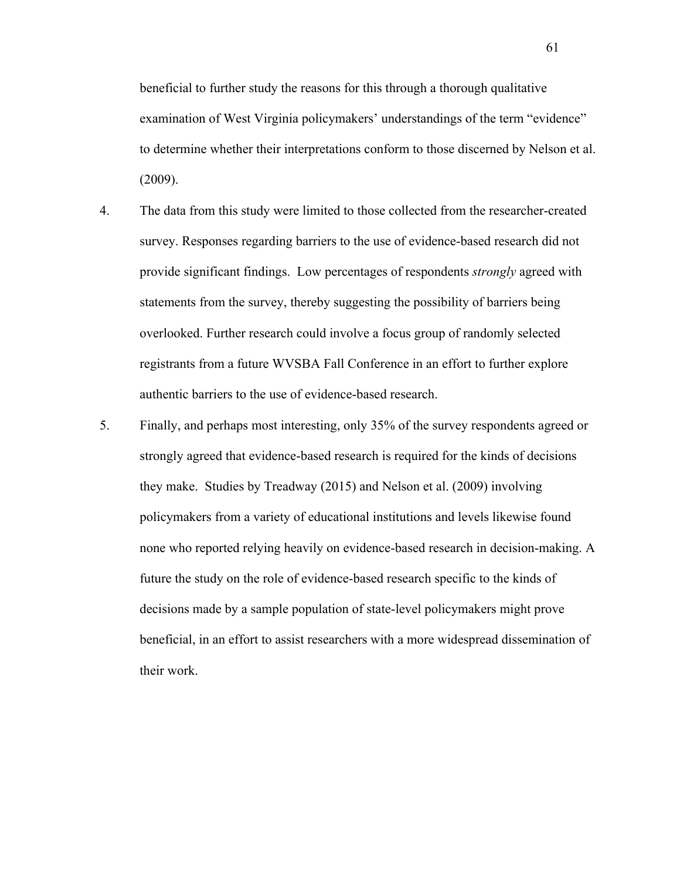beneficial to further study the reasons for this through a thorough qualitative examination of West Virginia policymakers' understandings of the term "evidence" to determine whether their interpretations conform to those discerned by Nelson et al. (2009).

4. The data from this study were limited to those collected from the researcher-created survey. Responses regarding barriers to the use of evidence-based research did not provide significant findings. Low percentages of respondents *strongly* agreed with statements from the survey, thereby suggesting the possibility of barriers being overlooked. Further research could involve a focus group of randomly selected registrants from a future WVSBA Fall Conference in an effort to further explore authentic barriers to the use of evidence-based research.

5. Finally, and perhaps most interesting, only 35% of the survey respondents agreed or strongly agreed that evidence-based research is required for the kinds of decisions they make. Studies by Treadway (2015) and Nelson et al. (2009) involving policymakers from a variety of educational institutions and levels likewise found none who reported relying heavily on evidence-based research in decision-making. A future the study on the role of evidence-based research specific to the kinds of decisions made by a sample population of state-level policymakers might prove beneficial, in an effort to assist researchers with a more widespread dissemination of their work.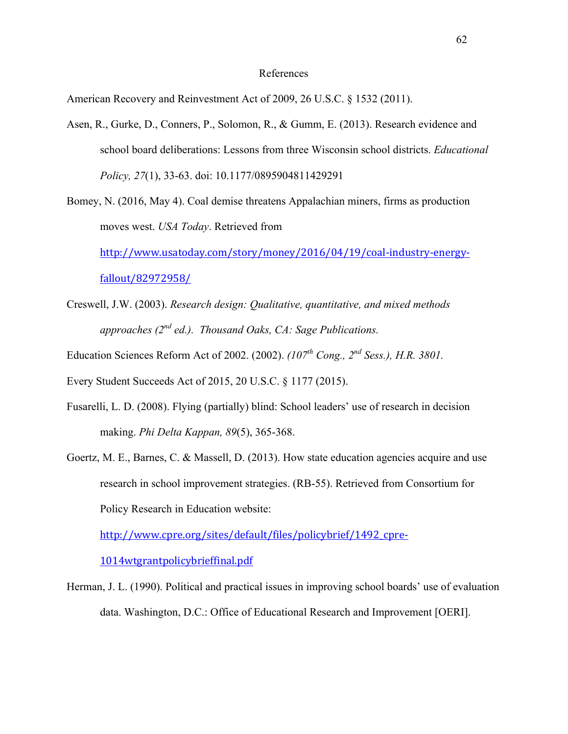# References

American Recovery and Reinvestment Act of 2009, 26 U.S.C. § 1532 (2011).

Asen, R., Gurke, D., Conners, P., Solomon, R., & Gumm, E. (2013). Research evidence and school board deliberations: Lessons from three Wisconsin school districts. *Educational Policy, 27*(1), 33-63. doi: 10.1177/0895904811429291

Bomey, N. (2016, May 4). Coal demise threatens Appalachian miners, firms as production moves west. *USA Today*. Retrieved from http://www.usatoday.com/story/money/2016/04/19/coal-industry-energy-fallout/82972958/

Creswell, J.W. (2003). *Research design: Qualitative, quantitative, and mixed methods approaches (2nd ed.). Thousand Oaks, CA: Sage Publications.*

Education Sciences Reform Act of 2002. (2002). *(107th Cong., 2nd Sess.), H.R. 3801.*

Every Student Succeeds Act of 2015, 20 U.S.C. § 1177 (2015).

Fusarelli, L. D. (2008). Flying (partially) blind: School leaders' use of research in decision making. *Phi Delta Kappan, 89*(5), 365-368.

Goertz, M. E., Barnes, C. & Massell, D. (2013). How state education agencies acquire and use research in school improvement strategies. (RB-55). Retrieved from Consortium for Policy Research in Education website: http://www.cpre.org/sites/default/files/policybrief/1492_cpre-1014wtgrantpolicybrieffinal.pdf

Herman, J. L. (1990). Political and practical issues in improving school boards' use of evaluation data. Washington, D.C.: Office of Educational Research and Improvement [OERI].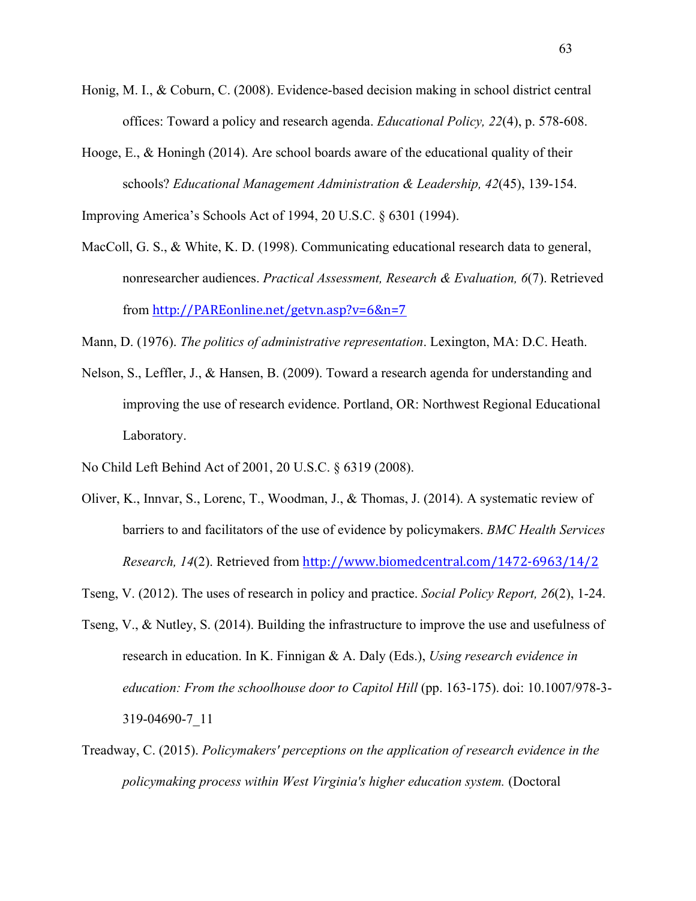Honig, M. I., & Coburn, C. (2008). Evidence-based decision making in school district central offices: Toward a policy and research agenda. *Educational Policy, 22*(4), p. 578-608.

Hooge, E., & Honingh (2014). Are school boards aware of the educational quality of their schools? *Educational Management Administration & Leadership, 42*(45), 139-154.

Improving America's Schools Act of 1994, 20 U.S.C. § 6301 (1994).

MacColl, G. S., & White, K. D. (1998). Communicating educational research data to general, nonresearcher audiences. *Practical Assessment, Research & Evaluation, 6*(7). Retrieved from http://PAREonline.net/getvn.asp?v=6&n=7

Mann, D. (1976). *The politics of administrative representation*. Lexington, MA: D.C. Heath.

Nelson, S., Leffler, J., & Hansen, B. (2009). Toward a research agenda for understanding and improving the use of research evidence. Portland, OR: Northwest Regional Educational Laboratory.

No Child Left Behind Act of 2001, 20 U.S.C. § 6319 (2008).

Oliver, K., Innvar, S., Lorenc, T., Woodman, J., & Thomas, J. (2014). A systematic review of barriers to and facilitators of the use of evidence by policymakers. *BMC Health Services Research, 14*(2). Retrieved from http://www.biomedcentral.com/1472-6963/14/2

Tseng, V. (2012). The uses of research in policy and practice. *Social Policy Report, 26*(2), 1-24.

Tseng, V., & Nutley, S. (2014). Building the infrastructure to improve the use and usefulness of research in education. In K. Finnigan & A. Daly (Eds.), *Using research evidence in education: From the schoolhouse door to Capitol Hill* (pp. 163-175). doi: 10.1007/978-3-319-04690-7_11

Treadway, C. (2015). *Policymakers' perceptions on the application of research evidence in the policymaking process within West Virginia's higher education system.* (Doctoral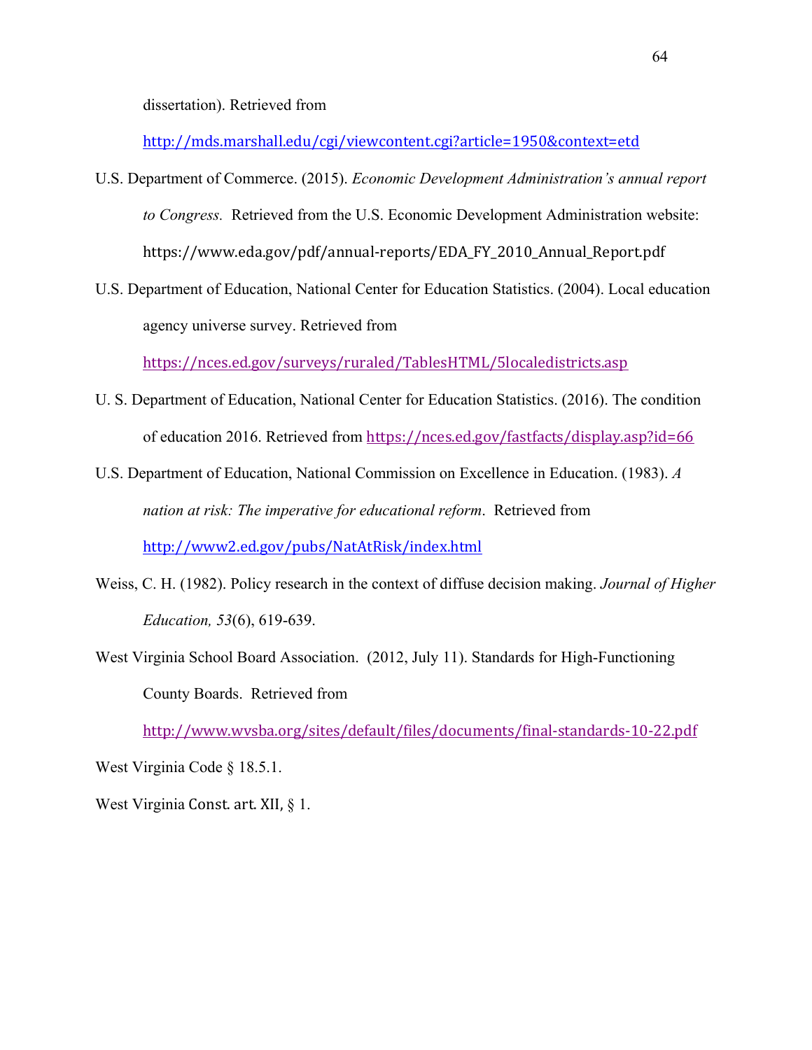dissertation). Retrieved from http://mds.marshall.edu/cgi/viewcontent.cgi?article=1950&context=etd

U.S. Department of Commerce. (2015). *Economic Development Administration's annual report to Congress.* Retrieved from the U.S. Economic Development Administration website: https://www.eda.gov/pdf/annual-reports/EDA_FY_2010_Annual_Report.pdf

U.S. Department of Education, National Center for Education Statistics. (2004). Local education agency universe survey. Retrieved from https://nces.ed.gov/surveys/ruraled/TablesHTML/5localedistricts.asp

U. S. Department of Education, National Center for Education Statistics. (2016). The condition of education 2016. Retrieved from https://nces.ed.gov/fastfacts/display.asp?id=66

U.S. Department of Education, National Commission on Excellence in Education. (1983). *A nation at risk: The imperative for educational reform*. Retrieved from http://www2.ed.gov/pubs/NatAtRisk/index.html

Weiss, C. H. (1982). Policy research in the context of diffuse decision making. *Journal of Higher Education, 53*(6), 619-639.

West Virginia School Board Association. (2012, July 11). Standards for High-Functioning County Boards. Retrieved from http://www.wvsba.org/sites/default/files/documents/final-standards-10-22.pdf

West Virginia Code § 18.5.1.

West Virginia Const. art. XII, § 1.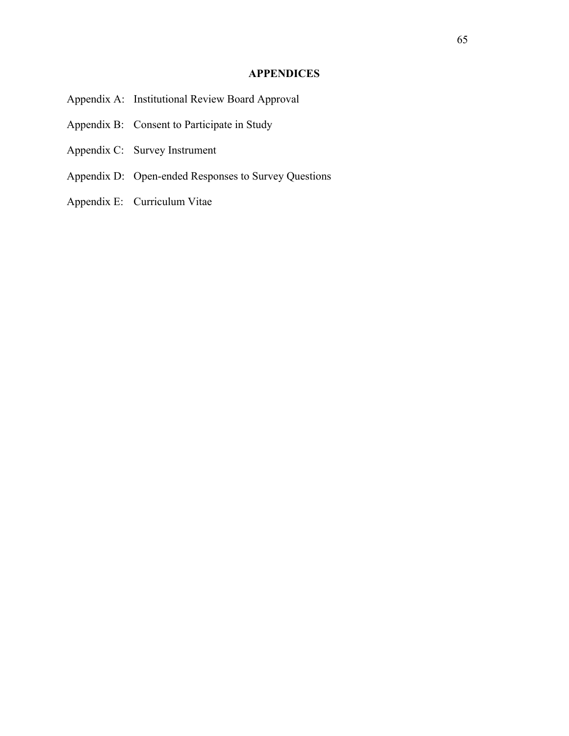# APPENDICES

Appendix A: Institutional Review Board Approval

Appendix B: Consent to Participate in Study

Appendix C: Survey Instrument

Appendix D: Open-ended Responses to Survey Questions

Appendix E: Curriculum Vitae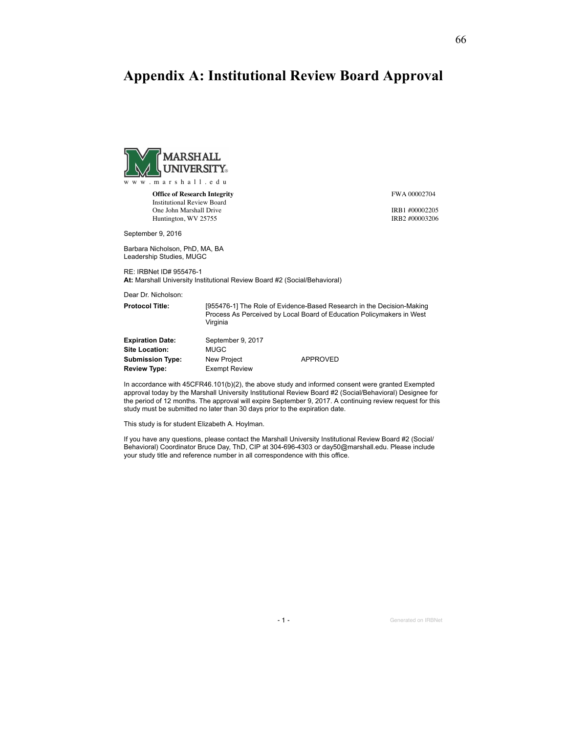# Appendix A: Institutional Review Board Approval

MARSHALL UNIVERSITY
w w w . m a r s h a l l . e d u

**Office of Research Integrity**
Institutional Review Board
One John Marshall Drive
Huntington, WV 25755

FWA 00002704

IRB1 #00002205
IRB2 #00003206

September 9, 2016

Barbara Nicholson, PhD, MA, BA
Leadership Studies, MUGC

RE: IRBNet ID# 955476-1
**At:** Marshall University Institutional Review Board #2 (Social/Behavioral)

Dear Dr. Nicholson:

| | | |
|---|---|---|
| **Protocol Title:** | [955476-1] The Role of Evidence-Based Research in the Decision-Making Process As Perceived by Local Board of Education Policymakers in West Virginia | |
| **Expiration Date:** | September 9, 2017 | |
| **Site Location:** | MUGC | |
| **Submission Type:** | New Project | APPROVED |
| **Review Type:** | Exempt Review | |

In accordance with 45CFR46.101(b)(2), the above study and informed consent were granted Exempted approval today by the Marshall University Institutional Review Board #2 (Social/Behavioral) Designee for the period of 12 months. The approval will expire September 9, 2017. A continuing review request for this study must be submitted no later than 30 days prior to the expiration date.

This study is for student Elizabeth A. Hoylman.

If you have any questions, please contact the Marshall University Institutional Review Board #2 (Social/Behavioral) Coordinator Bruce Day, ThD, CIP at 304-696-4303 or day50@marshall.edu. Please include your study title and reference number in all correspondence with this office.

Generated on IRBNet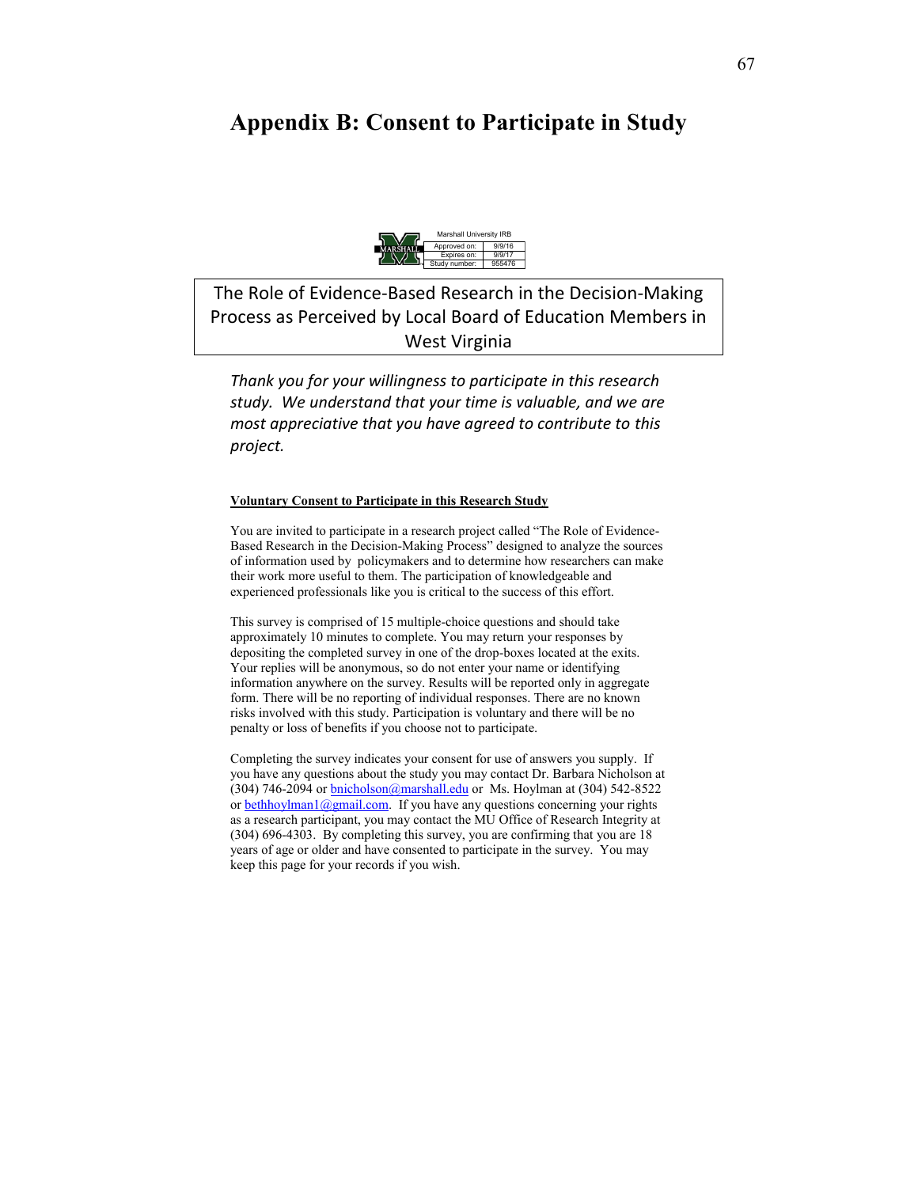# Appendix B: Consent to Participate in Study

| Marshall University IRB | |
|---|---|
| Approved on: | 9/9/16 |
| Expires on: | 9/9/17 |
| Study number: | 955476 |

The Role of Evidence-Based Research in the Decision-Making Process as Perceived by Local Board of Education Members in West Virginia

*Thank you for your willingness to participate in this research study. We understand that your time is valuable, and we are most appreciative that you have agreed to contribute to this project.*

**Voluntary Consent to Participate in this Research Study**

You are invited to participate in a research project called "The Role of Evidence-Based Research in the Decision-Making Process" designed to analyze the sources of information used by policymakers and to determine how researchers can make their work more useful to them. The participation of knowledgeable and experienced professionals like you is critical to the success of this effort.

This survey is comprised of 15 multiple-choice questions and should take approximately 10 minutes to complete. You may return your responses by depositing the completed survey in one of the drop-boxes located at the exits. Your replies will be anonymous, so do not enter your name or identifying information anywhere on the survey. Results will be reported only in aggregate form. There will be no reporting of individual responses. There are no known risks involved with this study. Participation is voluntary and there will be no penalty or loss of benefits if you choose not to participate.

Completing the survey indicates your consent for use of answers you supply. If you have any questions about the study you may contact Dr. Barbara Nicholson at (304) 746-2094 or bnicholson@marshall.edu or Ms. Hoylman at (304) 542-8522 or bethhoylman1@gmail.com. If you have any questions concerning your rights as a research participant, you may contact the MU Office of Research Integrity at (304) 696-4303. By completing this survey, you are confirming that you are 18 years of age or older and have consented to participate in the survey. You may keep this page for your records if you wish.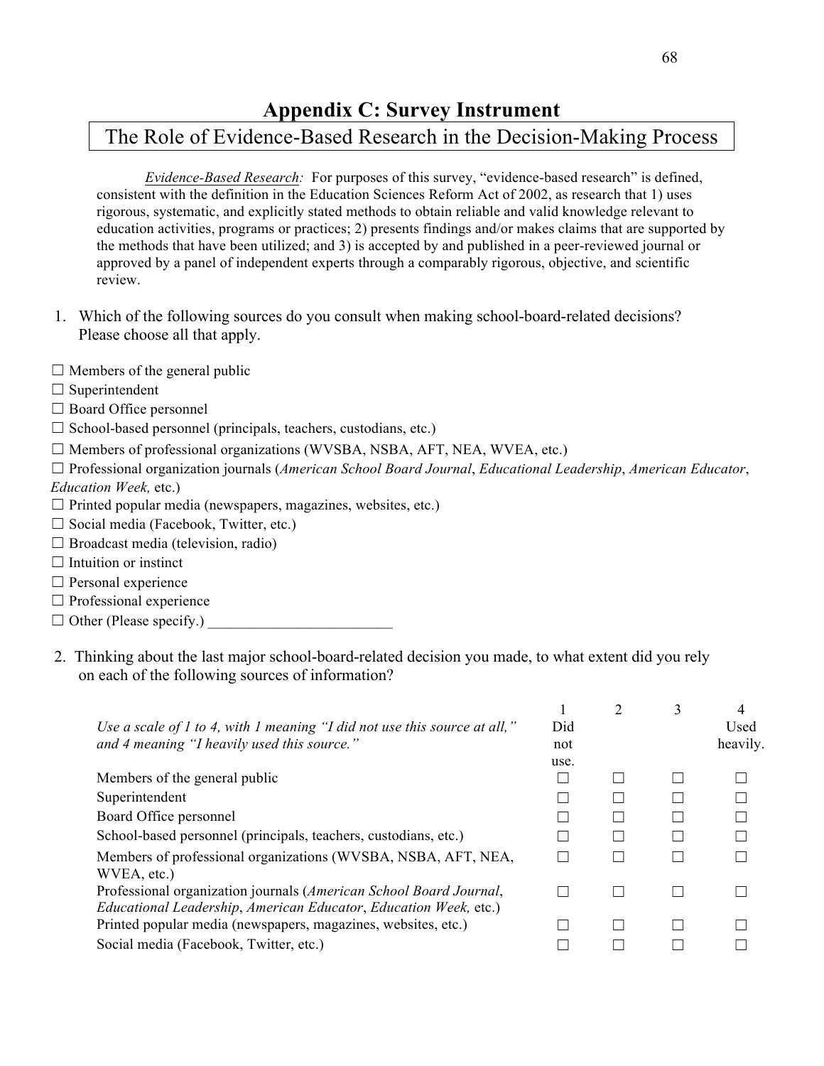# Appendix C: Survey Instrument

## The Role of Evidence-Based Research in the Decision-Making Process

*Evidence-Based Research:* For purposes of this survey, "evidence-based research" is defined, consistent with the definition in the Education Sciences Reform Act of 2002, as research that 1) uses rigorous, systematic, and explicitly stated methods to obtain reliable and valid knowledge relevant to education activities, programs or practices; 2) presents findings and/or makes claims that are supported by the methods that have been utilized; and 3) is accepted by and published in a peer-reviewed journal or approved by a panel of independent experts through a comparably rigorous, objective, and scientific review.

1. Which of the following sources do you consult when making school-board-related decisions? Please choose all that apply.

☐ Members of the general public
☐ Superintendent
☐ Board Office personnel
☐ School-based personnel (principals, teachers, custodians, etc.)
☐ Members of professional organizations (WVSBA, NSBA, AFT, NEA, WVEA, etc.)
☐ Professional organization journals (*American School Board Journal*, *Educational Leadership*, *American Educator*, *Education Week,* etc.)
☐ Printed popular media (newspapers, magazines, websites, etc.)
☐ Social media (Facebook, Twitter, etc.)
☐ Broadcast media (television, radio)
☐ Intuition or instinct
☐ Personal experience
☐ Professional experience
☐ Other (Please specify.) ________________________

2. Thinking about the last major school-board-related decision you made, to what extent did you rely on each of the following sources of information?

| *Use a scale of 1 to 4, with 1 meaning "I did not use this source at all," and 4 meaning "I heavily used this source."* | 1 Did not use. | 2 | 3 | 4 Used heavily. |
|---|---|---|---|---|
| Members of the general public | ☐ | ☐ | ☐ | ☐ |
| Superintendent | ☐ | ☐ | ☐ | ☐ |
| Board Office personnel | ☐ | ☐ | ☐ | ☐ |
| School-based personnel (principals, teachers, custodians, etc.) | ☐ | ☐ | ☐ | ☐ |
| Members of professional organizations (WVSBA, NSBA, AFT, NEA, WVEA, etc.) | ☐ | ☐ | ☐ | ☐ |
| Professional organization journals (*American School Board Journal*, *Educational Leadership*, *American Educator*, *Education Week,* etc.) | ☐ | ☐ | ☐ | ☐ |
| Printed popular media (newspapers, magazines, websites, etc.) | ☐ | ☐ | ☐ | ☐ |
| Social media (Facebook, Twitter, etc.) | ☐ | ☐ | ☐ | ☐ |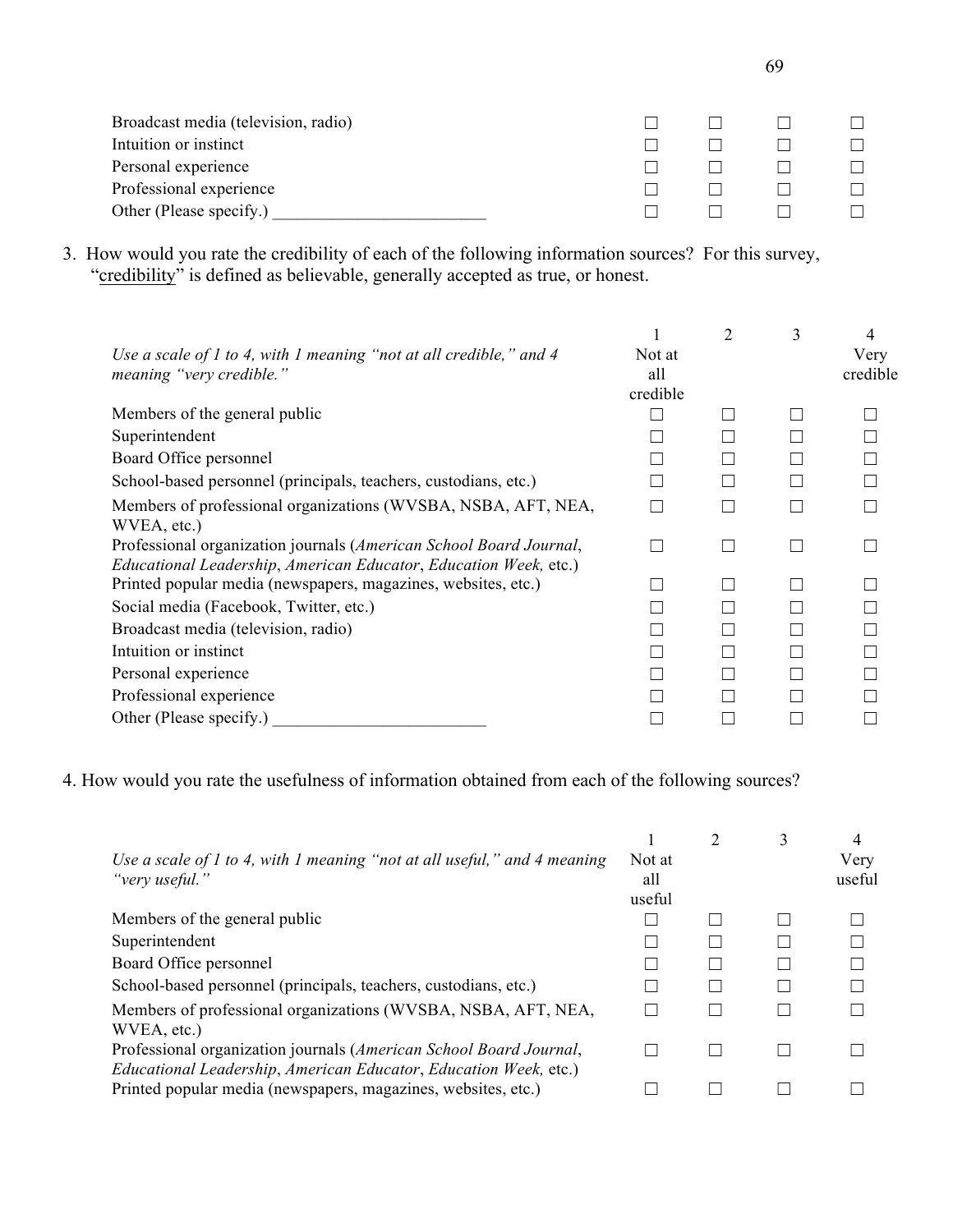| | | | | |
|---|---|---|---|---|
| Broadcast media (television, radio) | ☐ | ☐ | ☐ | ☐ |
| Intuition or instinct | ☐ | ☐ | ☐ | ☐ |
| Personal experience | ☐ | ☐ | ☐ | ☐ |
| Professional experience | ☐ | ☐ | ☐ | ☐ |
| Other (Please specify.) ________________________ | ☐ | ☐ | ☐ | ☐ |

3. How would you rate the credibility of each of the following information sources? For this survey, "credibility" is defined as believable, generally accepted as true, or honest.

| *Use a scale of 1 to 4, with 1 meaning "not at all credible," and 4 meaning "very credible."* | 1 Not at all credible | 2 | 3 | 4 Very credible |
|---|---|---|---|---|
| Members of the general public | ☐ | ☐ | ☐ | ☐ |
| Superintendent | ☐ | ☐ | ☐ | ☐ |
| Board Office personnel | ☐ | ☐ | ☐ | ☐ |
| School-based personnel (principals, teachers, custodians, etc.) | ☐ | ☐ | ☐ | ☐ |
| Members of professional organizations (WVSBA, NSBA, AFT, NEA, WVEA, etc.) | ☐ | ☐ | ☐ | ☐ |
| Professional organization journals (*American School Board Journal*, *Educational Leadership*, *American Educator*, *Education Week,* etc.) | ☐ | ☐ | ☐ | ☐ |
| Printed popular media (newspapers, magazines, websites, etc.) | ☐ | ☐ | ☐ | ☐ |
| Social media (Facebook, Twitter, etc.) | ☐ | ☐ | ☐ | ☐ |
| Broadcast media (television, radio) | ☐ | ☐ | ☐ | ☐ |
| Intuition or instinct | ☐ | ☐ | ☐ | ☐ |
| Personal experience | ☐ | ☐ | ☐ | ☐ |
| Professional experience | ☐ | ☐ | ☐ | ☐ |
| Other (Please specify.) ________________________ | ☐ | ☐ | ☐ | ☐ |

4. How would you rate the usefulness of information obtained from each of the following sources?

| *Use a scale of 1 to 4, with 1 meaning "not at all useful," and 4 meaning "very useful."* | 1 Not at all useful | 2 | 3 | 4 Very useful |
|---|---|---|---|---|
| Members of the general public | ☐ | ☐ | ☐ | ☐ |
| Superintendent | ☐ | ☐ | ☐ | ☐ |
| Board Office personnel | ☐ | ☐ | ☐ | ☐ |
| School-based personnel (principals, teachers, custodians, etc.) | ☐ | ☐ | ☐ | ☐ |
| Members of professional organizations (WVSBA, NSBA, AFT, NEA, WVEA, etc.) | ☐ | ☐ | ☐ | ☐ |
| Professional organization journals (*American School Board Journal*, *Educational Leadership*, *American Educator*, *Education Week,* etc.) | ☐ | ☐ | ☐ | ☐ |
| Printed popular media (newspapers, magazines, websites, etc.) | ☐ | ☐ | ☐ | ☐ |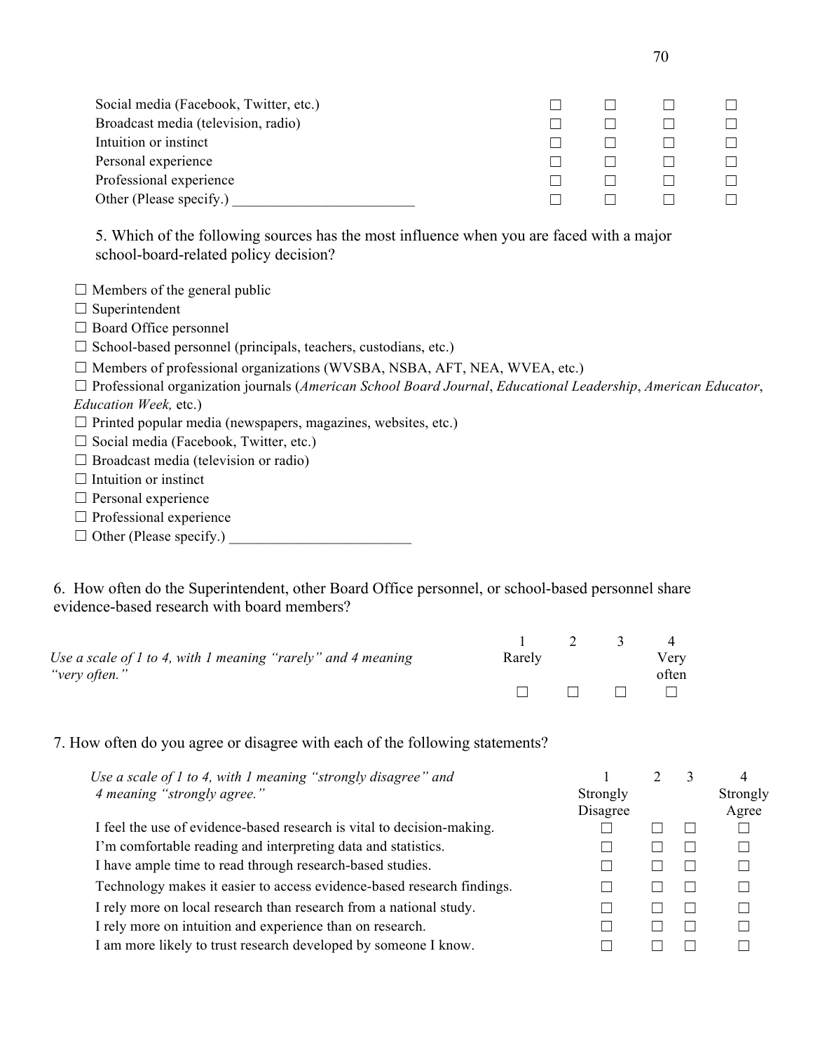| | | | | |
|---|---|---|---|---|
| Social media (Facebook, Twitter, etc.) | ☐ | ☐ | ☐ | ☐ |
| Broadcast media (television, radio) | ☐ | ☐ | ☐ | ☐ |
| Intuition or instinct | ☐ | ☐ | ☐ | ☐ |
| Personal experience | ☐ | ☐ | ☐ | ☐ |
| Professional experience | ☐ | ☐ | ☐ | ☐ |
| Other (Please specify.) ________________________ | ☐ | ☐ | ☐ | ☐ |

5. Which of the following sources has the most influence when you are faced with a major school-board-related policy decision?

☐ Members of the general public
☐ Superintendent
☐ Board Office personnel
☐ School-based personnel (principals, teachers, custodians, etc.)
☐ Members of professional organizations (WVSBA, NSBA, AFT, NEA, WVEA, etc.)
☐ Professional organization journals (*American School Board Journal*, *Educational Leadership*, *American Educator*, *Education Week,* etc.)
☐ Printed popular media (newspapers, magazines, websites, etc.)
☐ Social media (Facebook, Twitter, etc.)
☐ Broadcast media (television or radio)
☐ Intuition or instinct
☐ Personal experience
☐ Professional experience
☐ Other (Please specify.) ________________________

6. How often do the Superintendent, other Board Office personnel, or school-based personnel share evidence-based research with board members?

| *Use a scale of 1 to 4, with 1 meaning "rarely" and 4 meaning "very often."* | 1 Rarely | 2 | 3 | 4 Very often |
|---|---|---|---|---|
| | ☐ | ☐ | ☐ | ☐ |

7. How often do you agree or disagree with each of the following statements?

| *Use a scale of 1 to 4, with 1 meaning "strongly disagree" and 4 meaning "strongly agree."* | 1 Strongly Disagree | 2 | 3 | 4 Strongly Agree |
|---|---|---|---|---|
| I feel the use of evidence-based research is vital to decision-making. | ☐ | ☐ | ☐ | ☐ |
| I'm comfortable reading and interpreting data and statistics. | ☐ | ☐ | ☐ | ☐ |
| I have ample time to read through research-based studies. | ☐ | ☐ | ☐ | ☐ |
| Technology makes it easier to access evidence-based research findings. | ☐ | ☐ | ☐ | ☐ |
| I rely more on local research than research from a national study. | ☐ | ☐ | ☐ | ☐ |
| I rely more on intuition and experience than on research. | ☐ | ☐ | ☐ | ☐ |
| I am more likely to trust research developed by someone I know. | ☐ | ☐ | ☐ | ☐ |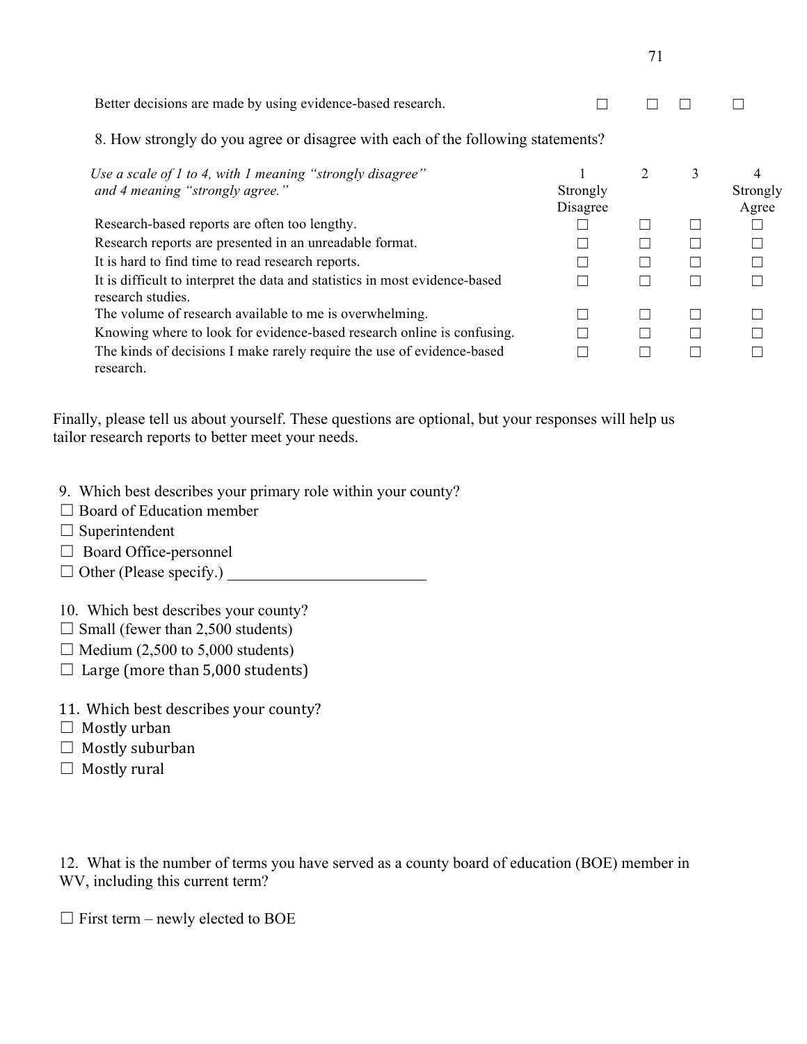| | | | | |
|---|---|---|---|---|
| Better decisions are made by using evidence-based research. | ☐ | ☐ | ☐ | ☐ |

8. How strongly do you agree or disagree with each of the following statements?

| *Use a scale of 1 to 4, with 1 meaning "strongly disagree" and 4 meaning "strongly agree."* | 1 Strongly Disagree | 2 | 3 | 4 Strongly Agree |
|---|---|---|---|---|
| Research-based reports are often too lengthy. | ☐ | ☐ | ☐ | ☐ |
| Research reports are presented in an unreadable format. | ☐ | ☐ | ☐ | ☐ |
| It is hard to find time to read research reports. | ☐ | ☐ | ☐ | ☐ |
| It is difficult to interpret the data and statistics in most evidence-based research studies. | ☐ | ☐ | ☐ | ☐ |
| The volume of research available to me is overwhelming. | ☐ | ☐ | ☐ | ☐ |
| Knowing where to look for evidence-based research online is confusing. | ☐ | ☐ | ☐ | ☐ |
| The kinds of decisions I make rarely require the use of evidence-based research. | ☐ | ☐ | ☐ | ☐ |

Finally, please tell us about yourself. These questions are optional, but your responses will help us tailor research reports to better meet your needs.

9. Which best describes your primary role within your county?
☐ Board of Education member
☐ Superintendent
☐ Board Office-personnel
☐ Other (Please specify.) ________________________

10. Which best describes your county?
☐ Small (fewer than 2,500 students)
☐ Medium (2,500 to 5,000 students)
☐ Large (more than 5,000 students)

11. Which best describes your county?
☐ Mostly urban
☐ Mostly suburban
☐ Mostly rural

12. What is the number of terms you have served as a county board of education (BOE) member in WV, including this current term?

☐ First term – newly elected to BOE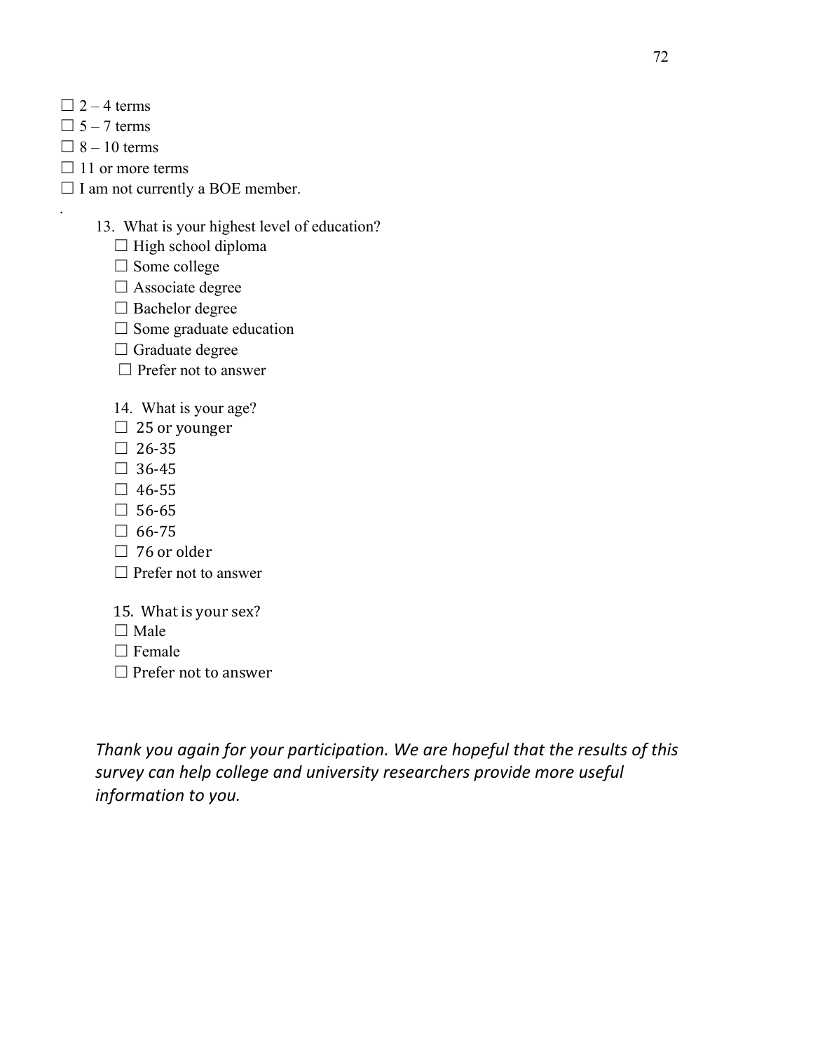☐ 2 – 4 terms
☐ 5 – 7 terms
☐ 8 – 10 terms
☐ 11 or more terms
☐ I am not currently a BOE member.

.

13. What is your highest level of education?

☐ High school diploma
☐ Some college
☐ Associate degree
☐ Bachelor degree
☐ Some graduate education
☐ Graduate degree
☐ Prefer not to answer

14. What is your age?

☐ 25 or younger
☐ 26-35
☐ 36-45
☐ 46-55
☐ 56-65
☐ 66-75
☐ 76 or older
☐ Prefer not to answer

15. What is your sex?

☐ Male
☐ Female
☐ Prefer not to answer

*Thank you again for your participation. We are hopeful that the results of this survey can help college and university researchers provide more useful information to you.*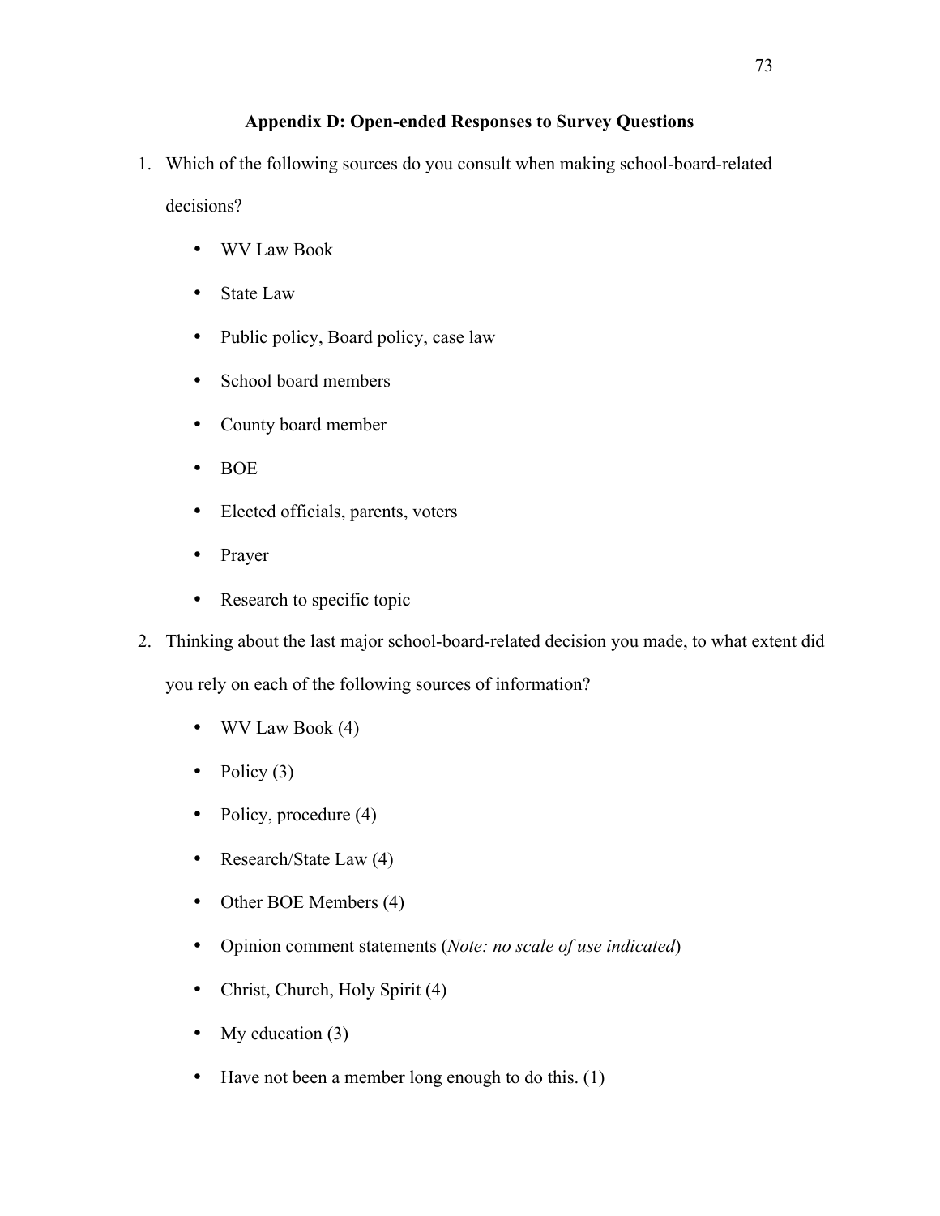## Appendix D: Open-ended Responses to Survey Questions

1. Which of the following sources do you consult when making school-board-related decisions?

    - WV Law Book
    - State Law
    - Public policy, Board policy, case law
    - School board members
    - County board member
    - BOE
    - Elected officials, parents, voters
    - Prayer
    - Research to specific topic

2. Thinking about the last major school-board-related decision you made, to what extent did you rely on each of the following sources of information?

    - WV Law Book (4)
    - Policy (3)
    - Policy, procedure (4)
    - Research/State Law (4)
    - Other BOE Members (4)
    - Opinion comment statements (*Note: no scale of use indicated*)
    - Christ, Church, Holy Spirit (4)
    - My education (3)
    - Have not been a member long enough to do this. (1)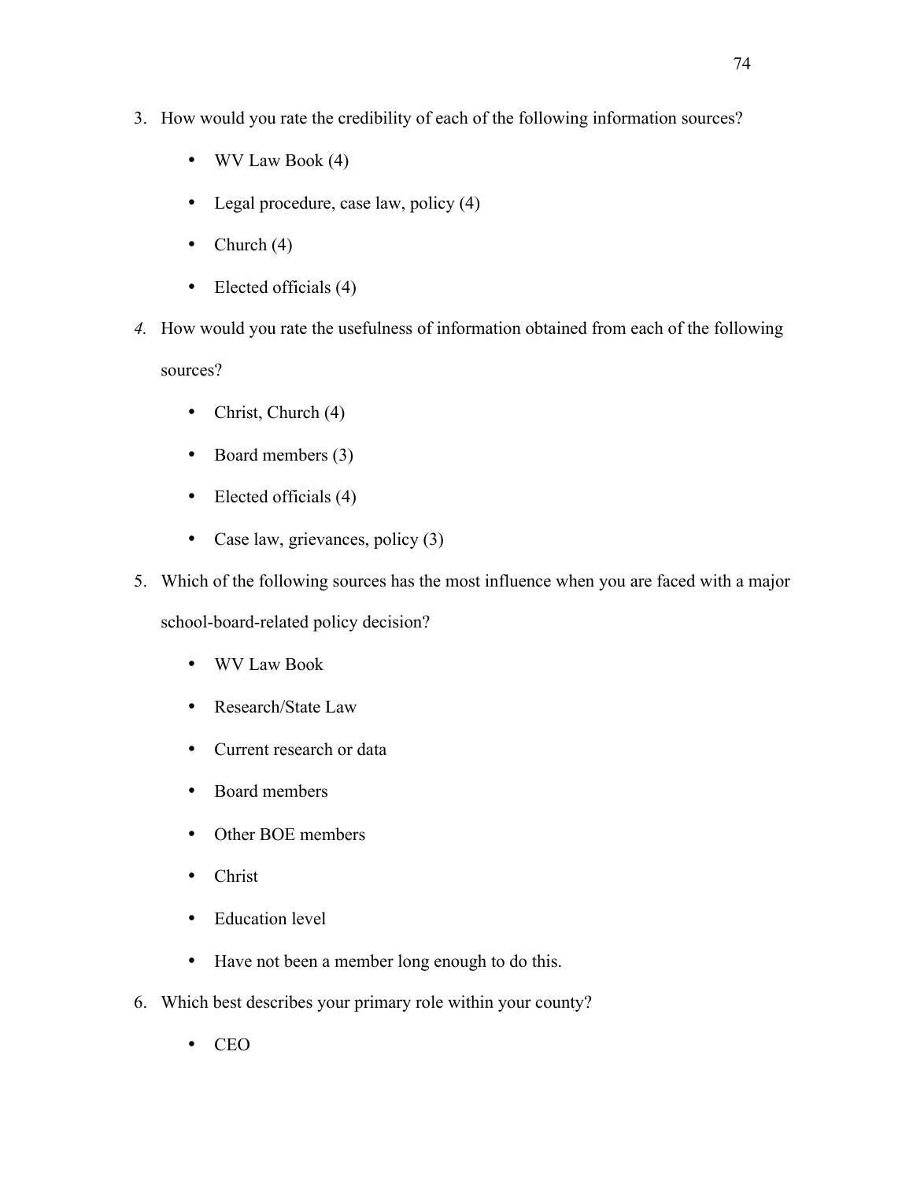3. How would you rate the credibility of each of the following information sources?

    - WV Law Book (4)
    - Legal procedure, case law, policy (4)
    - Church (4)
    - Elected officials (4)

*4.* How would you rate the usefulness of information obtained from each of the following sources?

    - Christ, Church (4)
    - Board members (3)
    - Elected officials (4)
    - Case law, grievances, policy (3)

5. Which of the following sources has the most influence when you are faced with a major school-board-related policy decision?

    - WV Law Book
    - Research/State Law
    - Current research or data
    - Board members
    - Other BOE members
    - Christ
    - Education level
    - Have not been a member long enough to do this.

6. Which best describes your primary role within your county?

    - CEO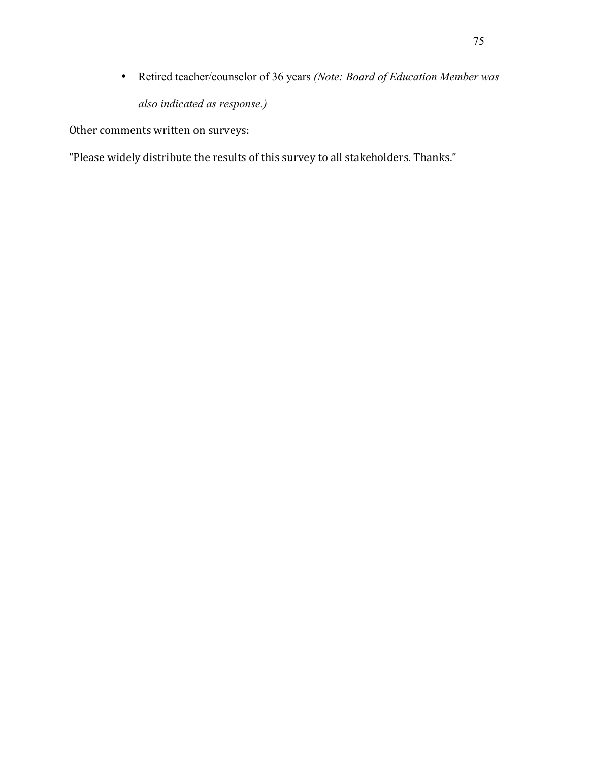- Retired teacher/counselor of 36 years *(Note: Board of Education Member was also indicated as response.)*

Other comments written on surveys:

“Please widely distribute the results of this survey to all stakeholders. Thanks.”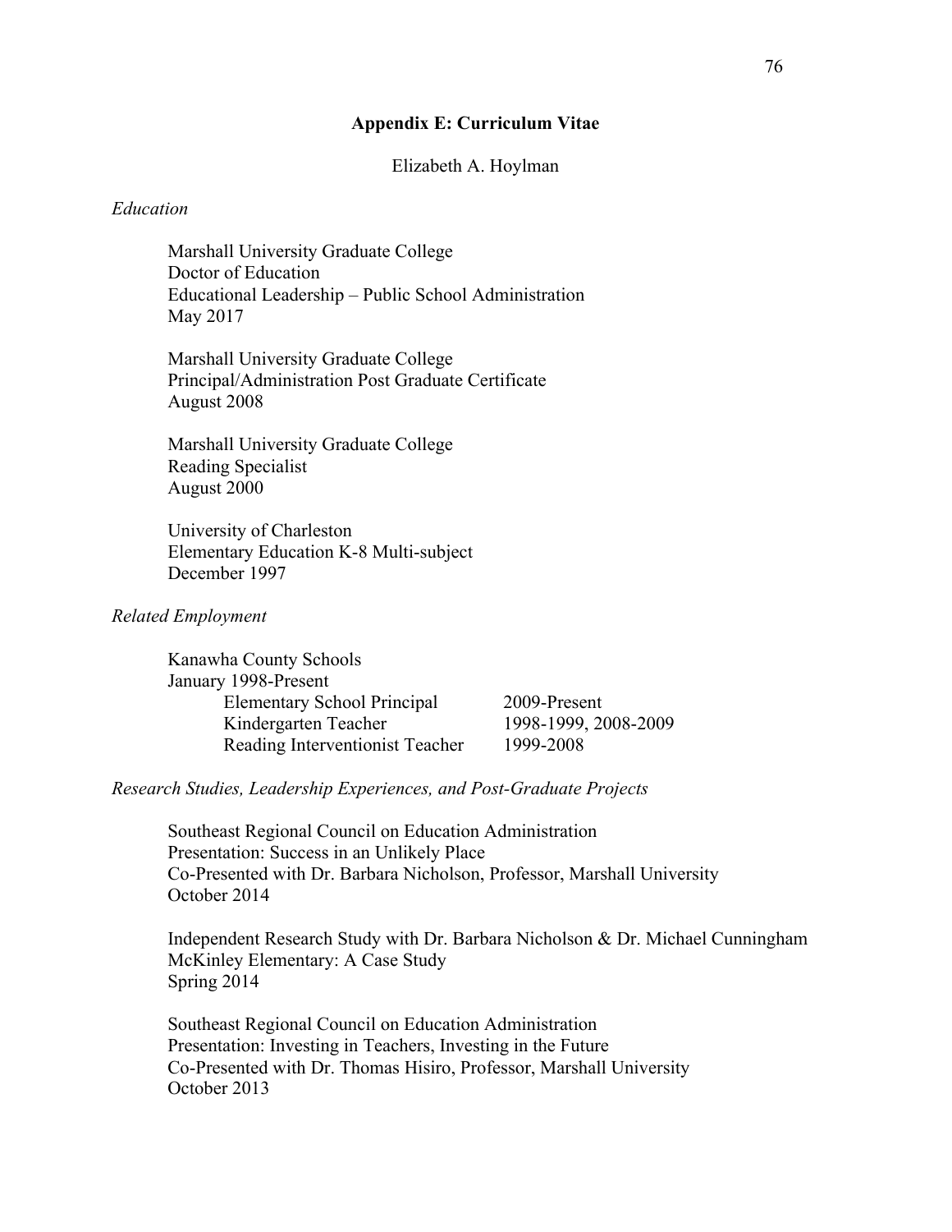## Appendix E: Curriculum Vitae

Elizabeth A. Hoylman

*Education*

Marshall University Graduate College
Doctor of Education
Educational Leadership – Public School Administration
May 2017

Marshall University Graduate College
Principal/Administration Post Graduate Certificate
August 2008

Marshall University Graduate College
Reading Specialist
August 2000

University of Charleston
Elementary Education K-8 Multi-subject
December 1997

*Related Employment*

Kanawha County Schools
January 1998-Present

| | |
|---|---|
| Elementary School Principal | 2009-Present |
| Kindergarten Teacher | 1998-1999, 2008-2009 |
| Reading Interventionist Teacher | 1999-2008 |

*Research Studies, Leadership Experiences, and Post-Graduate Projects*

Southeast Regional Council on Education Administration
Presentation: Success in an Unlikely Place
Co-Presented with Dr. Barbara Nicholson, Professor, Marshall University
October 2014

Independent Research Study with Dr. Barbara Nicholson & Dr. Michael Cunningham
McKinley Elementary: A Case Study
Spring 2014

Southeast Regional Council on Education Administration
Presentation: Investing in Teachers, Investing in the Future
Co-Presented with Dr. Thomas Hisiro, Professor, Marshall University
October 2013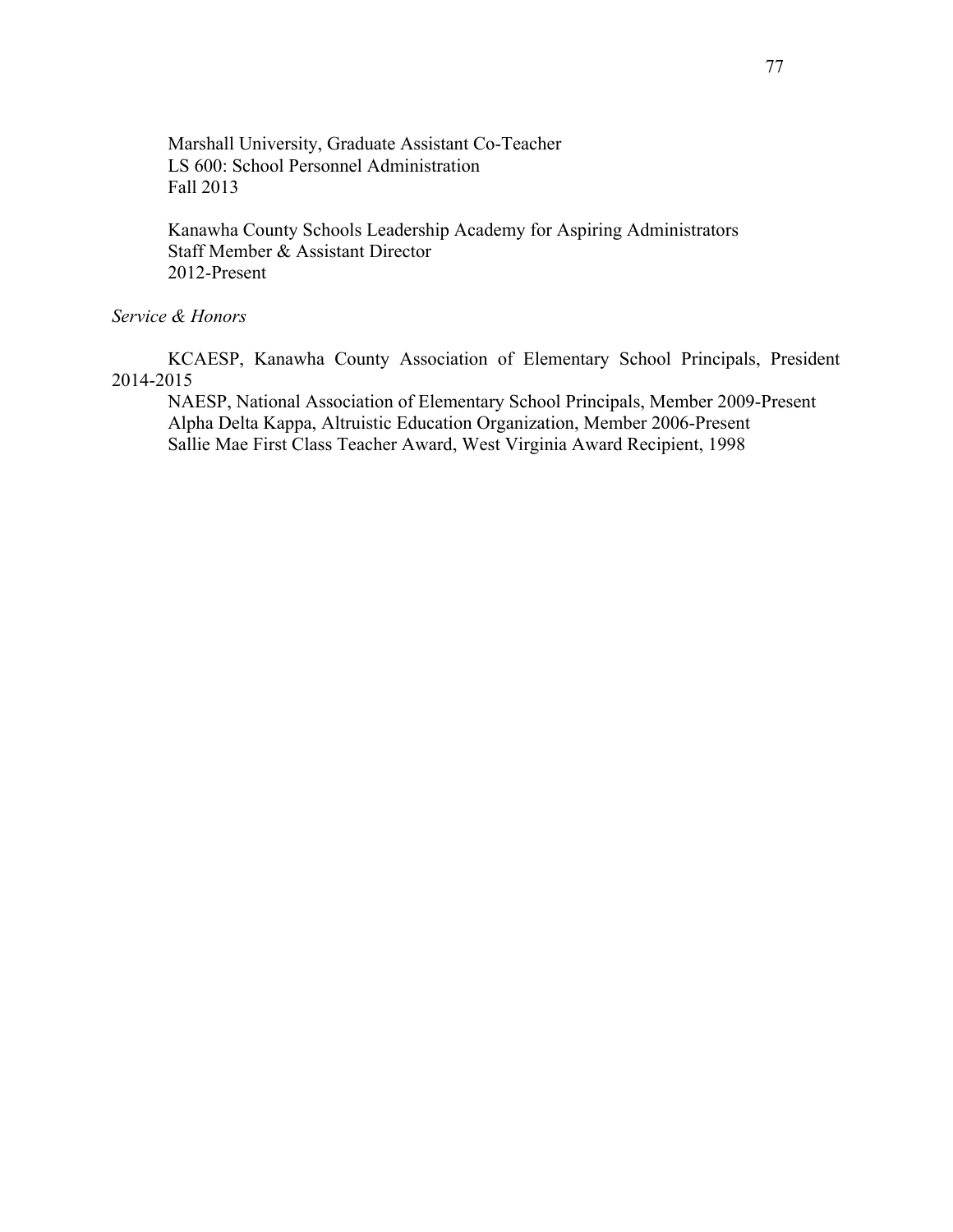Marshall University, Graduate Assistant Co-Teacher
LS 600: School Personnel Administration
Fall 2013

Kanawha County Schools Leadership Academy for Aspiring Administrators
Staff Member & Assistant Director
2012-Present

*Service & Honors*

KCAESP, Kanawha County Association of Elementary School Principals, President 2014-2015
NAESP, National Association of Elementary School Principals, Member 2009-Present
Alpha Delta Kappa, Altruistic Education Organization, Member 2006-Present
Sallie Mae First Class Teacher Award, West Virginia Award Recipient, 1998